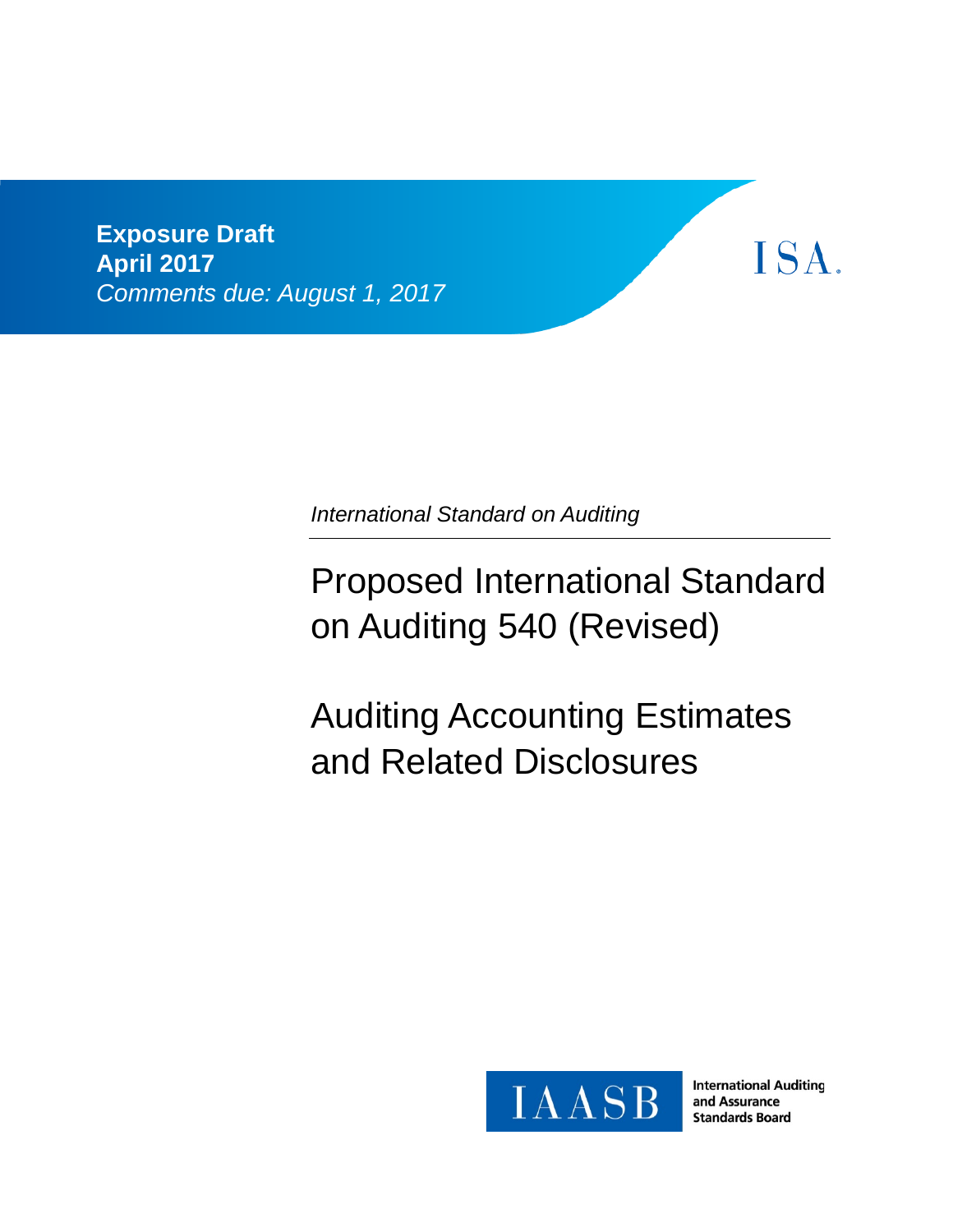**Exposure Draft**
**April 2017**
*Comments due: August 1, 2017*

ISA.

*International Standard on Auditing*

# Proposed International Standard on Auditing 540 (Revised)

# Auditing Accounting Estimates and Related Disclosures

IAASB

International Auditing and Assurance Standards Board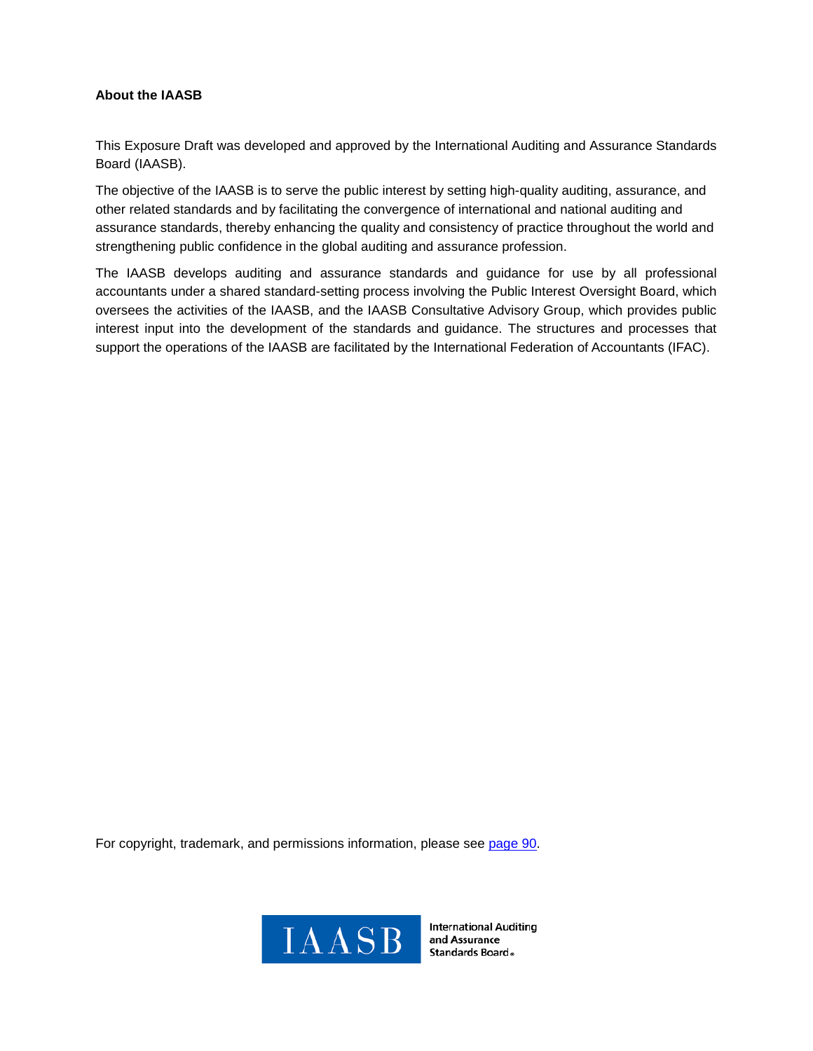**About the IAASB**

This Exposure Draft was developed and approved by the International Auditing and Assurance Standards Board (IAASB).

The objective of the IAASB is to serve the public interest by setting high-quality auditing, assurance, and other related standards and by facilitating the convergence of international and national auditing and assurance standards, thereby enhancing the quality and consistency of practice throughout the world and strengthening public confidence in the global auditing and assurance profession.

The IAASB develops auditing and assurance standards and guidance for use by all professional accountants under a shared standard-setting process involving the Public Interest Oversight Board, which oversees the activities of the IAASB, and the IAASB Consultative Advisory Group, which provides public interest input into the development of the standards and guidance. The structures and processes that support the operations of the IAASB are facilitated by the International Federation of Accountants (IFAC).

For copyright, trademark, and permissions information, please see page 90.

IAASB International Auditing and Assurance Standards Board®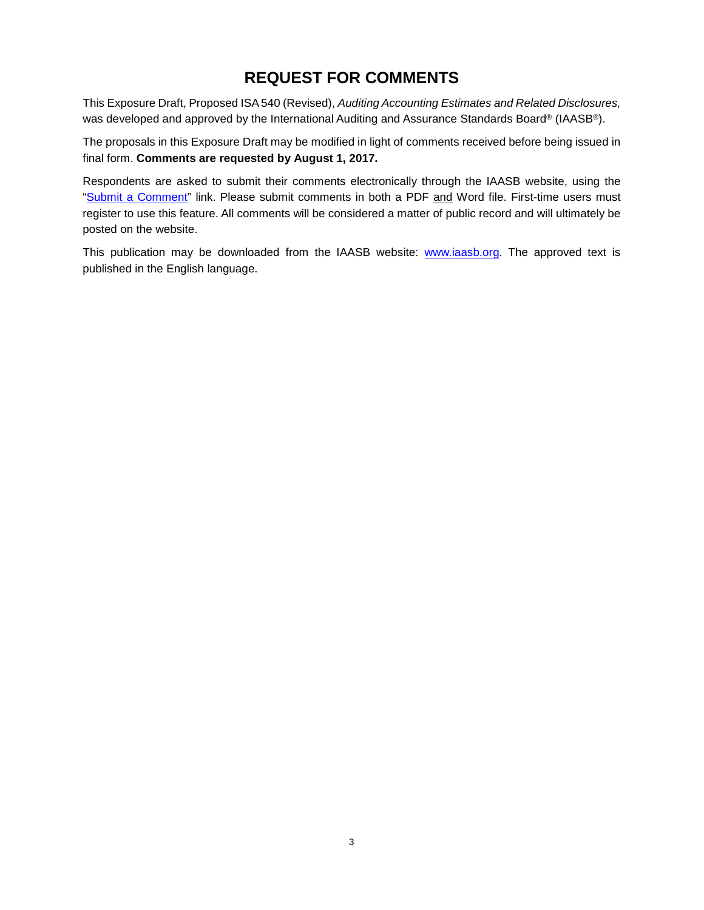# REQUEST FOR COMMENTS

This Exposure Draft, Proposed ISA 540 (Revised), *Auditing Accounting Estimates and Related Disclosures,* was developed and approved by the International Auditing and Assurance Standards Board® (IAASB®).

The proposals in this Exposure Draft may be modified in light of comments received before being issued in final form. **Comments are requested by August 1, 2017.**

Respondents are asked to submit their comments electronically through the IAASB website, using the "Submit a Comment" link. Please submit comments in both a PDF and Word file. First-time users must register to use this feature. All comments will be considered a matter of public record and will ultimately be posted on the website.

This publication may be downloaded from the IAASB website: www.iaasb.org. The approved text is published in the English language.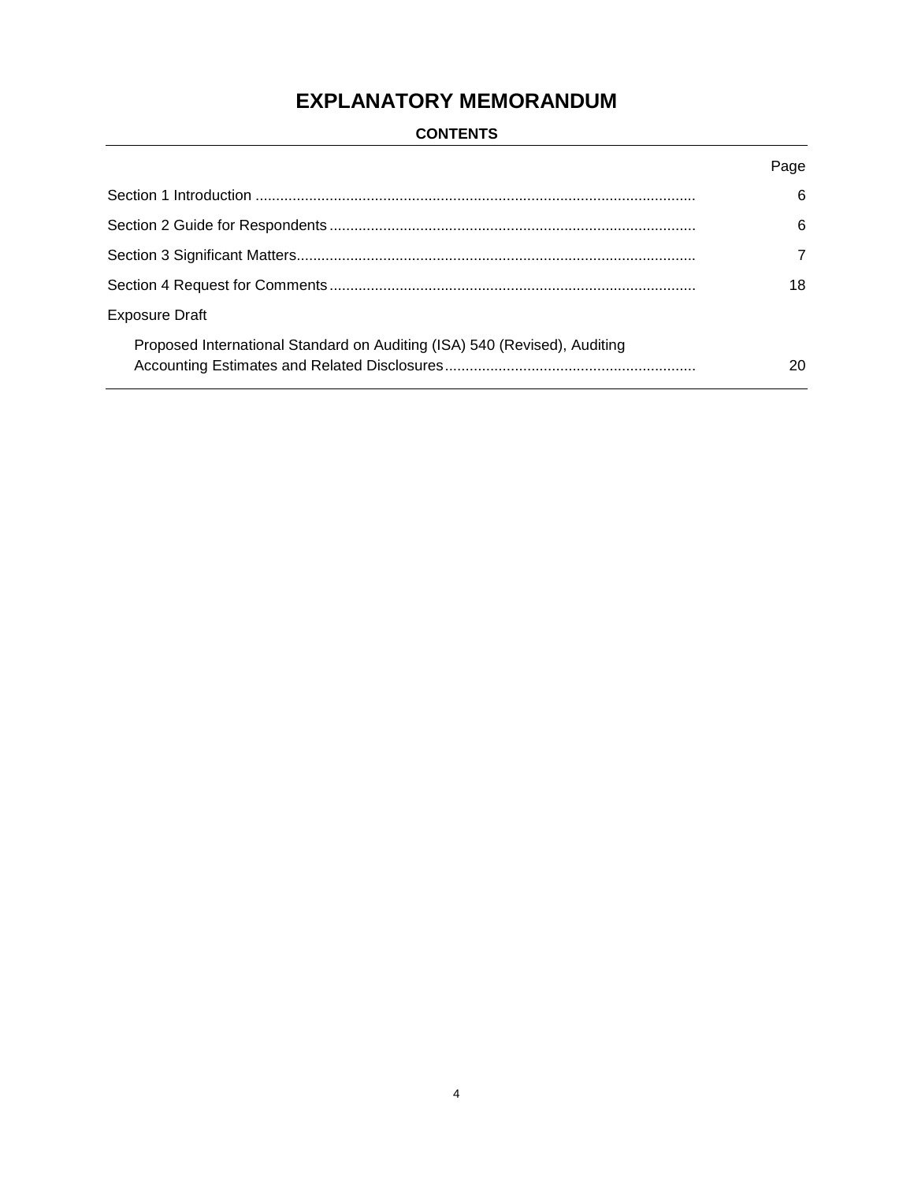# EXPLANATORY MEMORANDUM

## CONTENTS

| | Page |
|---|---|
| Section 1 Introduction | 6 |
| Section 2 Guide for Respondents | 6 |
| Section 3 Significant Matters | 7 |
| Section 4 Request for Comments | 18 |
| Exposure Draft | |
| Proposed International Standard on Auditing (ISA) 540 (Revised), Auditing Accounting Estimates and Related Disclosures | 20 |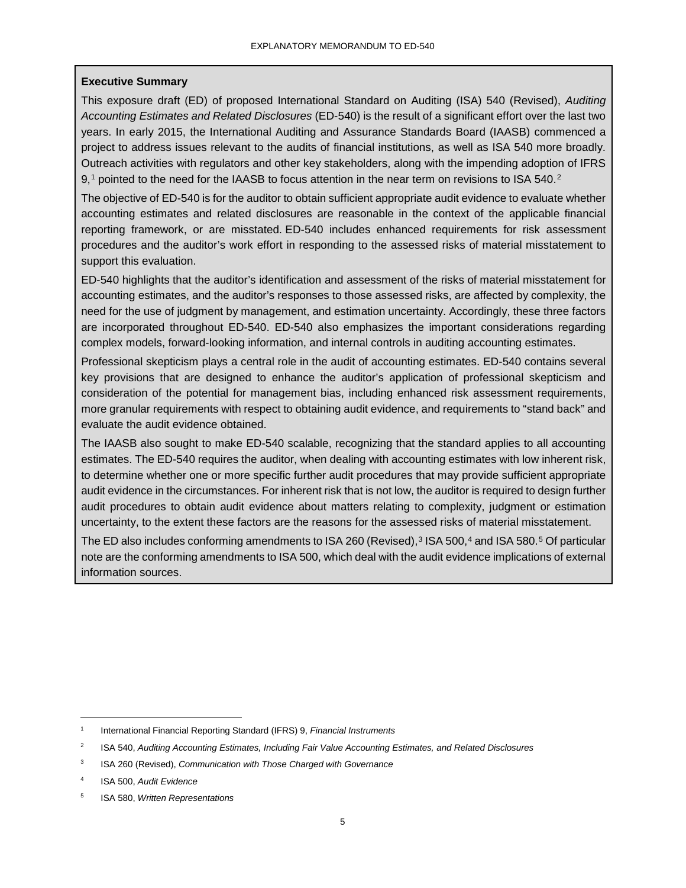**Executive Summary**

This exposure draft (ED) of proposed International Standard on Auditing (ISA) 540 (Revised), *Auditing Accounting Estimates and Related Disclosures* (ED-540) is the result of a significant effort over the last two years. In early 2015, the International Auditing and Assurance Standards Board (IAASB) commenced a project to address issues relevant to the audits of financial institutions, as well as ISA 540 more broadly. Outreach activities with regulators and other key stakeholders, along with the impending adoption of IFRS 9,[1] pointed to the need for the IAASB to focus attention in the near term on revisions to ISA 540.[2]

The objective of ED-540 is for the auditor to obtain sufficient appropriate audit evidence to evaluate whether accounting estimates and related disclosures are reasonable in the context of the applicable financial reporting framework, or are misstated. ED-540 includes enhanced requirements for risk assessment procedures and the auditor's work effort in responding to the assessed risks of material misstatement to support this evaluation.

ED-540 highlights that the auditor's identification and assessment of the risks of material misstatement for accounting estimates, and the auditor's responses to those assessed risks, are affected by complexity, the need for the use of judgment by management, and estimation uncertainty. Accordingly, these three factors are incorporated throughout ED-540. ED-540 also emphasizes the important considerations regarding complex models, forward-looking information, and internal controls in auditing accounting estimates.

Professional skepticism plays a central role in the audit of accounting estimates. ED-540 contains several key provisions that are designed to enhance the auditor's application of professional skepticism and consideration of the potential for management bias, including enhanced risk assessment requirements, more granular requirements with respect to obtaining audit evidence, and requirements to "stand back" and evaluate the audit evidence obtained.

The IAASB also sought to make ED-540 scalable, recognizing that the standard applies to all accounting estimates. The ED-540 requires the auditor, when dealing with accounting estimates with low inherent risk, to determine whether one or more specific further audit procedures that may provide sufficient appropriate audit evidence in the circumstances. For inherent risk that is not low, the auditor is required to design further audit procedures to obtain audit evidence about matters relating to complexity, judgment or estimation uncertainty, to the extent these factors are the reasons for the assessed risks of material misstatement.

The ED also includes conforming amendments to ISA 260 (Revised),[3] ISA 500,[4] and ISA 580.[5] Of particular note are the conforming amendments to ISA 500, which deal with the audit evidence implications of external information sources.

---

[1] International Financial Reporting Standard (IFRS) 9, *Financial Instruments*

[2] ISA 540, *Auditing Accounting Estimates, Including Fair Value Accounting Estimates, and Related Disclosures*

[3] ISA 260 (Revised), *Communication with Those Charged with Governance*

[4] ISA 500, *Audit Evidence*

[5] ISA 580, *Written Representations*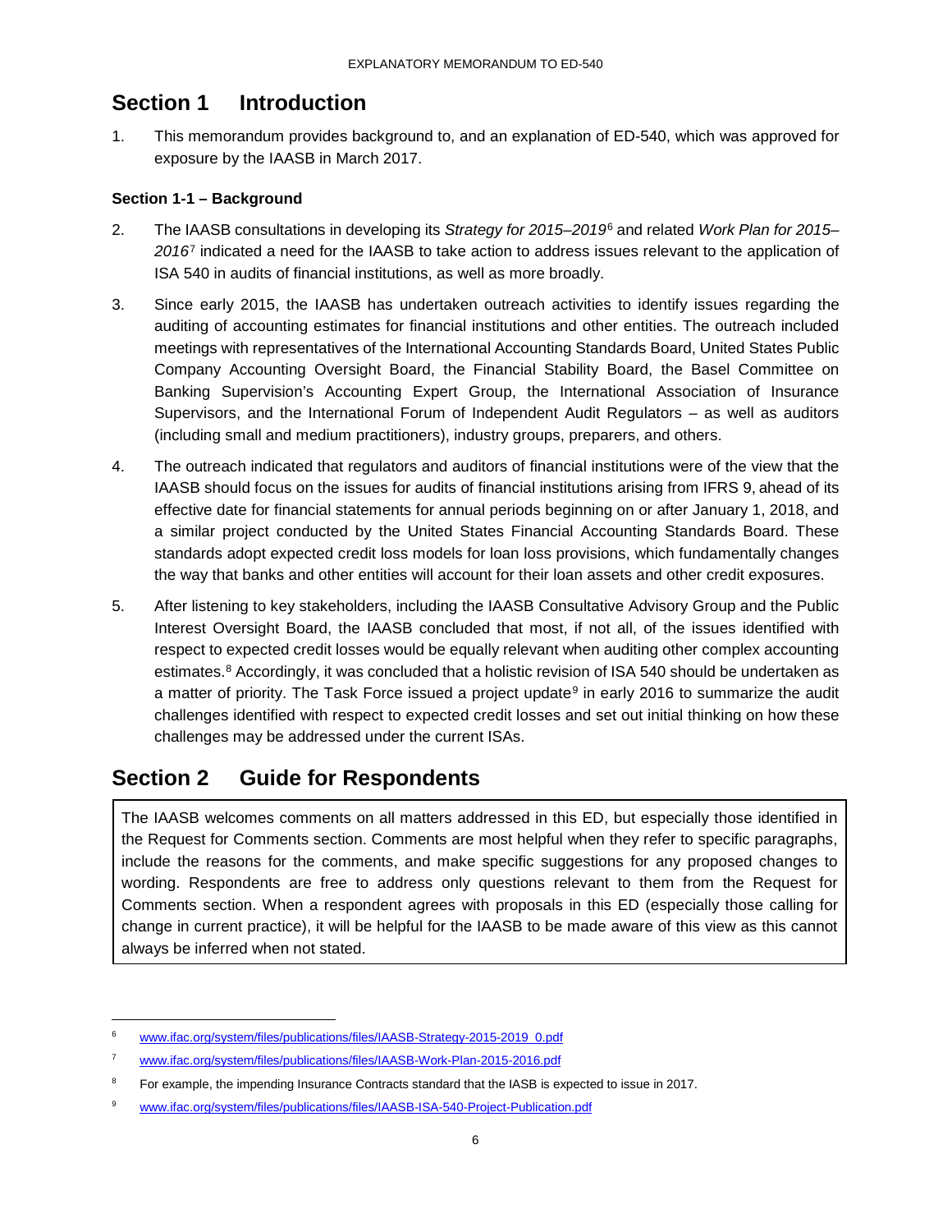## Section 1 Introduction

1. This memorandum provides background to, and an explanation of ED-540, which was approved for exposure by the IAASB in March 2017.

### Section 1-1 – Background

2. The IAASB consultations in developing its *Strategy for 2015–2019*[6] and related *Work Plan for 2015–2016*[7] indicated a need for the IAASB to take action to address issues relevant to the application of ISA 540 in audits of financial institutions, as well as more broadly.

3. Since early 2015, the IAASB has undertaken outreach activities to identify issues regarding the auditing of accounting estimates for financial institutions and other entities. The outreach included meetings with representatives of the International Accounting Standards Board, United States Public Company Accounting Oversight Board, the Financial Stability Board, the Basel Committee on Banking Supervision's Accounting Expert Group, the International Association of Insurance Supervisors, and the International Forum of Independent Audit Regulators – as well as auditors (including small and medium practitioners), industry groups, preparers, and others.

4. The outreach indicated that regulators and auditors of financial institutions were of the view that the IAASB should focus on the issues for audits of financial institutions arising from IFRS 9, ahead of its effective date for financial statements for annual periods beginning on or after January 1, 2018, and a similar project conducted by the United States Financial Accounting Standards Board. These standards adopt expected credit loss models for loan loss provisions, which fundamentally changes the way that banks and other entities will account for their loan assets and other credit exposures.

5. After listening to key stakeholders, including the IAASB Consultative Advisory Group and the Public Interest Oversight Board, the IAASB concluded that most, if not all, of the issues identified with respect to expected credit losses would be equally relevant when auditing other complex accounting estimates.[8] Accordingly, it was concluded that a holistic revision of ISA 540 should be undertaken as a matter of priority. The Task Force issued a project update[9] in early 2016 to summarize the audit challenges identified with respect to expected credit losses and set out initial thinking on how these challenges may be addressed under the current ISAs.

## Section 2 Guide for Respondents

The IAASB welcomes comments on all matters addressed in this ED, but especially those identified in the Request for Comments section. Comments are most helpful when they refer to specific paragraphs, include the reasons for the comments, and make specific suggestions for any proposed changes to wording. Respondents are free to address only questions relevant to them from the Request for Comments section. When a respondent agrees with proposals in this ED (especially those calling for change in current practice), it will be helpful for the IAASB to be made aware of this view as this cannot always be inferred when not stated.

---

[6] www.ifac.org/system/files/publications/files/IAASB-Strategy-2015-2019_0.pdf

[7] www.ifac.org/system/files/publications/files/IAASB-Work-Plan-2015-2016.pdf

[8] For example, the impending Insurance Contracts standard that the IASB is expected to issue in 2017.

[9] www.ifac.org/system/files/publications/files/IAASB-ISA-540-Project-Publication.pdf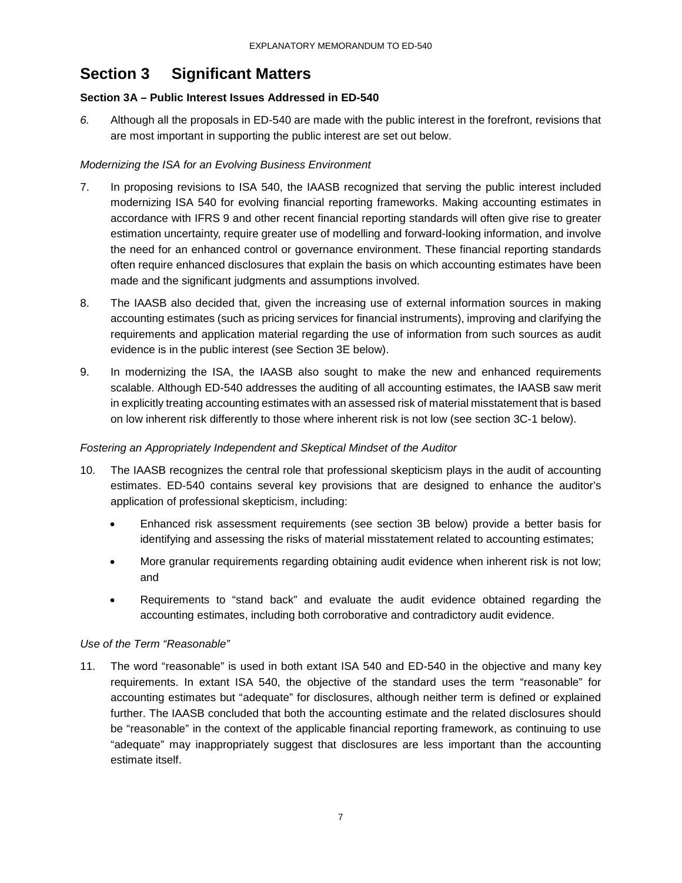# Section 3 Significant Matters

**Section 3A – Public Interest Issues Addressed in ED-540**

*6.* Although all the proposals in ED-540 are made with the public interest in the forefront, revisions that are most important in supporting the public interest are set out below.

*Modernizing the ISA for an Evolving Business Environment*

7. In proposing revisions to ISA 540, the IAASB recognized that serving the public interest included modernizing ISA 540 for evolving financial reporting frameworks. Making accounting estimates in accordance with IFRS 9 and other recent financial reporting standards will often give rise to greater estimation uncertainty, require greater use of modelling and forward-looking information, and involve the need for an enhanced control or governance environment. These financial reporting standards often require enhanced disclosures that explain the basis on which accounting estimates have been made and the significant judgments and assumptions involved.

8. The IAASB also decided that, given the increasing use of external information sources in making accounting estimates (such as pricing services for financial instruments), improving and clarifying the requirements and application material regarding the use of information from such sources as audit evidence is in the public interest (see Section 3E below).

9. In modernizing the ISA, the IAASB also sought to make the new and enhanced requirements scalable. Although ED-540 addresses the auditing of all accounting estimates, the IAASB saw merit in explicitly treating accounting estimates with an assessed risk of material misstatement that is based on low inherent risk differently to those where inherent risk is not low (see section 3C-1 below).

*Fostering an Appropriately Independent and Skeptical Mindset of the Auditor*

10. The IAASB recognizes the central role that professional skepticism plays in the audit of accounting estimates. ED-540 contains several key provisions that are designed to enhance the auditor's application of professional skepticism, including:

    - Enhanced risk assessment requirements (see section 3B below) provide a better basis for identifying and assessing the risks of material misstatement related to accounting estimates;
    - More granular requirements regarding obtaining audit evidence when inherent risk is not low; and
    - Requirements to "stand back" and evaluate the audit evidence obtained regarding the accounting estimates, including both corroborative and contradictory audit evidence.

*Use of the Term "Reasonable"*

11. The word "reasonable" is used in both extant ISA 540 and ED-540 in the objective and many key requirements. In extant ISA 540, the objective of the standard uses the term "reasonable" for accounting estimates but "adequate" for disclosures, although neither term is defined or explained further. The IAASB concluded that both the accounting estimate and the related disclosures should be "reasonable" in the context of the applicable financial reporting framework, as continuing to use "adequate" may inappropriately suggest that disclosures are less important than the accounting estimate itself.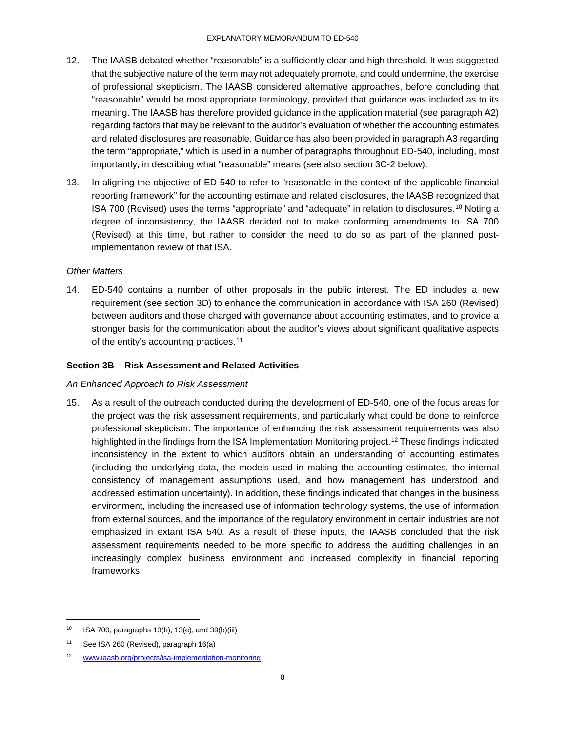12. The IAASB debated whether "reasonable" is a sufficiently clear and high threshold. It was suggested that the subjective nature of the term may not adequately promote, and could undermine, the exercise of professional skepticism. The IAASB considered alternative approaches, before concluding that "reasonable" would be most appropriate terminology, provided that guidance was included as to its meaning. The IAASB has therefore provided guidance in the application material (see paragraph A2) regarding factors that may be relevant to the auditor's evaluation of whether the accounting estimates and related disclosures are reasonable. Guidance has also been provided in paragraph A3 regarding the term "appropriate," which is used in a number of paragraphs throughout ED-540, including, most importantly, in describing what "reasonable" means (see also section 3C-2 below).

13. In aligning the objective of ED-540 to refer to "reasonable in the context of the applicable financial reporting framework" for the accounting estimate and related disclosures, the IAASB recognized that ISA 700 (Revised) uses the terms "appropriate" and "adequate" in relation to disclosures.[10] Noting a degree of inconsistency, the IAASB decided not to make conforming amendments to ISA 700 (Revised) at this time, but rather to consider the need to do so as part of the planned post-implementation review of that ISA.

*Other Matters*

14. ED-540 contains a number of other proposals in the public interest. The ED includes a new requirement (see section 3D) to enhance the communication in accordance with ISA 260 (Revised) between auditors and those charged with governance about accounting estimates, and to provide a stronger basis for the communication about the auditor's views about significant qualitative aspects of the entity's accounting practices.[11]

### Section 3B – Risk Assessment and Related Activities

*An Enhanced Approach to Risk Assessment*

15. As a result of the outreach conducted during the development of ED-540, one of the focus areas for the project was the risk assessment requirements, and particularly what could be done to reinforce professional skepticism. The importance of enhancing the risk assessment requirements was also highlighted in the findings from the ISA Implementation Monitoring project.[12] These findings indicated inconsistency in the extent to which auditors obtain an understanding of accounting estimates (including the underlying data, the models used in making the accounting estimates, the internal consistency of management assumptions used, and how management has understood and addressed estimation uncertainty). In addition, these findings indicated that changes in the business environment, including the increased use of information technology systems, the use of information from external sources, and the importance of the regulatory environment in certain industries are not emphasized in extant ISA 540. As a result of these inputs, the IAASB concluded that the risk assessment requirements needed to be more specific to address the auditing challenges in an increasingly complex business environment and increased complexity in financial reporting frameworks.

---

[10] ISA 700, paragraphs 13(b), 13(e), and 39(b)(iii)

[11] See ISA 260 (Revised), paragraph 16(a)

[12] www.iaasb.org/projects/isa-implementation-monitoring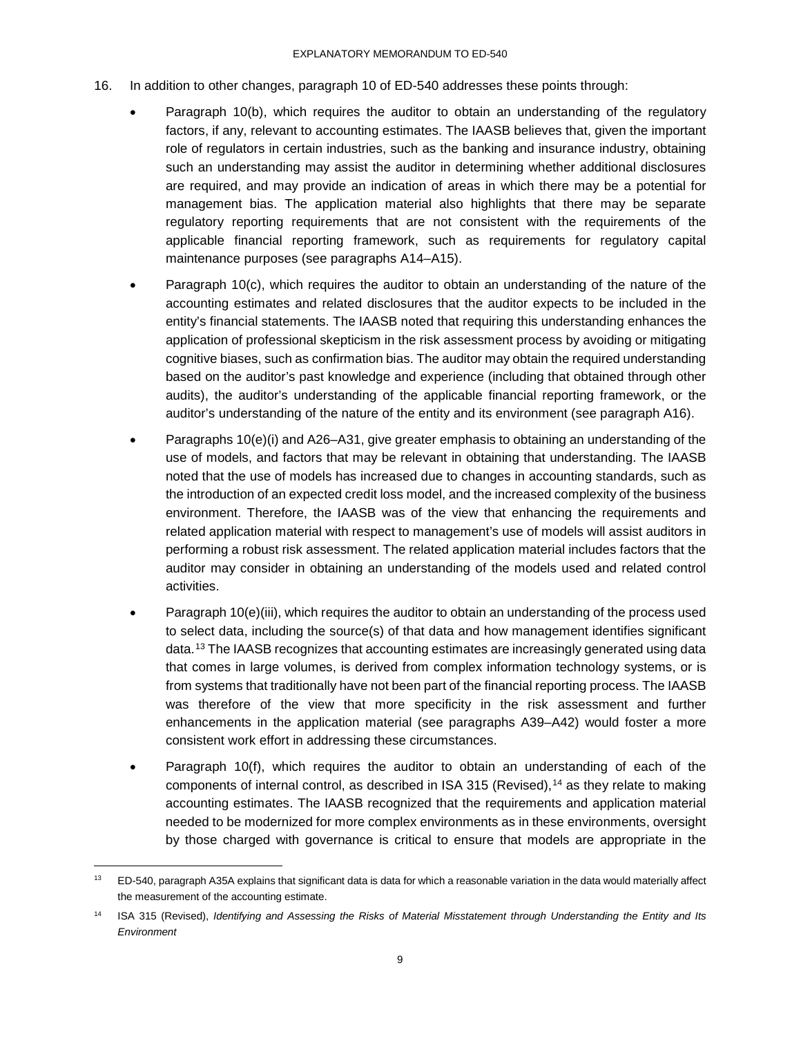16. In addition to other changes, paragraph 10 of ED-540 addresses these points through:

   - Paragraph 10(b), which requires the auditor to obtain an understanding of the regulatory factors, if any, relevant to accounting estimates. The IAASB believes that, given the important role of regulators in certain industries, such as the banking and insurance industry, obtaining such an understanding may assist the auditor in determining whether additional disclosures are required, and may provide an indication of areas in which there may be a potential for management bias. The application material also highlights that there may be separate regulatory reporting requirements that are not consistent with the requirements of the applicable financial reporting framework, such as requirements for regulatory capital maintenance purposes (see paragraphs A14–A15).

   - Paragraph 10(c), which requires the auditor to obtain an understanding of the nature of the accounting estimates and related disclosures that the auditor expects to be included in the entity's financial statements. The IAASB noted that requiring this understanding enhances the application of professional skepticism in the risk assessment process by avoiding or mitigating cognitive biases, such as confirmation bias. The auditor may obtain the required understanding based on the auditor's past knowledge and experience (including that obtained through other audits), the auditor's understanding of the applicable financial reporting framework, or the auditor's understanding of the nature of the entity and its environment (see paragraph A16).

   - Paragraphs 10(e)(i) and A26–A31, give greater emphasis to obtaining an understanding of the use of models, and factors that may be relevant in obtaining that understanding. The IAASB noted that the use of models has increased due to changes in accounting standards, such as the introduction of an expected credit loss model, and the increased complexity of the business environment. Therefore, the IAASB was of the view that enhancing the requirements and related application material with respect to management's use of models will assist auditors in performing a robust risk assessment. The related application material includes factors that the auditor may consider in obtaining an understanding of the models used and related control activities.

   - Paragraph 10(e)(iii), which requires the auditor to obtain an understanding of the process used to select data, including the source(s) of that data and how management identifies significant data.[13] The IAASB recognizes that accounting estimates are increasingly generated using data that comes in large volumes, is derived from complex information technology systems, or is from systems that traditionally have not been part of the financial reporting process. The IAASB was therefore of the view that more specificity in the risk assessment and further enhancements in the application material (see paragraphs A39–A42) would foster a more consistent work effort in addressing these circumstances.

   - Paragraph 10(f), which requires the auditor to obtain an understanding of each of the components of internal control, as described in ISA 315 (Revised),[14] as they relate to making accounting estimates. The IAASB recognized that the requirements and application material needed to be modernized for more complex environments as in these environments, oversight by those charged with governance is critical to ensure that models are appropriate in the

---

[13] ED-540, paragraph A35A explains that significant data is data for which a reasonable variation in the data would materially affect the measurement of the accounting estimate.

[14] ISA 315 (Revised), *Identifying and Assessing the Risks of Material Misstatement through Understanding the Entity and Its Environment*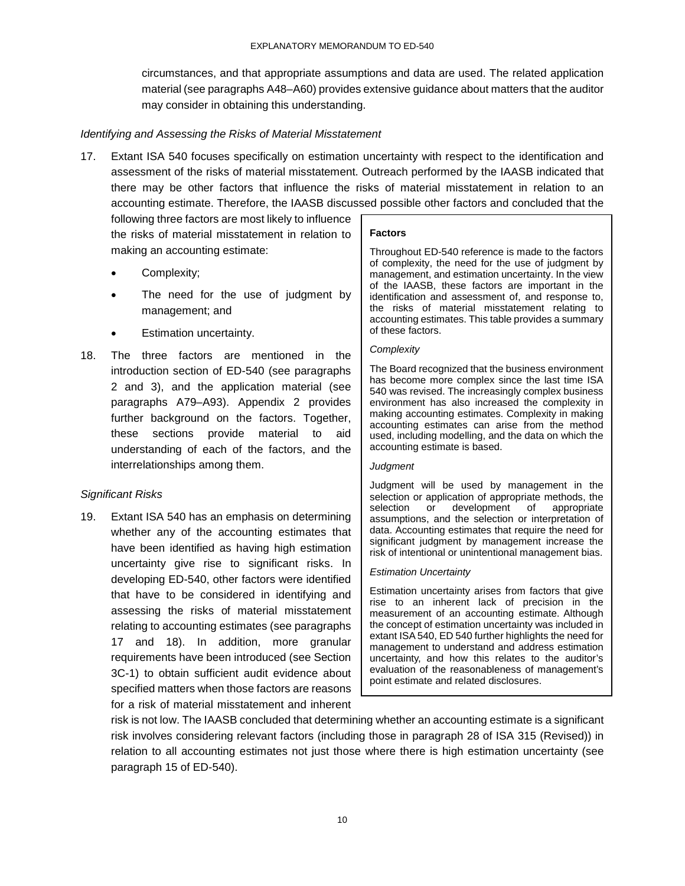circumstances, and that appropriate assumptions and data are used. The related application material (see paragraphs A48–A60) provides extensive guidance about matters that the auditor may consider in obtaining this understanding.

*Identifying and Assessing the Risks of Material Misstatement*

17. Extant ISA 540 focuses specifically on estimation uncertainty with respect to the identification and assessment of the risks of material misstatement. Outreach performed by the IAASB indicated that there may be other factors that influence the risks of material misstatement in relation to an accounting estimate. Therefore, the IAASB discussed possible other factors and concluded that the following three factors are most likely to influence the risks of material misstatement in relation to making an accounting estimate:

    - Complexity;
    - The need for the use of judgment by management; and
    - Estimation uncertainty.

18. The three factors are mentioned in the introduction section of ED-540 (see paragraphs 2 and 3), and the application material (see paragraphs A79–A93). Appendix 2 provides further background on the factors. Together, these sections provide material to aid understanding of each of the factors, and the interrelationships among them.

> **Factors**
>
> Throughout ED-540 reference is made to the factors of complexity, the need for the use of judgment by management, and estimation uncertainty. In the view of the IAASB, these factors are important in the identification and assessment of, and response to, the risks of material misstatement relating to accounting estimates. This table provides a summary of these factors.
>
> *Complexity*
>
> The Board recognized that the business environment has become more complex since the last time ISA 540 was revised. The increasingly complex business environment has also increased the complexity in making accounting estimates. Complexity in making accounting estimates can arise from the method used, including modelling, and the data on which the accounting estimate is based.
>
> *Judgment*
>
> Judgment will be used by management in the selection or application of appropriate methods, the selection or development of appropriate assumptions, and the selection or interpretation of data. Accounting estimates that require the need for significant judgment by management increase the risk of intentional or unintentional management bias.
>
> *Estimation Uncertainty*
>
> Estimation uncertainty arises from factors that give rise to an inherent lack of precision in the measurement of an accounting estimate. Although the concept of estimation uncertainty was included in extant ISA 540, ED 540 further highlights the need for management to understand and address estimation uncertainty, and how this relates to the auditor's evaluation of the reasonableness of management's point estimate and related disclosures.

*Significant Risks*

19. Extant ISA 540 has an emphasis on determining whether any of the accounting estimates that have been identified as having high estimation uncertainty give rise to significant risks. In developing ED-540, other factors were identified that have to be considered in identifying and assessing the risks of material misstatement relating to accounting estimates (see paragraphs 17 and 18). In addition, more granular requirements have been introduced (see Section 3C-1) to obtain sufficient audit evidence about specified matters when those factors are reasons for a risk of material misstatement and inherent risk is not low. The IAASB concluded that determining whether an accounting estimate is a significant risk involves considering relevant factors (including those in paragraph 28 of ISA 315 (Revised)) in relation to all accounting estimates not just those where there is high estimation uncertainty (see paragraph 15 of ED-540).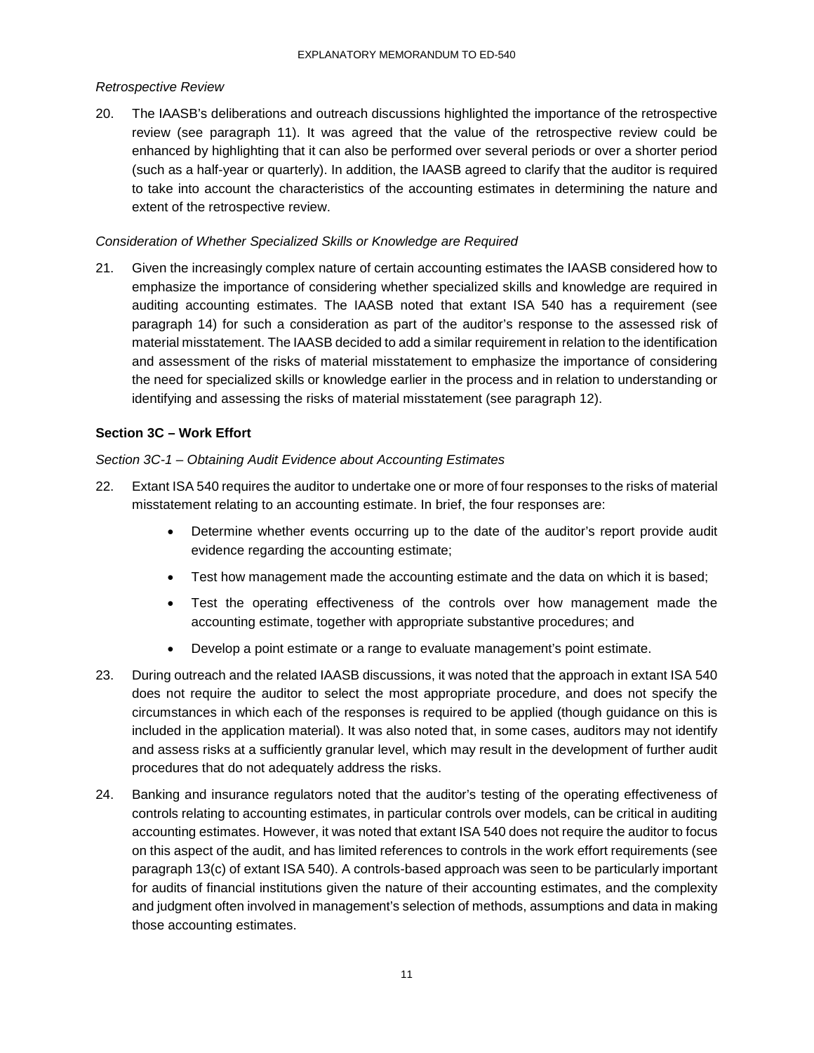*Retrospective Review*

20. The IAASB's deliberations and outreach discussions highlighted the importance of the retrospective review (see paragraph 11). It was agreed that the value of the retrospective review could be enhanced by highlighting that it can also be performed over several periods or over a shorter period (such as a half-year or quarterly). In addition, the IAASB agreed to clarify that the auditor is required to take into account the characteristics of the accounting estimates in determining the nature and extent of the retrospective review.

*Consideration of Whether Specialized Skills or Knowledge are Required*

21. Given the increasingly complex nature of certain accounting estimates the IAASB considered how to emphasize the importance of considering whether specialized skills and knowledge are required in auditing accounting estimates. The IAASB noted that extant ISA 540 has a requirement (see paragraph 14) for such a consideration as part of the auditor's response to the assessed risk of material misstatement. The IAASB decided to add a similar requirement in relation to the identification and assessment of the risks of material misstatement to emphasize the importance of considering the need for specialized skills or knowledge earlier in the process and in relation to understanding or identifying and assessing the risks of material misstatement (see paragraph 12).

**Section 3C – Work Effort**

*Section 3C-1 – Obtaining Audit Evidence about Accounting Estimates*

22. Extant ISA 540 requires the auditor to undertake one or more of four responses to the risks of material misstatement relating to an accounting estimate. In brief, the four responses are:

    - Determine whether events occurring up to the date of the auditor's report provide audit evidence regarding the accounting estimate;
    - Test how management made the accounting estimate and the data on which it is based;
    - Test the operating effectiveness of the controls over how management made the accounting estimate, together with appropriate substantive procedures; and
    - Develop a point estimate or a range to evaluate management's point estimate.

23. During outreach and the related IAASB discussions, it was noted that the approach in extant ISA 540 does not require the auditor to select the most appropriate procedure, and does not specify the circumstances in which each of the responses is required to be applied (though guidance on this is included in the application material). It was also noted that, in some cases, auditors may not identify and assess risks at a sufficiently granular level, which may result in the development of further audit procedures that do not adequately address the risks.

24. Banking and insurance regulators noted that the auditor's testing of the operating effectiveness of controls relating to accounting estimates, in particular controls over models, can be critical in auditing accounting estimates. However, it was noted that extant ISA 540 does not require the auditor to focus on this aspect of the audit, and has limited references to controls in the work effort requirements (see paragraph 13(c) of extant ISA 540). A controls-based approach was seen to be particularly important for audits of financial institutions given the nature of their accounting estimates, and the complexity and judgment often involved in management's selection of methods, assumptions and data in making those accounting estimates.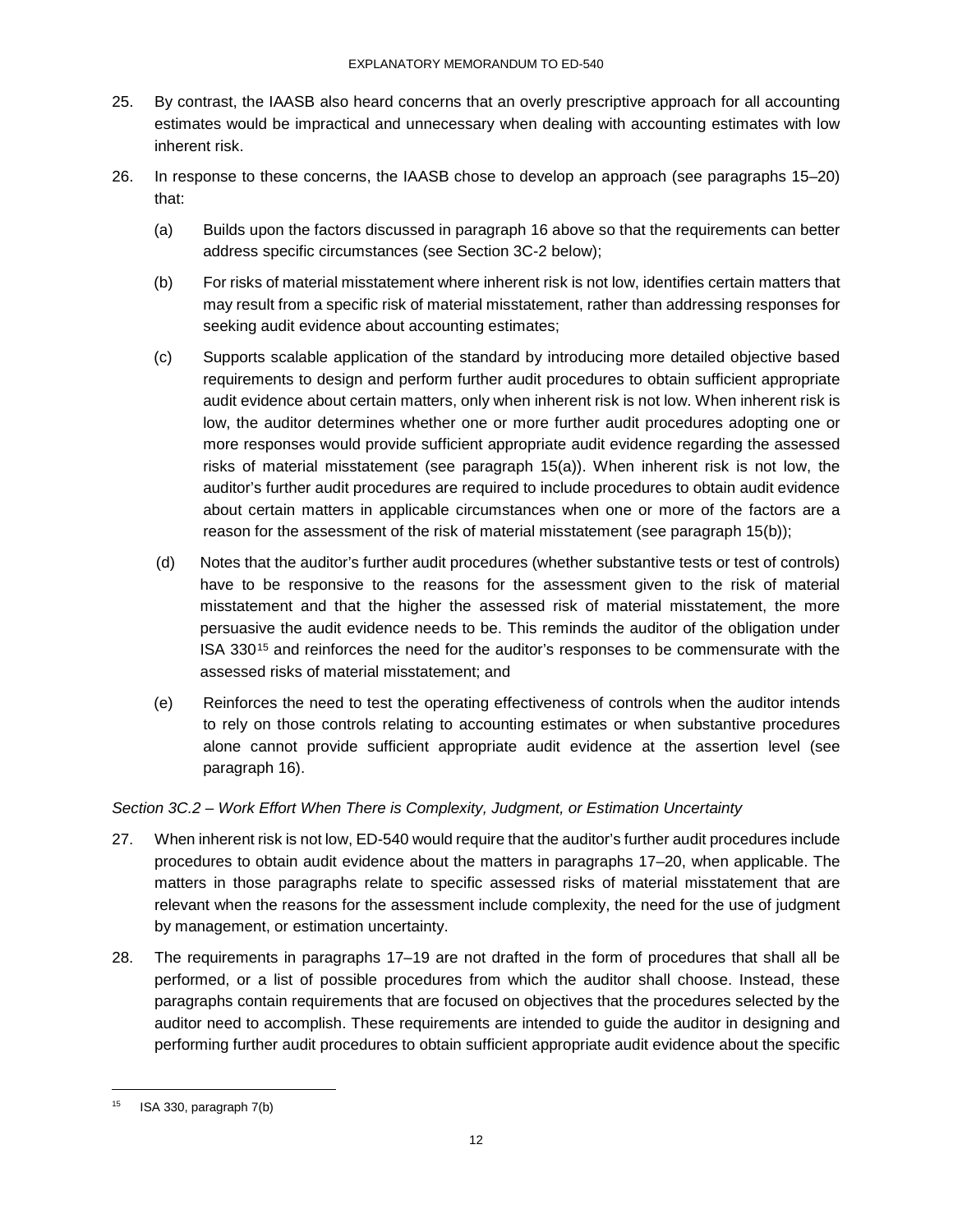25. By contrast, the IAASB also heard concerns that an overly prescriptive approach for all accounting estimates would be impractical and unnecessary when dealing with accounting estimates with low inherent risk.

26. In response to these concerns, the IAASB chose to develop an approach (see paragraphs 15–20) that:

    (a) Builds upon the factors discussed in paragraph 16 above so that the requirements can better address specific circumstances (see Section 3C-2 below);

    (b) For risks of material misstatement where inherent risk is not low, identifies certain matters that may result from a specific risk of material misstatement, rather than addressing responses for seeking audit evidence about accounting estimates;

    (c) Supports scalable application of the standard by introducing more detailed objective based requirements to design and perform further audit procedures to obtain sufficient appropriate audit evidence about certain matters, only when inherent risk is not low. When inherent risk is low, the auditor determines whether one or more further audit procedures adopting one or more responses would provide sufficient appropriate audit evidence regarding the assessed risks of material misstatement (see paragraph 15(a)). When inherent risk is not low, the auditor's further audit procedures are required to include procedures to obtain audit evidence about certain matters in applicable circumstances when one or more of the factors are a reason for the assessment of the risk of material misstatement (see paragraph 15(b));

    (d) Notes that the auditor's further audit procedures (whether substantive tests or test of controls) have to be responsive to the reasons for the assessment given to the risk of material misstatement and that the higher the assessed risk of material misstatement, the more persuasive the audit evidence needs to be. This reminds the auditor of the obligation under ISA 330[15] and reinforces the need for the auditor's responses to be commensurate with the assessed risks of material misstatement; and

    (e) Reinforces the need to test the operating effectiveness of controls when the auditor intends to rely on those controls relating to accounting estimates or when substantive procedures alone cannot provide sufficient appropriate audit evidence at the assertion level (see paragraph 16).

*Section 3C.2 – Work Effort When There is Complexity, Judgment, or Estimation Uncertainty*

27. When inherent risk is not low, ED-540 would require that the auditor's further audit procedures include procedures to obtain audit evidence about the matters in paragraphs 17–20, when applicable. The matters in those paragraphs relate to specific assessed risks of material misstatement that are relevant when the reasons for the assessment include complexity, the need for the use of judgment by management, or estimation uncertainty.

28. The requirements in paragraphs 17–19 are not drafted in the form of procedures that shall all be performed, or a list of possible procedures from which the auditor shall choose. Instead, these paragraphs contain requirements that are focused on objectives that the procedures selected by the auditor need to accomplish. These requirements are intended to guide the auditor in designing and performing further audit procedures to obtain sufficient appropriate audit evidence about the specific

---

[15] ISA 330, paragraph 7(b)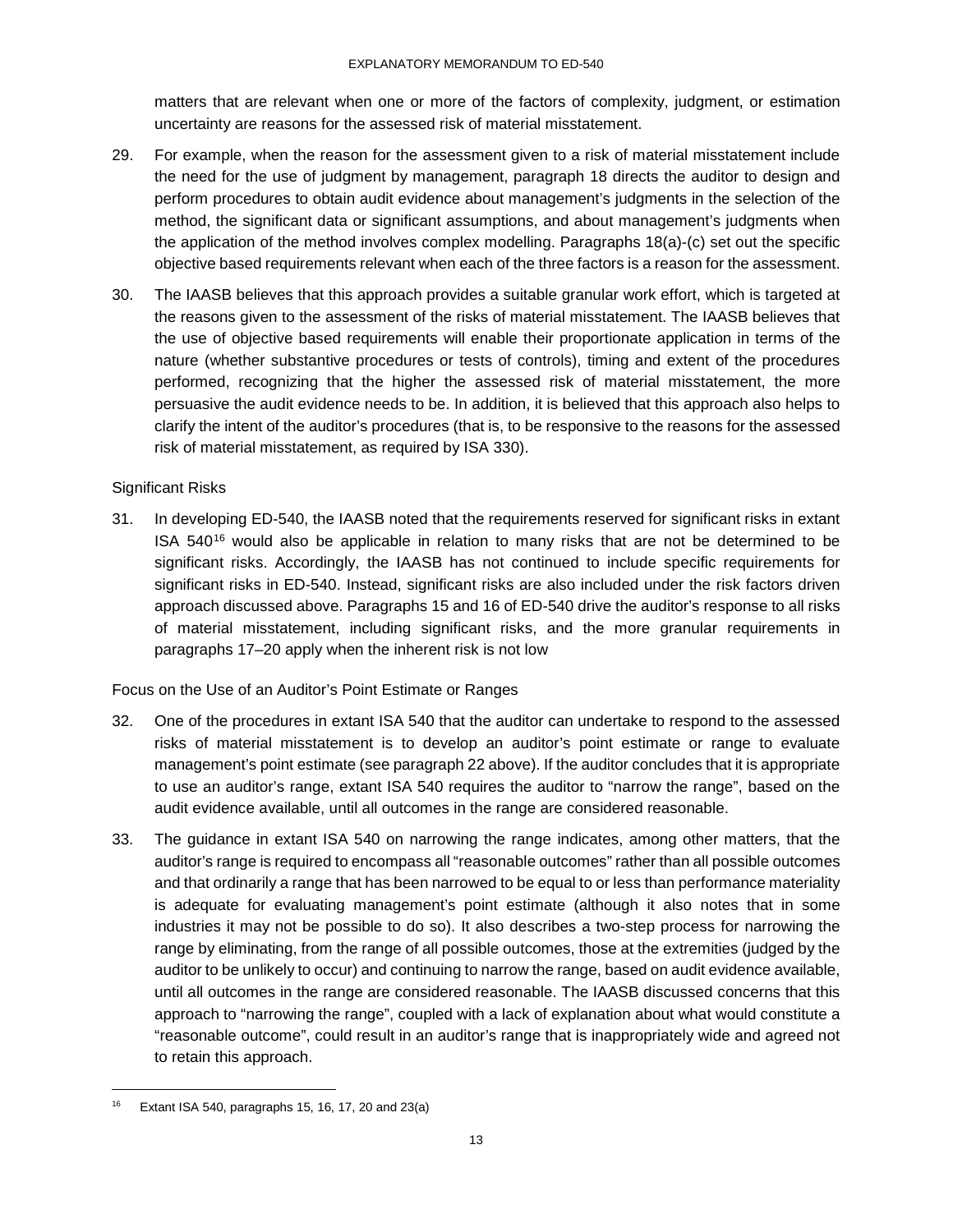matters that are relevant when one or more of the factors of complexity, judgment, or estimation uncertainty are reasons for the assessed risk of material misstatement.

29. For example, when the reason for the assessment given to a risk of material misstatement include the need for the use of judgment by management, paragraph 18 directs the auditor to design and perform procedures to obtain audit evidence about management's judgments in the selection of the method, the significant data or significant assumptions, and about management's judgments when the application of the method involves complex modelling. Paragraphs 18(a)-(c) set out the specific objective based requirements relevant when each of the three factors is a reason for the assessment.

30. The IAASB believes that this approach provides a suitable granular work effort, which is targeted at the reasons given to the assessment of the risks of material misstatement. The IAASB believes that the use of objective based requirements will enable their proportionate application in terms of the nature (whether substantive procedures or tests of controls), timing and extent of the procedures performed, recognizing that the higher the assessed risk of material misstatement, the more persuasive the audit evidence needs to be. In addition, it is believed that this approach also helps to clarify the intent of the auditor's procedures (that is, to be responsive to the reasons for the assessed risk of material misstatement, as required by ISA 330).

Significant Risks

31. In developing ED-540, the IAASB noted that the requirements reserved for significant risks in extant ISA 540[16] would also be applicable in relation to many risks that are not be determined to be significant risks. Accordingly, the IAASB has not continued to include specific requirements for significant risks in ED-540. Instead, significant risks are also included under the risk factors driven approach discussed above. Paragraphs 15 and 16 of ED-540 drive the auditor's response to all risks of material misstatement, including significant risks, and the more granular requirements in paragraphs 17–20 apply when the inherent risk is not low

Focus on the Use of an Auditor's Point Estimate or Ranges

32. One of the procedures in extant ISA 540 that the auditor can undertake to respond to the assessed risks of material misstatement is to develop an auditor's point estimate or range to evaluate management's point estimate (see paragraph 22 above). If the auditor concludes that it is appropriate to use an auditor's range, extant ISA 540 requires the auditor to "narrow the range", based on the audit evidence available, until all outcomes in the range are considered reasonable.

33. The guidance in extant ISA 540 on narrowing the range indicates, among other matters, that the auditor's range is required to encompass all "reasonable outcomes" rather than all possible outcomes and that ordinarily a range that has been narrowed to be equal to or less than performance materiality is adequate for evaluating management's point estimate (although it also notes that in some industries it may not be possible to do so). It also describes a two-step process for narrowing the range by eliminating, from the range of all possible outcomes, those at the extremities (judged by the auditor to be unlikely to occur) and continuing to narrow the range, based on audit evidence available, until all outcomes in the range are considered reasonable. The IAASB discussed concerns that this approach to "narrowing the range", coupled with a lack of explanation about what would constitute a "reasonable outcome", could result in an auditor's range that is inappropriately wide and agreed not to retain this approach.

[16] Extant ISA 540, paragraphs 15, 16, 17, 20 and 23(a)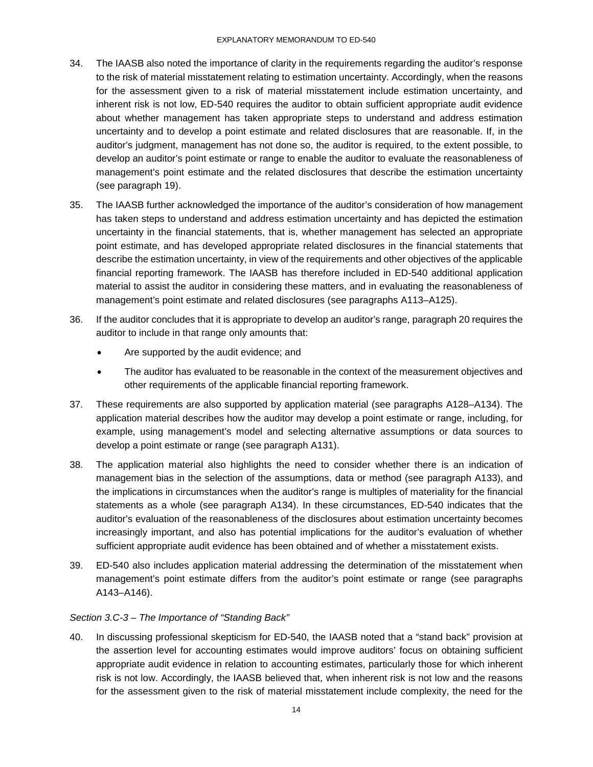34. The IAASB also noted the importance of clarity in the requirements regarding the auditor's response to the risk of material misstatement relating to estimation uncertainty. Accordingly, when the reasons for the assessment given to a risk of material misstatement include estimation uncertainty, and inherent risk is not low, ED-540 requires the auditor to obtain sufficient appropriate audit evidence about whether management has taken appropriate steps to understand and address estimation uncertainty and to develop a point estimate and related disclosures that are reasonable. If, in the auditor's judgment, management has not done so, the auditor is required, to the extent possible, to develop an auditor's point estimate or range to enable the auditor to evaluate the reasonableness of management's point estimate and the related disclosures that describe the estimation uncertainty (see paragraph 19).

35. The IAASB further acknowledged the importance of the auditor's consideration of how management has taken steps to understand and address estimation uncertainty and has depicted the estimation uncertainty in the financial statements, that is, whether management has selected an appropriate point estimate, and has developed appropriate related disclosures in the financial statements that describe the estimation uncertainty, in view of the requirements and other objectives of the applicable financial reporting framework. The IAASB has therefore included in ED-540 additional application material to assist the auditor in considering these matters, and in evaluating the reasonableness of management's point estimate and related disclosures (see paragraphs A113–A125).

36. If the auditor concludes that it is appropriate to develop an auditor's range, paragraph 20 requires the auditor to include in that range only amounts that:

    - Are supported by the audit evidence; and
    - The auditor has evaluated to be reasonable in the context of the measurement objectives and other requirements of the applicable financial reporting framework.

37. These requirements are also supported by application material (see paragraphs A128–A134). The application material describes how the auditor may develop a point estimate or range, including, for example, using management's model and selecting alternative assumptions or data sources to develop a point estimate or range (see paragraph A131).

38. The application material also highlights the need to consider whether there is an indication of management bias in the selection of the assumptions, data or method (see paragraph A133), and the implications in circumstances when the auditor's range is multiples of materiality for the financial statements as a whole (see paragraph A134). In these circumstances, ED-540 indicates that the auditor's evaluation of the reasonableness of the disclosures about estimation uncertainty becomes increasingly important, and also has potential implications for the auditor's evaluation of whether sufficient appropriate audit evidence has been obtained and of whether a misstatement exists.

39. ED-540 also includes application material addressing the determination of the misstatement when management's point estimate differs from the auditor's point estimate or range (see paragraphs A143–A146).

*Section 3.C-3 – The Importance of "Standing Back"*

40. In discussing professional skepticism for ED-540, the IAASB noted that a "stand back" provision at the assertion level for accounting estimates would improve auditors' focus on obtaining sufficient appropriate audit evidence in relation to accounting estimates, particularly those for which inherent risk is not low. Accordingly, the IAASB believed that, when inherent risk is not low and the reasons for the assessment given to the risk of material misstatement include complexity, the need for the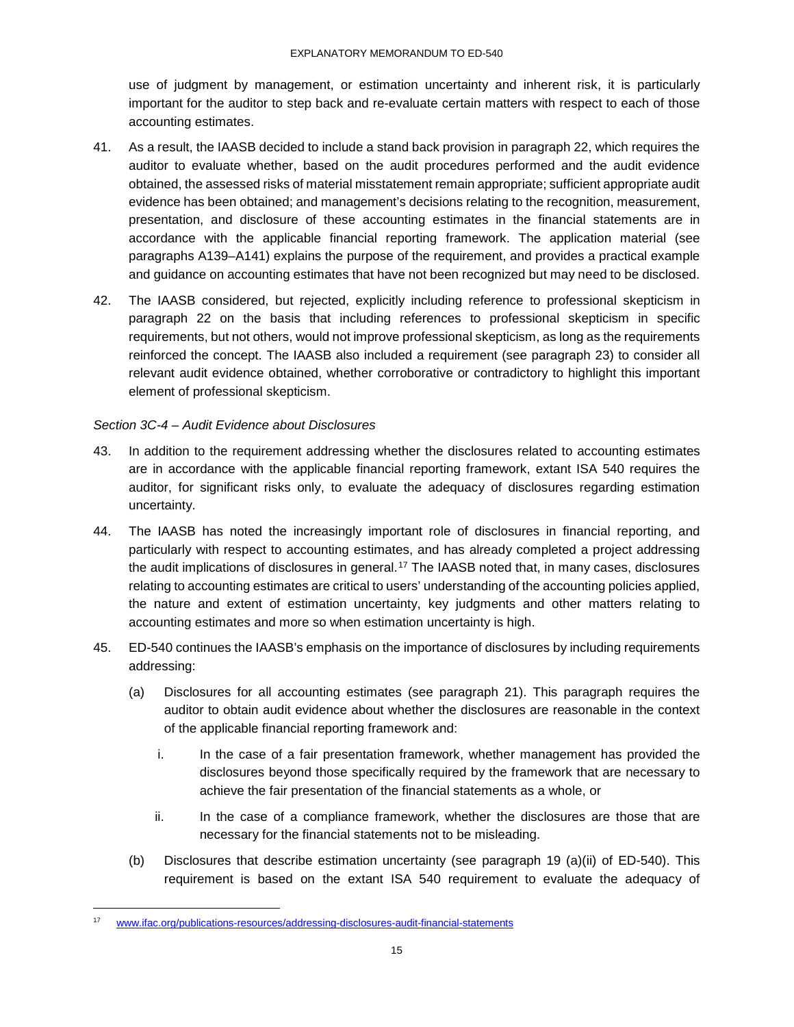use of judgment by management, or estimation uncertainty and inherent risk, it is particularly important for the auditor to step back and re-evaluate certain matters with respect to each of those accounting estimates.

41. As a result, the IAASB decided to include a stand back provision in paragraph 22, which requires the auditor to evaluate whether, based on the audit procedures performed and the audit evidence obtained, the assessed risks of material misstatement remain appropriate; sufficient appropriate audit evidence has been obtained; and management's decisions relating to the recognition, measurement, presentation, and disclosure of these accounting estimates in the financial statements are in accordance with the applicable financial reporting framework. The application material (see paragraphs A139–A141) explains the purpose of the requirement, and provides a practical example and guidance on accounting estimates that have not been recognized but may need to be disclosed.

42. The IAASB considered, but rejected, explicitly including reference to professional skepticism in paragraph 22 on the basis that including references to professional skepticism in specific requirements, but not others, would not improve professional skepticism, as long as the requirements reinforced the concept. The IAASB also included a requirement (see paragraph 23) to consider all relevant audit evidence obtained, whether corroborative or contradictory to highlight this important element of professional skepticism.

*Section 3C-4 – Audit Evidence about Disclosures*

43. In addition to the requirement addressing whether the disclosures related to accounting estimates are in accordance with the applicable financial reporting framework, extant ISA 540 requires the auditor, for significant risks only, to evaluate the adequacy of disclosures regarding estimation uncertainty.

44. The IAASB has noted the increasingly important role of disclosures in financial reporting, and particularly with respect to accounting estimates, and has already completed a project addressing the audit implications of disclosures in general.[17] The IAASB noted that, in many cases, disclosures relating to accounting estimates are critical to users' understanding of the accounting policies applied, the nature and extent of estimation uncertainty, key judgments and other matters relating to accounting estimates and more so when estimation uncertainty is high.

45. ED-540 continues the IAASB's emphasis on the importance of disclosures by including requirements addressing:

    (a) Disclosures for all accounting estimates (see paragraph 21). This paragraph requires the auditor to obtain audit evidence about whether the disclosures are reasonable in the context of the applicable financial reporting framework and:

        i. In the case of a fair presentation framework, whether management has provided the disclosures beyond those specifically required by the framework that are necessary to achieve the fair presentation of the financial statements as a whole, or

        ii. In the case of a compliance framework, whether the disclosures are those that are necessary for the financial statements not to be misleading.

    (b) Disclosures that describe estimation uncertainty (see paragraph 19 (a)(ii) of ED-540). This requirement is based on the extant ISA 540 requirement to evaluate the adequacy of

[17] www.ifac.org/publications-resources/addressing-disclosures-audit-financial-statements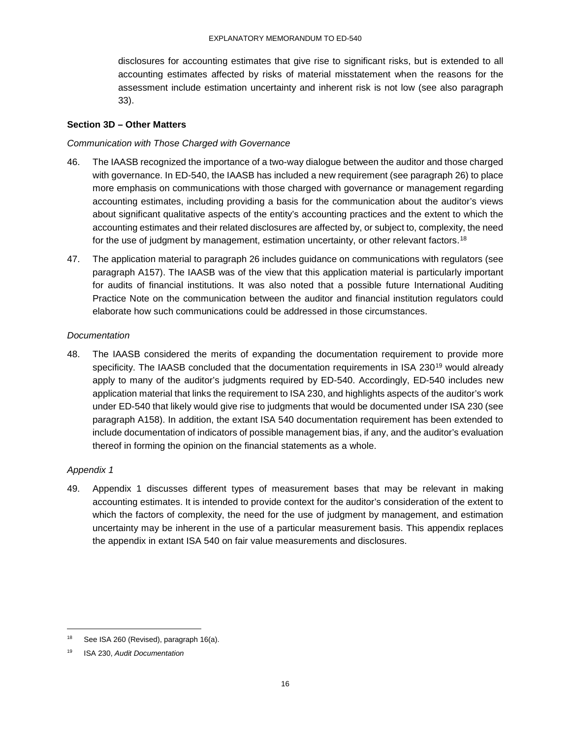disclosures for accounting estimates that give rise to significant risks, but is extended to all accounting estimates affected by risks of material misstatement when the reasons for the assessment include estimation uncertainty and inherent risk is not low (see also paragraph 33).

**Section 3D – Other Matters**

*Communication with Those Charged with Governance*

46. The IAASB recognized the importance of a two-way dialogue between the auditor and those charged with governance. In ED-540, the IAASB has included a new requirement (see paragraph 26) to place more emphasis on communications with those charged with governance or management regarding accounting estimates, including providing a basis for the communication about the auditor's views about significant qualitative aspects of the entity's accounting practices and the extent to which the accounting estimates and their related disclosures are affected by, or subject to, complexity, the need for the use of judgment by management, estimation uncertainty, or other relevant factors.[18]

47. The application material to paragraph 26 includes guidance on communications with regulators (see paragraph A157). The IAASB was of the view that this application material is particularly important for audits of financial institutions. It was also noted that a possible future International Auditing Practice Note on the communication between the auditor and financial institution regulators could elaborate how such communications could be addressed in those circumstances.

*Documentation*

48. The IAASB considered the merits of expanding the documentation requirement to provide more specificity. The IAASB concluded that the documentation requirements in ISA 230[19] would already apply to many of the auditor's judgments required by ED-540. Accordingly, ED-540 includes new application material that links the requirement to ISA 230, and highlights aspects of the auditor's work under ED-540 that likely would give rise to judgments that would be documented under ISA 230 (see paragraph A158). In addition, the extant ISA 540 documentation requirement has been extended to include documentation of indicators of possible management bias, if any, and the auditor's evaluation thereof in forming the opinion on the financial statements as a whole.

*Appendix 1*

49. Appendix 1 discusses different types of measurement bases that may be relevant in making accounting estimates. It is intended to provide context for the auditor's consideration of the extent to which the factors of complexity, the need for the use of judgment by management, and estimation uncertainty may be inherent in the use of a particular measurement basis. This appendix replaces the appendix in extant ISA 540 on fair value measurements and disclosures.

---

[18] See ISA 260 (Revised), paragraph 16(a).

[19] ISA 230, *Audit Documentation*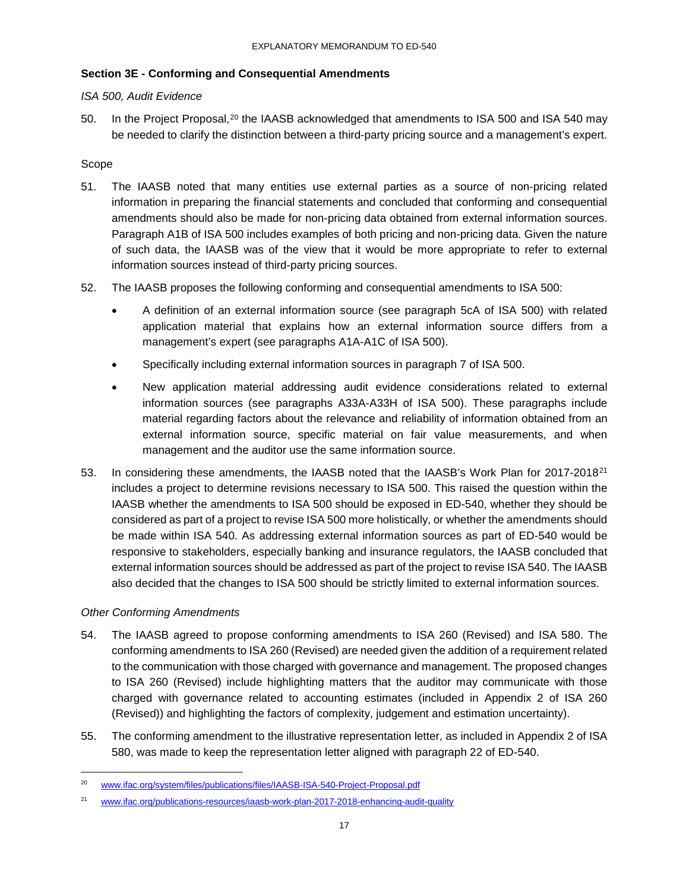### Section 3E - Conforming and Consequential Amendments

*ISA 500, Audit Evidence*

50. In the Project Proposal,[20] the IAASB acknowledged that amendments to ISA 500 and ISA 540 may be needed to clarify the distinction between a third-party pricing source and a management's expert.

Scope

51. The IAASB noted that many entities use external parties as a source of non-pricing related information in preparing the financial statements and concluded that conforming and consequential amendments should also be made for non-pricing data obtained from external information sources. Paragraph A1B of ISA 500 includes examples of both pricing and non-pricing data. Given the nature of such data, the IAASB was of the view that it would be more appropriate to refer to external information sources instead of third-party pricing sources.

52. The IAASB proposes the following conforming and consequential amendments to ISA 500:

    - A definition of an external information source (see paragraph 5cA of ISA 500) with related application material that explains how an external information source differs from a management's expert (see paragraphs A1A-A1C of ISA 500).
    - Specifically including external information sources in paragraph 7 of ISA 500.
    - New application material addressing audit evidence considerations related to external information sources (see paragraphs A33A-A33H of ISA 500). These paragraphs include material regarding factors about the relevance and reliability of information obtained from an external information source, specific material on fair value measurements, and when management and the auditor use the same information source.

53. In considering these amendments, the IAASB noted that the IAASB's Work Plan for 2017-2018[21] includes a project to determine revisions necessary to ISA 500. This raised the question within the IAASB whether the amendments to ISA 500 should be exposed in ED-540, whether they should be considered as part of a project to revise ISA 500 more holistically, or whether the amendments should be made within ISA 540. As addressing external information sources as part of ED-540 would be responsive to stakeholders, especially banking and insurance regulators, the IAASB concluded that external information sources should be addressed as part of the project to revise ISA 540. The IAASB also decided that the changes to ISA 500 should be strictly limited to external information sources.

*Other Conforming Amendments*

54. The IAASB agreed to propose conforming amendments to ISA 260 (Revised) and ISA 580. The conforming amendments to ISA 260 (Revised) are needed given the addition of a requirement related to the communication with those charged with governance and management. The proposed changes to ISA 260 (Revised) include highlighting matters that the auditor may communicate with those charged with governance related to accounting estimates (included in Appendix 2 of ISA 260 (Revised)) and highlighting the factors of complexity, judgement and estimation uncertainty).

55. The conforming amendment to the illustrative representation letter, as included in Appendix 2 of ISA 580, was made to keep the representation letter aligned with paragraph 22 of ED-540.

---

[20] www.ifac.org/system/files/publications/files/IAASB-ISA-540-Project-Proposal.pdf

[21] www.ifac.org/publications-resources/iaasb-work-plan-2017-2018-enhancing-audit-quality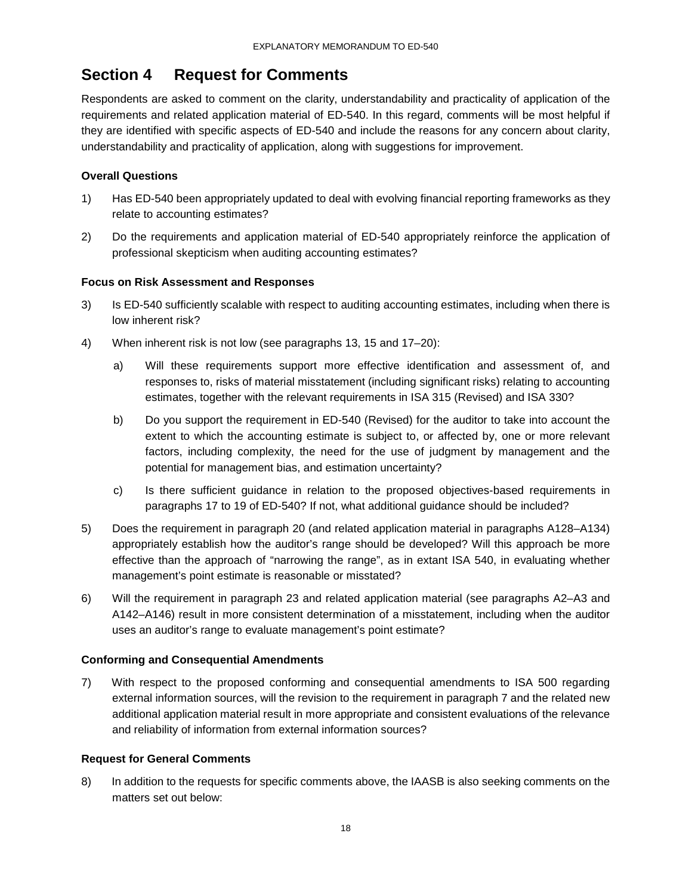# Section 4 Request for Comments

Respondents are asked to comment on the clarity, understandability and practicality of application of the requirements and related application material of ED-540. In this regard, comments will be most helpful if they are identified with specific aspects of ED-540 and include the reasons for any concern about clarity, understandability and practicality of application, along with suggestions for improvement.

**Overall Questions**

1) Has ED-540 been appropriately updated to deal with evolving financial reporting frameworks as they relate to accounting estimates?

2) Do the requirements and application material of ED-540 appropriately reinforce the application of professional skepticism when auditing accounting estimates?

**Focus on Risk Assessment and Responses**

3) Is ED-540 sufficiently scalable with respect to auditing accounting estimates, including when there is low inherent risk?

4) When inherent risk is not low (see paragraphs 13, 15 and 17–20):

   a) Will these requirements support more effective identification and assessment of, and responses to, risks of material misstatement (including significant risks) relating to accounting estimates, together with the relevant requirements in ISA 315 (Revised) and ISA 330?

   b) Do you support the requirement in ED-540 (Revised) for the auditor to take into account the extent to which the accounting estimate is subject to, or affected by, one or more relevant factors, including complexity, the need for the use of judgment by management and the potential for management bias, and estimation uncertainty?

   c) Is there sufficient guidance in relation to the proposed objectives-based requirements in paragraphs 17 to 19 of ED-540? If not, what additional guidance should be included?

5) Does the requirement in paragraph 20 (and related application material in paragraphs A128–A134) appropriately establish how the auditor's range should be developed? Will this approach be more effective than the approach of "narrowing the range", as in extant ISA 540, in evaluating whether management's point estimate is reasonable or misstated?

6) Will the requirement in paragraph 23 and related application material (see paragraphs A2–A3 and A142–A146) result in more consistent determination of a misstatement, including when the auditor uses an auditor's range to evaluate management's point estimate?

**Conforming and Consequential Amendments**

7) With respect to the proposed conforming and consequential amendments to ISA 500 regarding external information sources, will the revision to the requirement in paragraph 7 and the related new additional application material result in more appropriate and consistent evaluations of the relevance and reliability of information from external information sources?

**Request for General Comments**

8) In addition to the requests for specific comments above, the IAASB is also seeking comments on the matters set out below: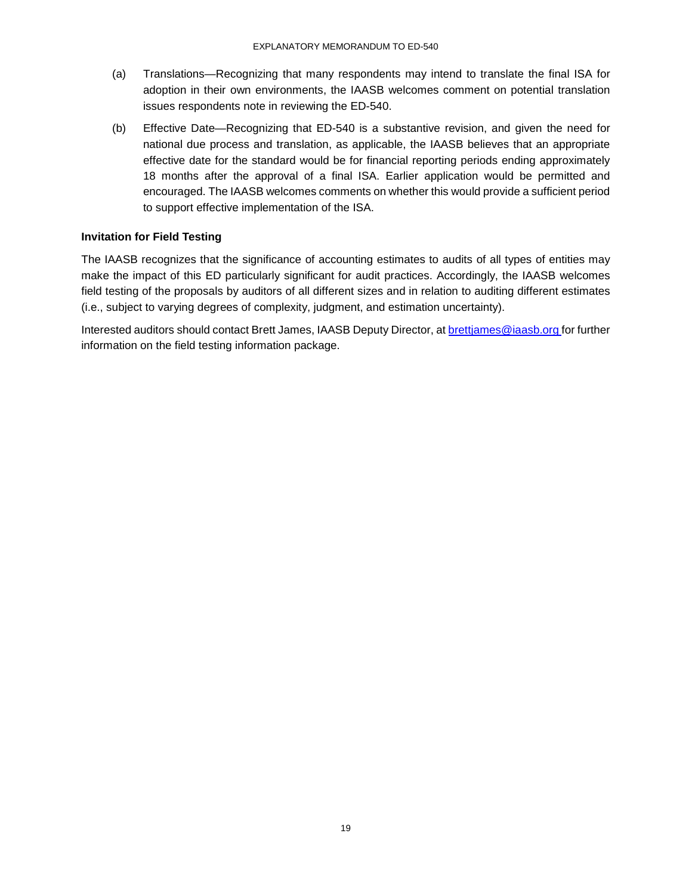(a) Translations—Recognizing that many respondents may intend to translate the final ISA for adoption in their own environments, the IAASB welcomes comment on potential translation issues respondents note in reviewing the ED-540.

(b) Effective Date—Recognizing that ED-540 is a substantive revision, and given the need for national due process and translation, as applicable, the IAASB believes that an appropriate effective date for the standard would be for financial reporting periods ending approximately 18 months after the approval of a final ISA. Earlier application would be permitted and encouraged. The IAASB welcomes comments on whether this would provide a sufficient period to support effective implementation of the ISA.

**Invitation for Field Testing**

The IAASB recognizes that the significance of accounting estimates to audits of all types of entities may make the impact of this ED particularly significant for audit practices. Accordingly, the IAASB welcomes field testing of the proposals by auditors of all different sizes and in relation to auditing different estimates (i.e., subject to varying degrees of complexity, judgment, and estimation uncertainty).

Interested auditors should contact Brett James, IAASB Deputy Director, at [brettjames@iaasb.org](mailto:brettjames@iaasb.org) for further information on the field testing information package.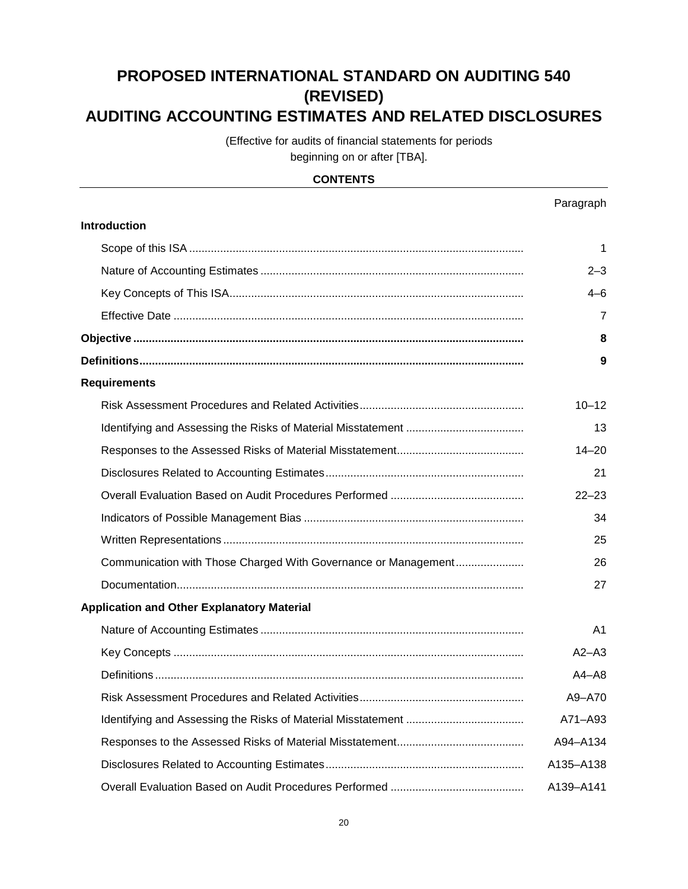# PROPOSED INTERNATIONAL STANDARD ON AUDITING 540 (REVISED)

# AUDITING ACCOUNTING ESTIMATES AND RELATED DISCLOSURES

(Effective for audits of financial statements for periods beginning on or after [TBA].

**CONTENTS**

| | Paragraph |
|---|---|
| **Introduction** | |
| Scope of this ISA | 1 |
| Nature of Accounting Estimates | 2–3 |
| Key Concepts of This ISA | 4–6 |
| Effective Date | 7 |
| **Objective** | **8** |
| **Definitions** | **9** |
| **Requirements** | |
| Risk Assessment Procedures and Related Activities | 10–12 |
| Identifying and Assessing the Risks of Material Misstatement | 13 |
| Responses to the Assessed Risks of Material Misstatement | 14–20 |
| Disclosures Related to Accounting Estimates | 21 |
| Overall Evaluation Based on Audit Procedures Performed | 22–23 |
| Indicators of Possible Management Bias | 34 |
| Written Representations | 25 |
| Communication with Those Charged With Governance or Management | 26 |
| Documentation | 27 |
| **Application and Other Explanatory Material** | |
| Nature of Accounting Estimates | A1 |
| Key Concepts | A2–A3 |
| Definitions | A4–A8 |
| Risk Assessment Procedures and Related Activities | A9–A70 |
| Identifying and Assessing the Risks of Material Misstatement | A71–A93 |
| Responses to the Assessed Risks of Material Misstatement | A94–A134 |
| Disclosures Related to Accounting Estimates | A135–A138 |
| Overall Evaluation Based on Audit Procedures Performed | A139–A141 |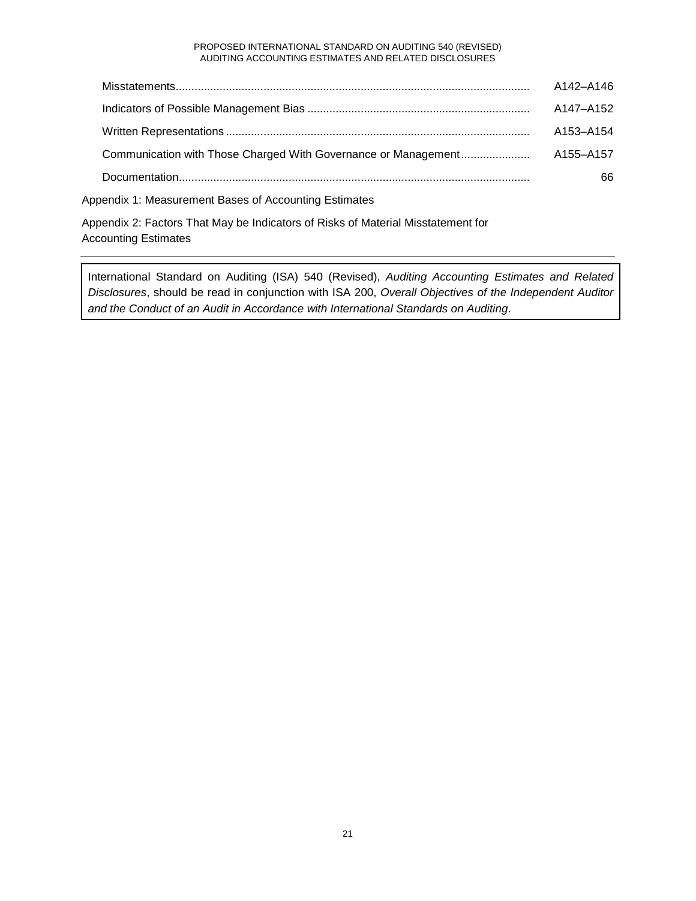| | |
|---|---|
| Misstatements | A142–A146 |
| Indicators of Possible Management Bias | A147–A152 |
| Written Representations | A153–A154 |
| Communication with Those Charged With Governance or Management | A155–A157 |
| Documentation | 66 |

Appendix 1: Measurement Bases of Accounting Estimates

Appendix 2: Factors That May be Indicators of Risks of Material Misstatement for Accounting Estimates

---

International Standard on Auditing (ISA) 540 (Revised), *Auditing Accounting Estimates and Related Disclosures*, should be read in conjunction with ISA 200, *Overall Objectives of the Independent Auditor and the Conduct of an Audit in Accordance with International Standards on Auditing*.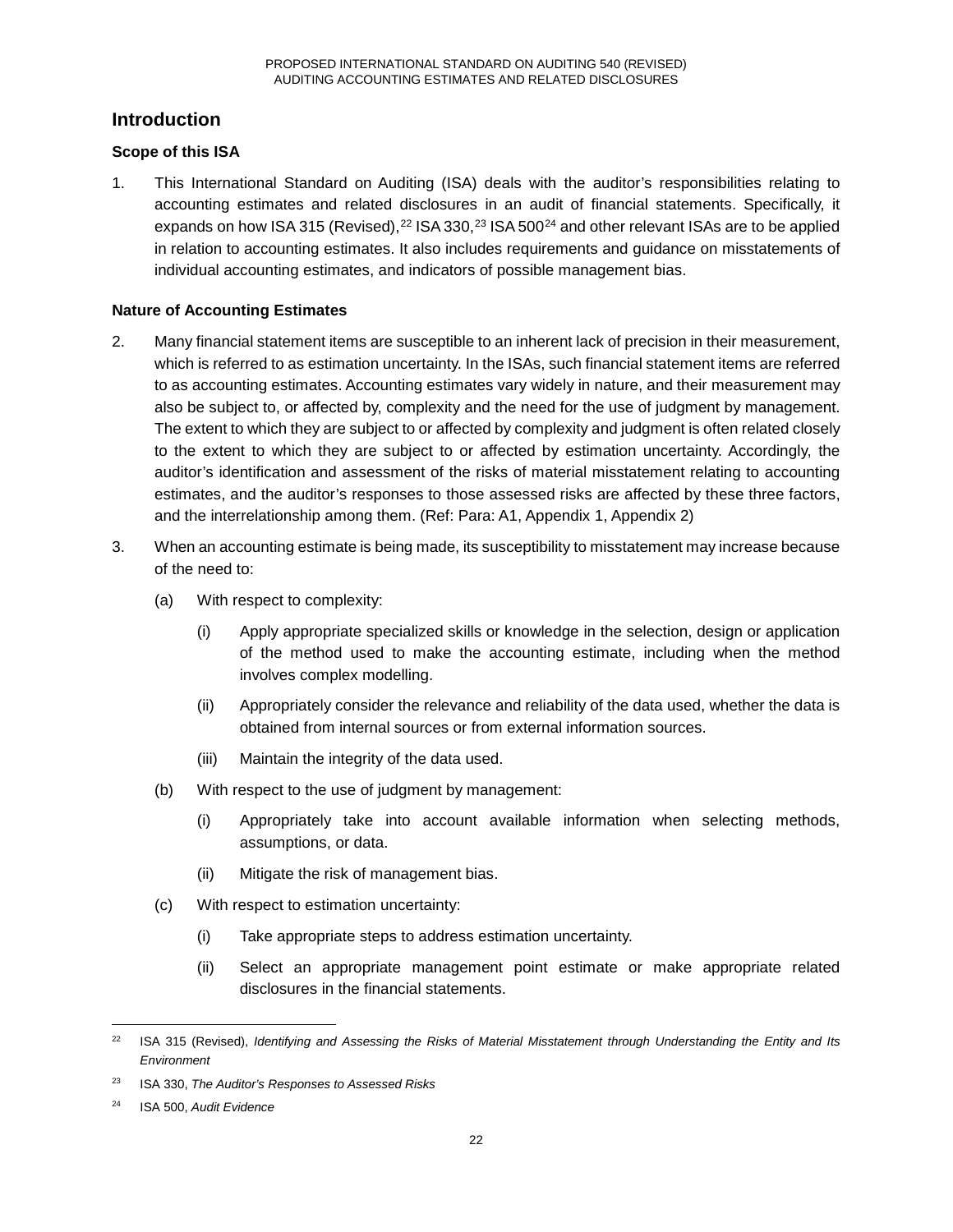## Introduction

### Scope of this ISA

1. This International Standard on Auditing (ISA) deals with the auditor's responsibilities relating to accounting estimates and related disclosures in an audit of financial statements. Specifically, it expands on how ISA 315 (Revised),[22] ISA 330,[23] ISA 500[24] and other relevant ISAs are to be applied in relation to accounting estimates. It also includes requirements and guidance on misstatements of individual accounting estimates, and indicators of possible management bias.

### Nature of Accounting Estimates

2. Many financial statement items are susceptible to an inherent lack of precision in their measurement, which is referred to as estimation uncertainty. In the ISAs, such financial statement items are referred to as accounting estimates. Accounting estimates vary widely in nature, and their measurement may also be subject to, or affected by, complexity and the need for the use of judgment by management. The extent to which they are subject to or affected by complexity and judgment is often related closely to the extent to which they are subject to or affected by estimation uncertainty. Accordingly, the auditor's identification and assessment of the risks of material misstatement relating to accounting estimates, and the auditor's responses to those assessed risks are affected by these three factors, and the interrelationship among them. (Ref: Para: A1, Appendix 1, Appendix 2)

3. When an accounting estimate is being made, its susceptibility to misstatement may increase because of the need to:

   (a) With respect to complexity:

      (i) Apply appropriate specialized skills or knowledge in the selection, design or application of the method used to make the accounting estimate, including when the method involves complex modelling.

      (ii) Appropriately consider the relevance and reliability of the data used, whether the data is obtained from internal sources or from external information sources.

      (iii) Maintain the integrity of the data used.

   (b) With respect to the use of judgment by management:

      (i) Appropriately take into account available information when selecting methods, assumptions, or data.

      (ii) Mitigate the risk of management bias.

   (c) With respect to estimation uncertainty:

      (i) Take appropriate steps to address estimation uncertainty.

      (ii) Select an appropriate management point estimate or make appropriate related disclosures in the financial statements.

---

[22] ISA 315 (Revised), *Identifying and Assessing the Risks of Material Misstatement through Understanding the Entity and Its Environment*

[23] ISA 330, *The Auditor's Responses to Assessed Risks*

[24] ISA 500, *Audit Evidence*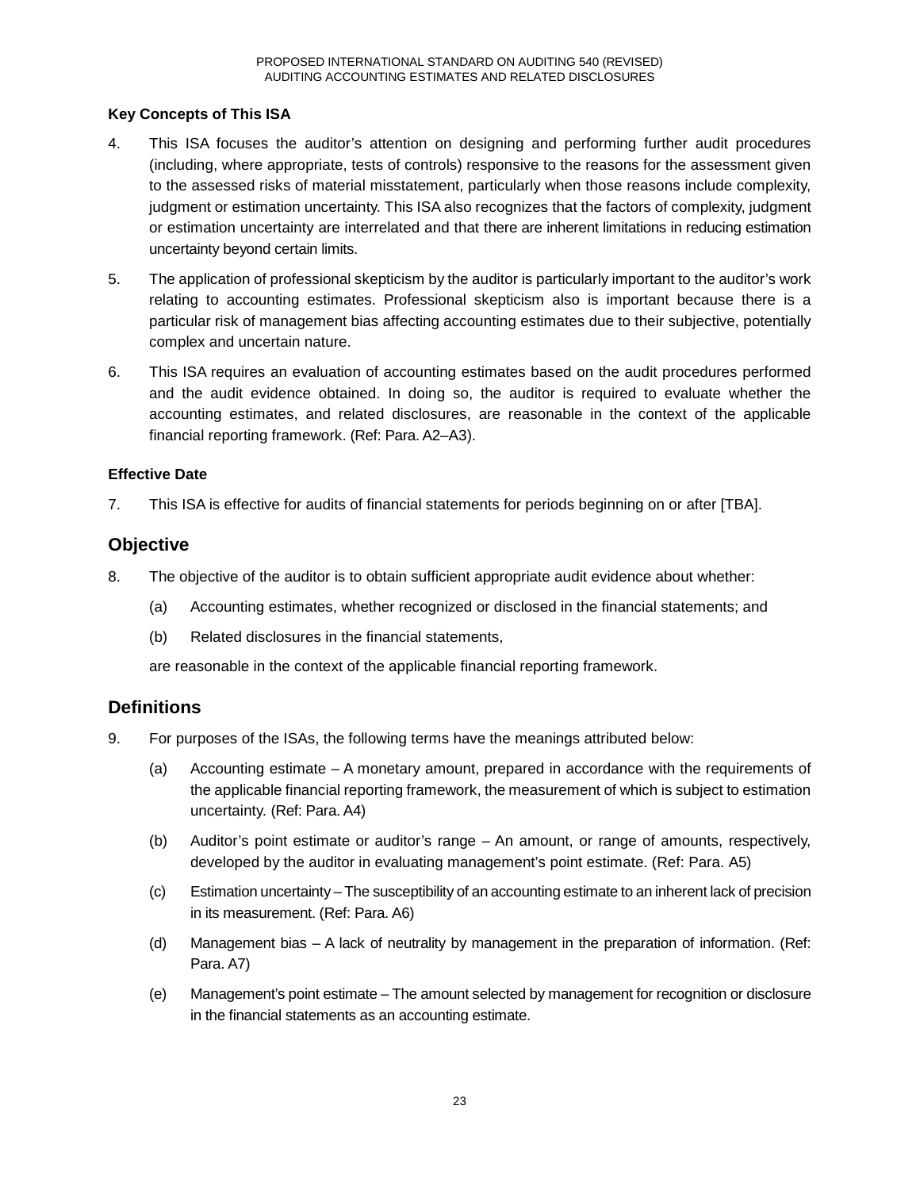### Key Concepts of This ISA

4. This ISA focuses the auditor's attention on designing and performing further audit procedures (including, where appropriate, tests of controls) responsive to the reasons for the assessment given to the assessed risks of material misstatement, particularly when those reasons include complexity, judgment or estimation uncertainty. This ISA also recognizes that the factors of complexity, judgment or estimation uncertainty are interrelated and that there are inherent limitations in reducing estimation uncertainty beyond certain limits.

5. The application of professional skepticism by the auditor is particularly important to the auditor's work relating to accounting estimates. Professional skepticism also is important because there is a particular risk of management bias affecting accounting estimates due to their subjective, potentially complex and uncertain nature.

6. This ISA requires an evaluation of accounting estimates based on the audit procedures performed and the audit evidence obtained. In doing so, the auditor is required to evaluate whether the accounting estimates, and related disclosures, are reasonable in the context of the applicable financial reporting framework. (Ref: Para. A2–A3).

### Effective Date

7. This ISA is effective for audits of financial statements for periods beginning on or after [TBA].

## Objective

8. The objective of the auditor is to obtain sufficient appropriate audit evidence about whether:

   (a) Accounting estimates, whether recognized or disclosed in the financial statements; and

   (b) Related disclosures in the financial statements,

   are reasonable in the context of the applicable financial reporting framework.

## Definitions

9. For purposes of the ISAs, the following terms have the meanings attributed below:

   (a) Accounting estimate – A monetary amount, prepared in accordance with the requirements of the applicable financial reporting framework, the measurement of which is subject to estimation uncertainty. (Ref: Para. A4)

   (b) Auditor's point estimate or auditor's range – An amount, or range of amounts, respectively, developed by the auditor in evaluating management's point estimate. (Ref: Para. A5)

   (c) Estimation uncertainty – The susceptibility of an accounting estimate to an inherent lack of precision in its measurement. (Ref: Para. A6)

   (d) Management bias – A lack of neutrality by management in the preparation of information. (Ref: Para. A7)

   (e) Management's point estimate – The amount selected by management for recognition or disclosure in the financial statements as an accounting estimate.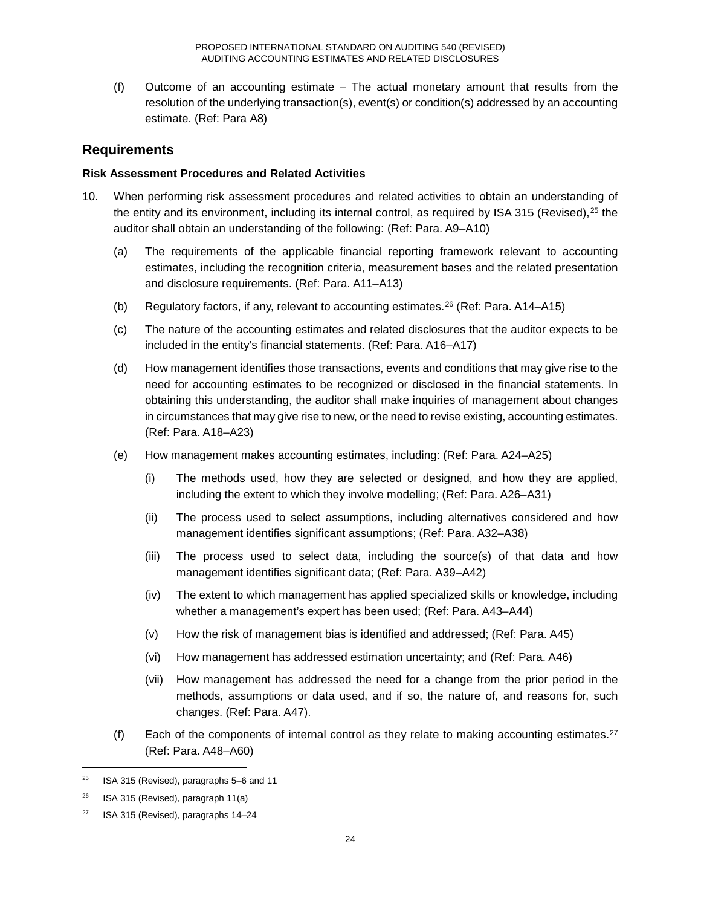(f) Outcome of an accounting estimate – The actual monetary amount that results from the resolution of the underlying transaction(s), event(s) or condition(s) addressed by an accounting estimate. (Ref: Para A8)

## Requirements

### Risk Assessment Procedures and Related Activities

10. When performing risk assessment procedures and related activities to obtain an understanding of the entity and its environment, including its internal control, as required by ISA 315 (Revised),[25] the auditor shall obtain an understanding of the following: (Ref: Para. A9–A10)

    (a) The requirements of the applicable financial reporting framework relevant to accounting estimates, including the recognition criteria, measurement bases and the related presentation and disclosure requirements. (Ref: Para. A11–A13)

    (b) Regulatory factors, if any, relevant to accounting estimates.[26] (Ref: Para. A14–A15)

    (c) The nature of the accounting estimates and related disclosures that the auditor expects to be included in the entity's financial statements. (Ref: Para. A16–A17)

    (d) How management identifies those transactions, events and conditions that may give rise to the need for accounting estimates to be recognized or disclosed in the financial statements. In obtaining this understanding, the auditor shall make inquiries of management about changes in circumstances that may give rise to new, or the need to revise existing, accounting estimates. (Ref: Para. A18–A23)

    (e) How management makes accounting estimates, including: (Ref: Para. A24–A25)

        (i) The methods used, how they are selected or designed, and how they are applied, including the extent to which they involve modelling; (Ref: Para. A26–A31)

        (ii) The process used to select assumptions, including alternatives considered and how management identifies significant assumptions; (Ref: Para. A32–A38)

        (iii) The process used to select data, including the source(s) of that data and how management identifies significant data; (Ref: Para. A39–A42)

        (iv) The extent to which management has applied specialized skills or knowledge, including whether a management's expert has been used; (Ref: Para. A43–A44)

        (v) How the risk of management bias is identified and addressed; (Ref: Para. A45)

        (vi) How management has addressed estimation uncertainty; and (Ref: Para. A46)

        (vii) How management has addressed the need for a change from the prior period in the methods, assumptions or data used, and if so, the nature of, and reasons for, such changes. (Ref: Para. A47).

    (f) Each of the components of internal control as they relate to making accounting estimates.[27] (Ref: Para. A48–A60)

---

[25] ISA 315 (Revised), paragraphs 5–6 and 11

[26] ISA 315 (Revised), paragraph 11(a)

[27] ISA 315 (Revised), paragraphs 14–24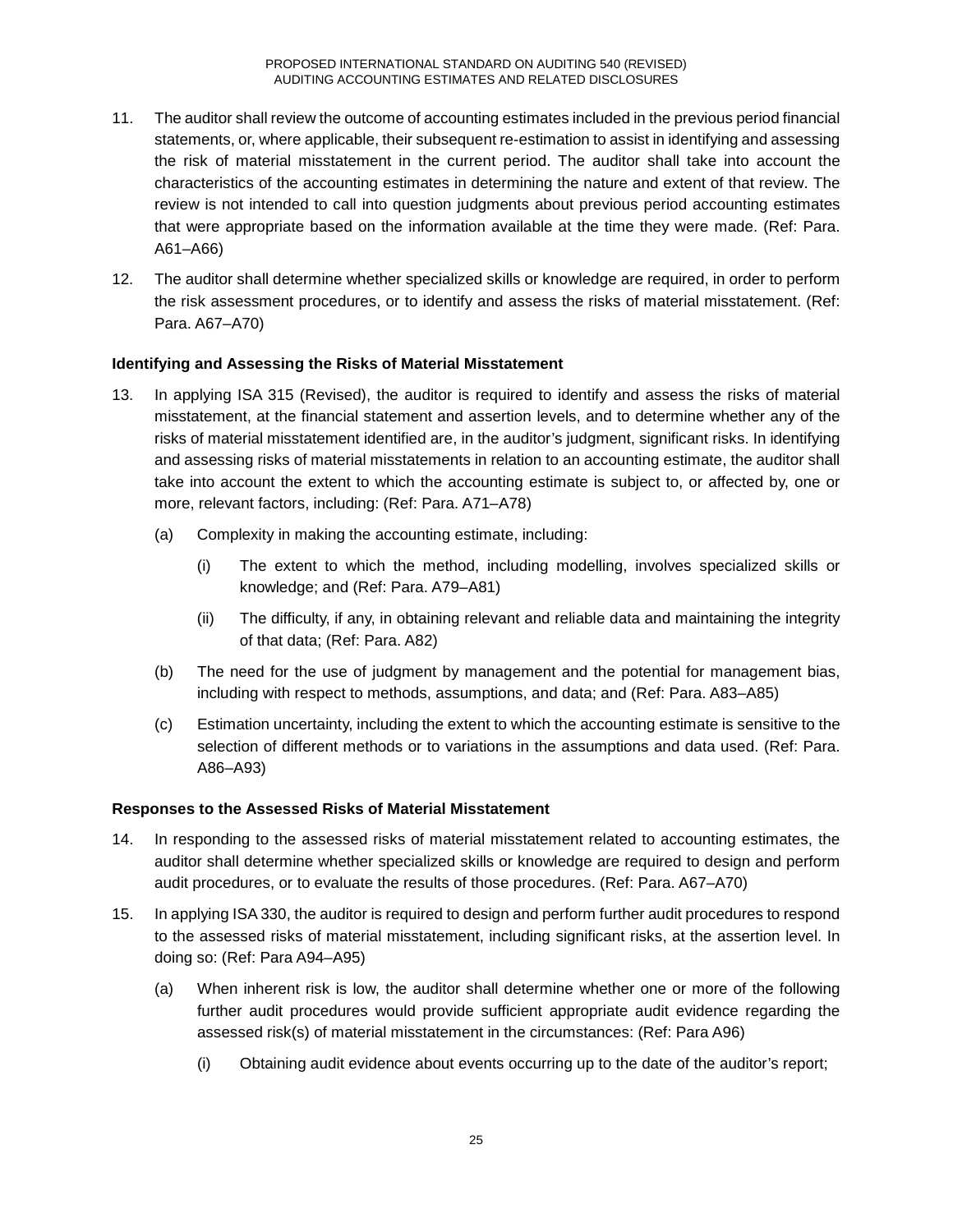11. The auditor shall review the outcome of accounting estimates included in the previous period financial statements, or, where applicable, their subsequent re-estimation to assist in identifying and assessing the risk of material misstatement in the current period. The auditor shall take into account the characteristics of the accounting estimates in determining the nature and extent of that review. The review is not intended to call into question judgments about previous period accounting estimates that were appropriate based on the information available at the time they were made. (Ref: Para. A61–A66)

12. The auditor shall determine whether specialized skills or knowledge are required, in order to perform the risk assessment procedures, or to identify and assess the risks of material misstatement. (Ref: Para. A67–A70)

**Identifying and Assessing the Risks of Material Misstatement**

13. In applying ISA 315 (Revised), the auditor is required to identify and assess the risks of material misstatement, at the financial statement and assertion levels, and to determine whether any of the risks of material misstatement identified are, in the auditor's judgment, significant risks. In identifying and assessing risks of material misstatements in relation to an accounting estimate, the auditor shall take into account the extent to which the accounting estimate is subject to, or affected by, one or more, relevant factors, including: (Ref: Para. A71–A78)

    (a) Complexity in making the accounting estimate, including:

        (i) The extent to which the method, including modelling, involves specialized skills or knowledge; and (Ref: Para. A79–A81)

        (ii) The difficulty, if any, in obtaining relevant and reliable data and maintaining the integrity of that data; (Ref: Para. A82)

    (b) The need for the use of judgment by management and the potential for management bias, including with respect to methods, assumptions, and data; and (Ref: Para. A83–A85)

    (c) Estimation uncertainty, including the extent to which the accounting estimate is sensitive to the selection of different methods or to variations in the assumptions and data used. (Ref: Para. A86–A93)

**Responses to the Assessed Risks of Material Misstatement**

14. In responding to the assessed risks of material misstatement related to accounting estimates, the auditor shall determine whether specialized skills or knowledge are required to design and perform audit procedures, or to evaluate the results of those procedures. (Ref: Para. A67–A70)

15. In applying ISA 330, the auditor is required to design and perform further audit procedures to respond to the assessed risks of material misstatement, including significant risks, at the assertion level. In doing so: (Ref: Para A94–A95)

    (a) When inherent risk is low, the auditor shall determine whether one or more of the following further audit procedures would provide sufficient appropriate audit evidence regarding the assessed risk(s) of material misstatement in the circumstances: (Ref: Para A96)

        (i) Obtaining audit evidence about events occurring up to the date of the auditor's report;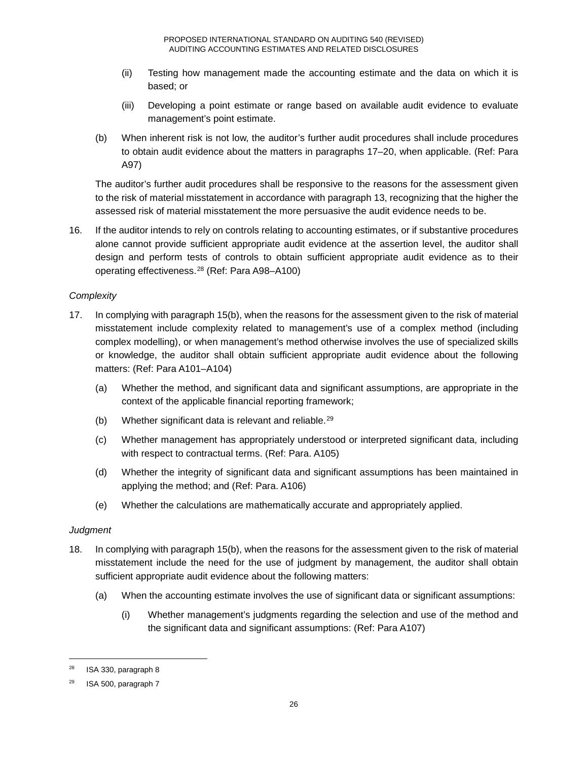(ii) Testing how management made the accounting estimate and the data on which it is based; or

(iii) Developing a point estimate or range based on available audit evidence to evaluate management's point estimate.

(b) When inherent risk is not low, the auditor's further audit procedures shall include procedures to obtain audit evidence about the matters in paragraphs 17–20, when applicable. (Ref: Para A97)

The auditor's further audit procedures shall be responsive to the reasons for the assessment given to the risk of material misstatement in accordance with paragraph 13, recognizing that the higher the assessed risk of material misstatement the more persuasive the audit evidence needs to be.

16. If the auditor intends to rely on controls relating to accounting estimates, or if substantive procedures alone cannot provide sufficient appropriate audit evidence at the assertion level, the auditor shall design and perform tests of controls to obtain sufficient appropriate audit evidence as to their operating effectiveness.[28] (Ref: Para A98–A100)

*Complexity*

17. In complying with paragraph 15(b), when the reasons for the assessment given to the risk of material misstatement include complexity related to management's use of a complex method (including complex modelling), or when management's method otherwise involves the use of specialized skills or knowledge, the auditor shall obtain sufficient appropriate audit evidence about the following matters: (Ref: Para A101–A104)

(a) Whether the method, and significant data and significant assumptions, are appropriate in the context of the applicable financial reporting framework;

(b) Whether significant data is relevant and reliable.[29]

(c) Whether management has appropriately understood or interpreted significant data, including with respect to contractual terms. (Ref: Para. A105)

(d) Whether the integrity of significant data and significant assumptions has been maintained in applying the method; and (Ref: Para. A106)

(e) Whether the calculations are mathematically accurate and appropriately applied.

*Judgment*

18. In complying with paragraph 15(b), when the reasons for the assessment given to the risk of material misstatement include the need for the use of judgment by management, the auditor shall obtain sufficient appropriate audit evidence about the following matters:

(a) When the accounting estimate involves the use of significant data or significant assumptions:

(i) Whether management's judgments regarding the selection and use of the method and the significant data and significant assumptions: (Ref: Para A107)

---

[28] ISA 330, paragraph 8

[29] ISA 500, paragraph 7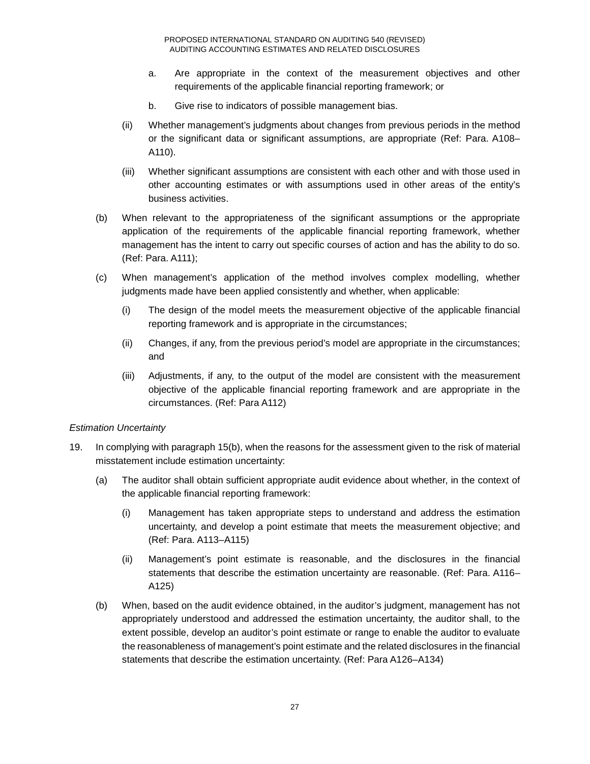a. Are appropriate in the context of the measurement objectives and other requirements of the applicable financial reporting framework; or

b. Give rise to indicators of possible management bias.

(ii) Whether management's judgments about changes from previous periods in the method or the significant data or significant assumptions, are appropriate (Ref: Para. A108–A110).

(iii) Whether significant assumptions are consistent with each other and with those used in other accounting estimates or with assumptions used in other areas of the entity's business activities.

(b) When relevant to the appropriateness of the significant assumptions or the appropriate application of the requirements of the applicable financial reporting framework, whether management has the intent to carry out specific courses of action and has the ability to do so. (Ref: Para. A111);

(c) When management's application of the method involves complex modelling, whether judgments made have been applied consistently and whether, when applicable:

(i) The design of the model meets the measurement objective of the applicable financial reporting framework and is appropriate in the circumstances;

(ii) Changes, if any, from the previous period's model are appropriate in the circumstances; and

(iii) Adjustments, if any, to the output of the model are consistent with the measurement objective of the applicable financial reporting framework and are appropriate in the circumstances. (Ref: Para A112)

*Estimation Uncertainty*

19. In complying with paragraph 15(b), when the reasons for the assessment given to the risk of material misstatement include estimation uncertainty:

(a) The auditor shall obtain sufficient appropriate audit evidence about whether, in the context of the applicable financial reporting framework:

(i) Management has taken appropriate steps to understand and address the estimation uncertainty, and develop a point estimate that meets the measurement objective; and (Ref: Para. A113–A115)

(ii) Management's point estimate is reasonable, and the disclosures in the financial statements that describe the estimation uncertainty are reasonable. (Ref: Para. A116–A125)

(b) When, based on the audit evidence obtained, in the auditor's judgment, management has not appropriately understood and addressed the estimation uncertainty, the auditor shall, to the extent possible, develop an auditor's point estimate or range to enable the auditor to evaluate the reasonableness of management's point estimate and the related disclosures in the financial statements that describe the estimation uncertainty. (Ref: Para A126–A134)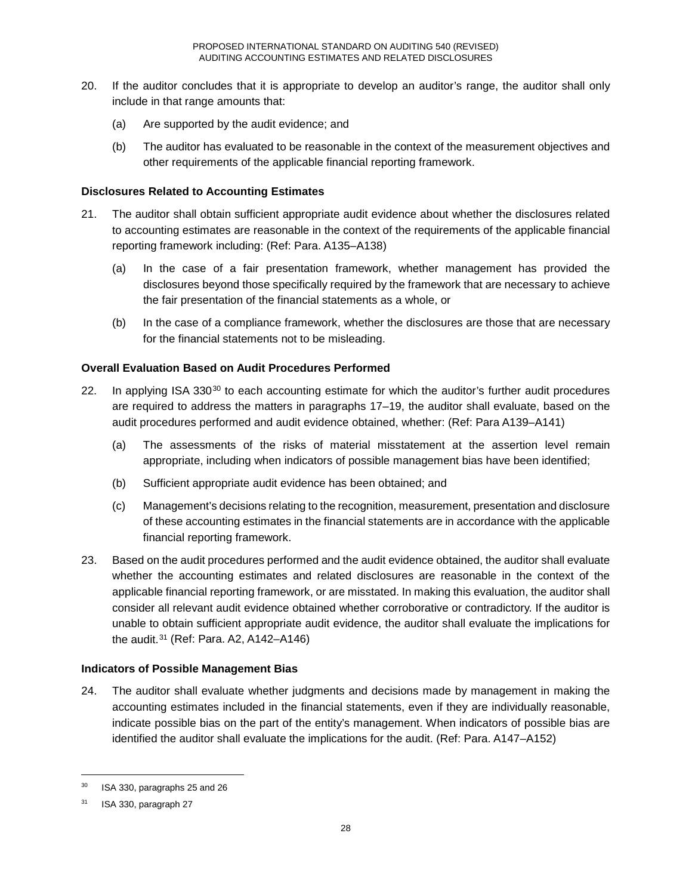20. If the auditor concludes that it is appropriate to develop an auditor's range, the auditor shall only include in that range amounts that:

    (a) Are supported by the audit evidence; and

    (b) The auditor has evaluated to be reasonable in the context of the measurement objectives and other requirements of the applicable financial reporting framework.

**Disclosures Related to Accounting Estimates**

21. The auditor shall obtain sufficient appropriate audit evidence about whether the disclosures related to accounting estimates are reasonable in the context of the requirements of the applicable financial reporting framework including: (Ref: Para. A135–A138)

    (a) In the case of a fair presentation framework, whether management has provided the disclosures beyond those specifically required by the framework that are necessary to achieve the fair presentation of the financial statements as a whole, or

    (b) In the case of a compliance framework, whether the disclosures are those that are necessary for the financial statements not to be misleading.

**Overall Evaluation Based on Audit Procedures Performed**

22. In applying ISA 330[30] to each accounting estimate for which the auditor's further audit procedures are required to address the matters in paragraphs 17–19, the auditor shall evaluate, based on the audit procedures performed and audit evidence obtained, whether: (Ref: Para A139–A141)

    (a) The assessments of the risks of material misstatement at the assertion level remain appropriate, including when indicators of possible management bias have been identified;

    (b) Sufficient appropriate audit evidence has been obtained; and

    (c) Management's decisions relating to the recognition, measurement, presentation and disclosure of these accounting estimates in the financial statements are in accordance with the applicable financial reporting framework.

23. Based on the audit procedures performed and the audit evidence obtained, the auditor shall evaluate whether the accounting estimates and related disclosures are reasonable in the context of the applicable financial reporting framework, or are misstated. In making this evaluation, the auditor shall consider all relevant audit evidence obtained whether corroborative or contradictory. If the auditor is unable to obtain sufficient appropriate audit evidence, the auditor shall evaluate the implications for the audit.[31] (Ref: Para. A2, A142–A146)

**Indicators of Possible Management Bias**

24. The auditor shall evaluate whether judgments and decisions made by management in making the accounting estimates included in the financial statements, even if they are individually reasonable, indicate possible bias on the part of the entity's management. When indicators of possible bias are identified the auditor shall evaluate the implications for the audit. (Ref: Para. A147–A152)

---

[30] ISA 330, paragraphs 25 and 26

[31] ISA 330, paragraph 27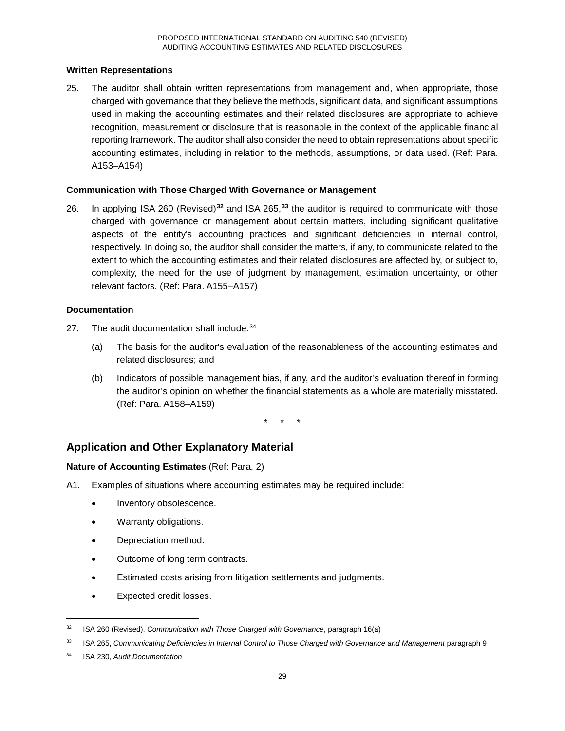**Written Representations**

25. The auditor shall obtain written representations from management and, when appropriate, those charged with governance that they believe the methods, significant data, and significant assumptions used in making the accounting estimates and their related disclosures are appropriate to achieve recognition, measurement or disclosure that is reasonable in the context of the applicable financial reporting framework. The auditor shall also consider the need to obtain representations about specific accounting estimates, including in relation to the methods, assumptions, or data used. (Ref: Para. A153–A154)

**Communication with Those Charged With Governance or Management**

26. In applying ISA 260 (Revised)[32] and ISA 265,[33] the auditor is required to communicate with those charged with governance or management about certain matters, including significant qualitative aspects of the entity's accounting practices and significant deficiencies in internal control, respectively. In doing so, the auditor shall consider the matters, if any, to communicate related to the extent to which the accounting estimates and their related disclosures are affected by, or subject to, complexity, the need for the use of judgment by management, estimation uncertainty, or other relevant factors. (Ref: Para. A155–A157)

**Documentation**

27. The audit documentation shall include:[34]

    (a) The basis for the auditor's evaluation of the reasonableness of the accounting estimates and related disclosures; and

    (b) Indicators of possible management bias, if any, and the auditor's evaluation thereof in forming the auditor's opinion on whether the financial statements as a whole are materially misstated. (Ref: Para. A158–A159)

\* \* \*

## Application and Other Explanatory Material

**Nature of Accounting Estimates** (Ref: Para. 2)

A1. Examples of situations where accounting estimates may be required include:

- Inventory obsolescence.
- Warranty obligations.
- Depreciation method.
- Outcome of long term contracts.
- Estimated costs arising from litigation settlements and judgments.
- Expected credit losses.

---

[32] ISA 260 (Revised), *Communication with Those Charged with Governance*, paragraph 16(a)

[33] ISA 265, *Communicating Deficiencies in Internal Control to Those Charged with Governance and Management* paragraph 9

[34] ISA 230, *Audit Documentation*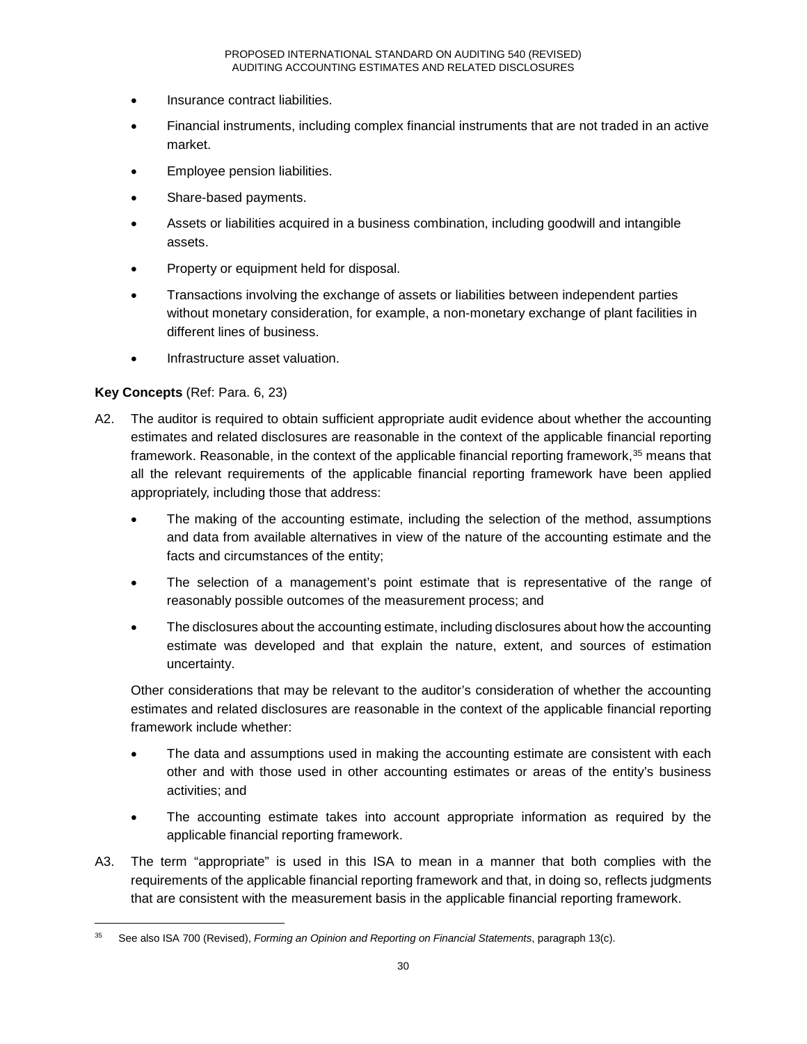- Insurance contract liabilities.
- Financial instruments, including complex financial instruments that are not traded in an active market.
- Employee pension liabilities.
- Share-based payments.
- Assets or liabilities acquired in a business combination, including goodwill and intangible assets.
- Property or equipment held for disposal.
- Transactions involving the exchange of assets or liabilities between independent parties without monetary consideration, for example, a non-monetary exchange of plant facilities in different lines of business.
- Infrastructure asset valuation.

**Key Concepts** (Ref: Para. 6, 23)

A2. The auditor is required to obtain sufficient appropriate audit evidence about whether the accounting estimates and related disclosures are reasonable in the context of the applicable financial reporting framework. Reasonable, in the context of the applicable financial reporting framework,[35] means that all the relevant requirements of the applicable financial reporting framework have been applied appropriately, including those that address:

- The making of the accounting estimate, including the selection of the method, assumptions and data from available alternatives in view of the nature of the accounting estimate and the facts and circumstances of the entity;
- The selection of a management's point estimate that is representative of the range of reasonably possible outcomes of the measurement process; and
- The disclosures about the accounting estimate, including disclosures about how the accounting estimate was developed and that explain the nature, extent, and sources of estimation uncertainty.

Other considerations that may be relevant to the auditor's consideration of whether the accounting estimates and related disclosures are reasonable in the context of the applicable financial reporting framework include whether:

- The data and assumptions used in making the accounting estimate are consistent with each other and with those used in other accounting estimates or areas of the entity's business activities; and
- The accounting estimate takes into account appropriate information as required by the applicable financial reporting framework.

A3. The term "appropriate" is used in this ISA to mean in a manner that both complies with the requirements of the applicable financial reporting framework and that, in doing so, reflects judgments that are consistent with the measurement basis in the applicable financial reporting framework.

[35] See also ISA 700 (Revised), *Forming an Opinion and Reporting on Financial Statements*, paragraph 13(c).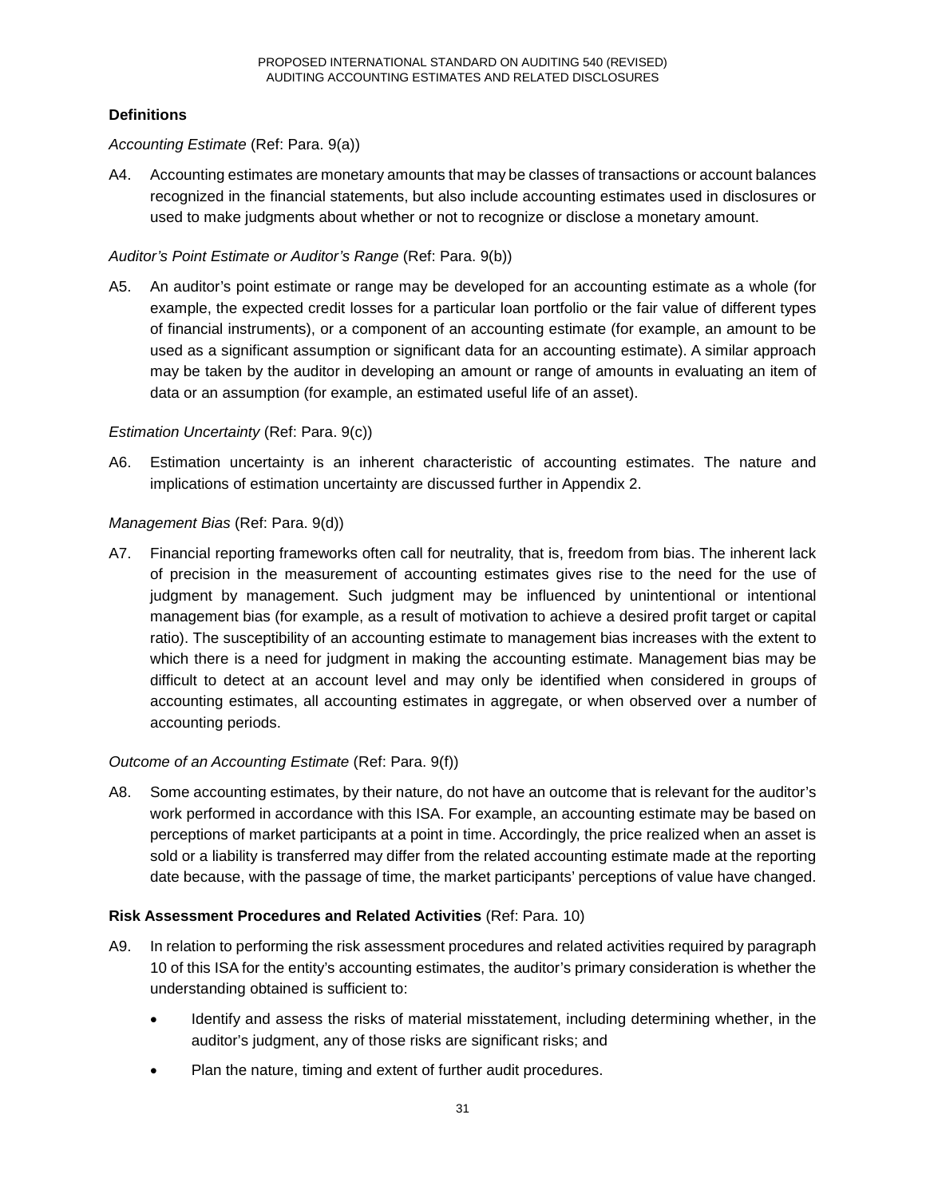### Definitions

*Accounting Estimate* (Ref: Para. 9(a))

A4. Accounting estimates are monetary amounts that may be classes of transactions or account balances recognized in the financial statements, but also include accounting estimates used in disclosures or used to make judgments about whether or not to recognize or disclose a monetary amount.

*Auditor's Point Estimate or Auditor's Range* (Ref: Para. 9(b))

A5. An auditor's point estimate or range may be developed for an accounting estimate as a whole (for example, the expected credit losses for a particular loan portfolio or the fair value of different types of financial instruments), or a component of an accounting estimate (for example, an amount to be used as a significant assumption or significant data for an accounting estimate). A similar approach may be taken by the auditor in developing an amount or range of amounts in evaluating an item of data or an assumption (for example, an estimated useful life of an asset).

*Estimation Uncertainty* (Ref: Para. 9(c))

A6. Estimation uncertainty is an inherent characteristic of accounting estimates. The nature and implications of estimation uncertainty are discussed further in Appendix 2.

*Management Bias* (Ref: Para. 9(d))

A7. Financial reporting frameworks often call for neutrality, that is, freedom from bias. The inherent lack of precision in the measurement of accounting estimates gives rise to the need for the use of judgment by management. Such judgment may be influenced by unintentional or intentional management bias (for example, as a result of motivation to achieve a desired profit target or capital ratio). The susceptibility of an accounting estimate to management bias increases with the extent to which there is a need for judgment in making the accounting estimate. Management bias may be difficult to detect at an account level and may only be identified when considered in groups of accounting estimates, all accounting estimates in aggregate, or when observed over a number of accounting periods.

*Outcome of an Accounting Estimate* (Ref: Para. 9(f))

A8. Some accounting estimates, by their nature, do not have an outcome that is relevant for the auditor's work performed in accordance with this ISA. For example, an accounting estimate may be based on perceptions of market participants at a point in time. Accordingly, the price realized when an asset is sold or a liability is transferred may differ from the related accounting estimate made at the reporting date because, with the passage of time, the market participants' perceptions of value have changed.

### Risk Assessment Procedures and Related Activities (Ref: Para. 10)

A9. In relation to performing the risk assessment procedures and related activities required by paragraph 10 of this ISA for the entity's accounting estimates, the auditor's primary consideration is whether the understanding obtained is sufficient to:

- Identify and assess the risks of material misstatement, including determining whether, in the auditor's judgment, any of those risks are significant risks; and
- Plan the nature, timing and extent of further audit procedures.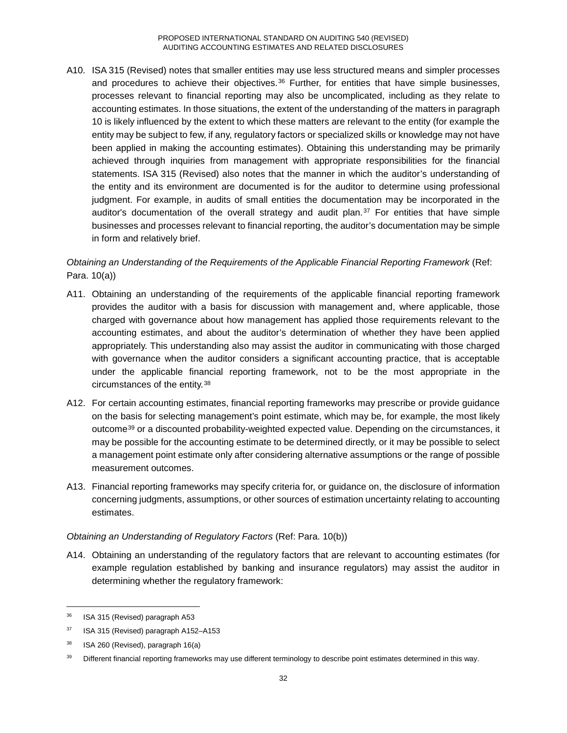A10. ISA 315 (Revised) notes that smaller entities may use less structured means and simpler processes and procedures to achieve their objectives.[36] Further, for entities that have simple businesses, processes relevant to financial reporting may also be uncomplicated, including as they relate to accounting estimates. In those situations, the extent of the understanding of the matters in paragraph 10 is likely influenced by the extent to which these matters are relevant to the entity (for example the entity may be subject to few, if any, regulatory factors or specialized skills or knowledge may not have been applied in making the accounting estimates). Obtaining this understanding may be primarily achieved through inquiries from management with appropriate responsibilities for the financial statements. ISA 315 (Revised) also notes that the manner in which the auditor's understanding of the entity and its environment are documented is for the auditor to determine using professional judgment. For example, in audits of small entities the documentation may be incorporated in the auditor's documentation of the overall strategy and audit plan.[37] For entities that have simple businesses and processes relevant to financial reporting, the auditor's documentation may be simple in form and relatively brief.

*Obtaining an Understanding of the Requirements of the Applicable Financial Reporting Framework* (Ref: Para. 10(a))

A11. Obtaining an understanding of the requirements of the applicable financial reporting framework provides the auditor with a basis for discussion with management and, where applicable, those charged with governance about how management has applied those requirements relevant to the accounting estimates, and about the auditor's determination of whether they have been applied appropriately. This understanding also may assist the auditor in communicating with those charged with governance when the auditor considers a significant accounting practice, that is acceptable under the applicable financial reporting framework, not to be the most appropriate in the circumstances of the entity.[38]

A12. For certain accounting estimates, financial reporting frameworks may prescribe or provide guidance on the basis for selecting management's point estimate, which may be, for example, the most likely outcome[39] or a discounted probability-weighted expected value. Depending on the circumstances, it may be possible for the accounting estimate to be determined directly, or it may be possible to select a management point estimate only after considering alternative assumptions or the range of possible measurement outcomes.

A13. Financial reporting frameworks may specify criteria for, or guidance on, the disclosure of information concerning judgments, assumptions, or other sources of estimation uncertainty relating to accounting estimates.

*Obtaining an Understanding of Regulatory Factors* (Ref: Para. 10(b))

A14. Obtaining an understanding of the regulatory factors that are relevant to accounting estimates (for example regulation established by banking and insurance regulators) may assist the auditor in determining whether the regulatory framework:

---

[36] ISA 315 (Revised) paragraph A53

[37] ISA 315 (Revised) paragraph A152–A153

[38] ISA 260 (Revised), paragraph 16(a)

[39] Different financial reporting frameworks may use different terminology to describe point estimates determined in this way.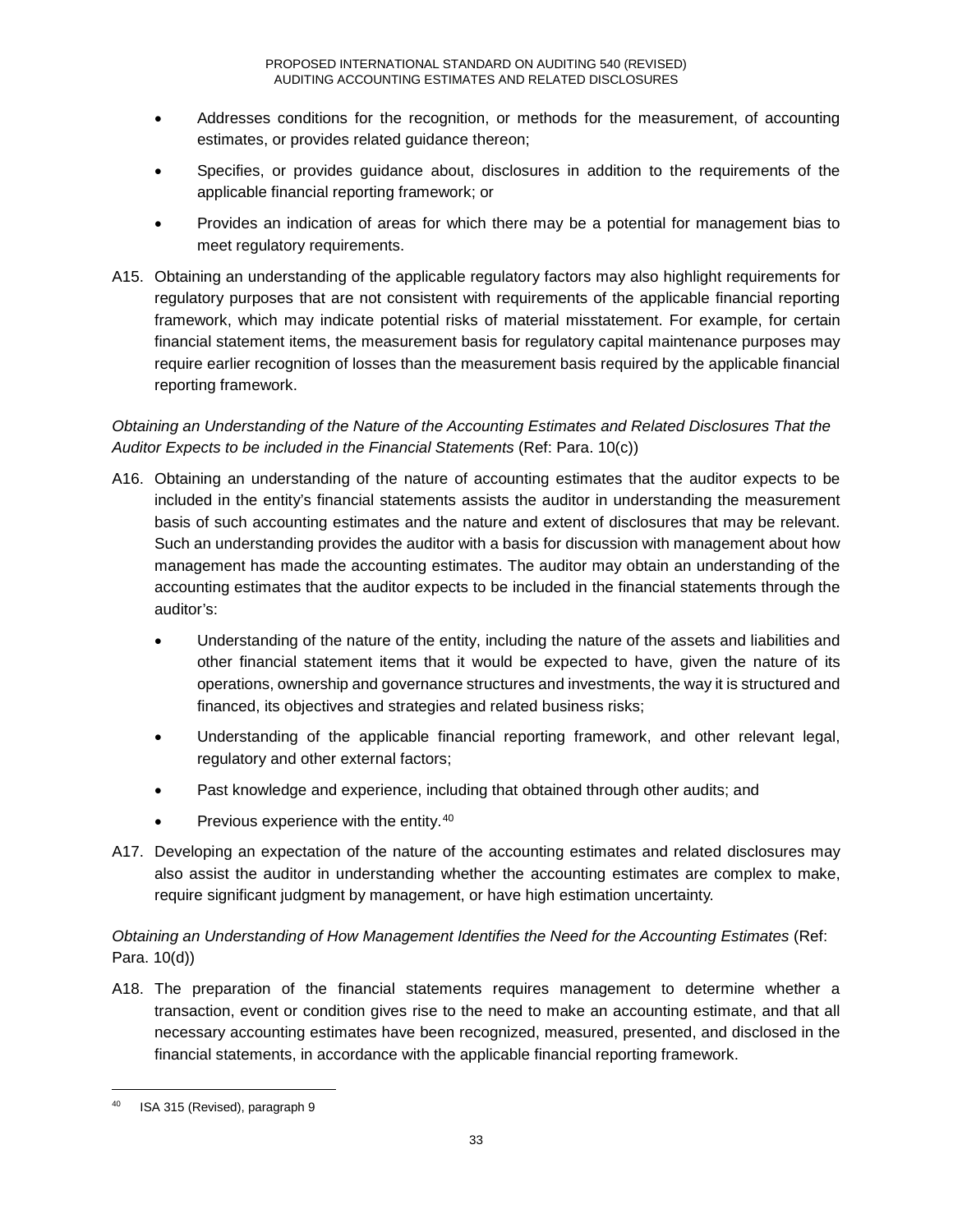- Addresses conditions for the recognition, or methods for the measurement, of accounting estimates, or provides related guidance thereon;
- Specifies, or provides guidance about, disclosures in addition to the requirements of the applicable financial reporting framework; or
- Provides an indication of areas for which there may be a potential for management bias to meet regulatory requirements.

A15. Obtaining an understanding of the applicable regulatory factors may also highlight requirements for regulatory purposes that are not consistent with requirements of the applicable financial reporting framework, which may indicate potential risks of material misstatement. For example, for certain financial statement items, the measurement basis for regulatory capital maintenance purposes may require earlier recognition of losses than the measurement basis required by the applicable financial reporting framework.

*Obtaining an Understanding of the Nature of the Accounting Estimates and Related Disclosures That the Auditor Expects to be included in the Financial Statements* (Ref: Para. 10(c))

A16. Obtaining an understanding of the nature of accounting estimates that the auditor expects to be included in the entity's financial statements assists the auditor in understanding the measurement basis of such accounting estimates and the nature and extent of disclosures that may be relevant. Such an understanding provides the auditor with a basis for discussion with management about how management has made the accounting estimates. The auditor may obtain an understanding of the accounting estimates that the auditor expects to be included in the financial statements through the auditor's:

- Understanding of the nature of the entity, including the nature of the assets and liabilities and other financial statement items that it would be expected to have, given the nature of its operations, ownership and governance structures and investments, the way it is structured and financed, its objectives and strategies and related business risks;
- Understanding of the applicable financial reporting framework, and other relevant legal, regulatory and other external factors;
- Past knowledge and experience, including that obtained through other audits; and
- Previous experience with the entity.[40]

A17. Developing an expectation of the nature of the accounting estimates and related disclosures may also assist the auditor in understanding whether the accounting estimates are complex to make, require significant judgment by management, or have high estimation uncertainty.

*Obtaining an Understanding of How Management Identifies the Need for the Accounting Estimates* (Ref: Para. 10(d))

A18. The preparation of the financial statements requires management to determine whether a transaction, event or condition gives rise to the need to make an accounting estimate, and that all necessary accounting estimates have been recognized, measured, presented, and disclosed in the financial statements, in accordance with the applicable financial reporting framework.

---

[40] ISA 315 (Revised), paragraph 9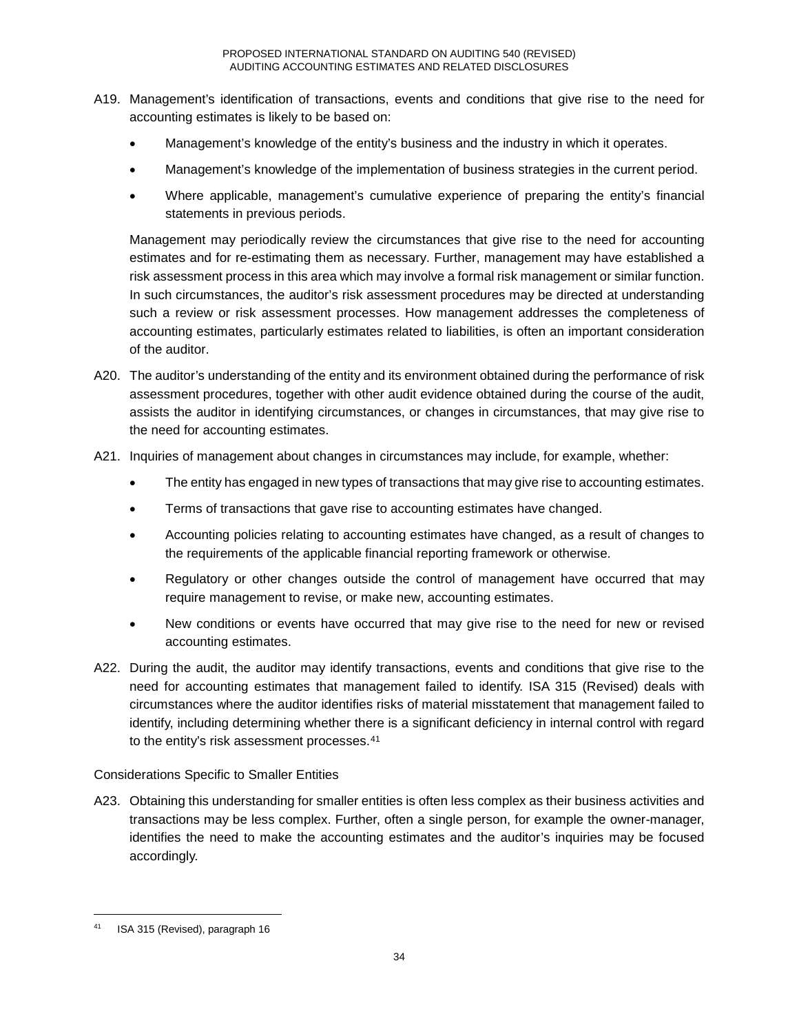A19. Management's identification of transactions, events and conditions that give rise to the need for accounting estimates is likely to be based on:

- Management's knowledge of the entity's business and the industry in which it operates.
- Management's knowledge of the implementation of business strategies in the current period.
- Where applicable, management's cumulative experience of preparing the entity's financial statements in previous periods.

Management may periodically review the circumstances that give rise to the need for accounting estimates and for re-estimating them as necessary. Further, management may have established a risk assessment process in this area which may involve a formal risk management or similar function. In such circumstances, the auditor's risk assessment procedures may be directed at understanding such a review or risk assessment processes. How management addresses the completeness of accounting estimates, particularly estimates related to liabilities, is often an important consideration of the auditor.

A20. The auditor's understanding of the entity and its environment obtained during the performance of risk assessment procedures, together with other audit evidence obtained during the course of the audit, assists the auditor in identifying circumstances, or changes in circumstances, that may give rise to the need for accounting estimates.

A21. Inquiries of management about changes in circumstances may include, for example, whether:

- The entity has engaged in new types of transactions that may give rise to accounting estimates.
- Terms of transactions that gave rise to accounting estimates have changed.
- Accounting policies relating to accounting estimates have changed, as a result of changes to the requirements of the applicable financial reporting framework or otherwise.
- Regulatory or other changes outside the control of management have occurred that may require management to revise, or make new, accounting estimates.
- New conditions or events have occurred that may give rise to the need for new or revised accounting estimates.

A22. During the audit, the auditor may identify transactions, events and conditions that give rise to the need for accounting estimates that management failed to identify. ISA 315 (Revised) deals with circumstances where the auditor identifies risks of material misstatement that management failed to identify, including determining whether there is a significant deficiency in internal control with regard to the entity's risk assessment processes.[41]

Considerations Specific to Smaller Entities

A23. Obtaining this understanding for smaller entities is often less complex as their business activities and transactions may be less complex. Further, often a single person, for example the owner-manager, identifies the need to make the accounting estimates and the auditor's inquiries may be focused accordingly.

[41] ISA 315 (Revised), paragraph 16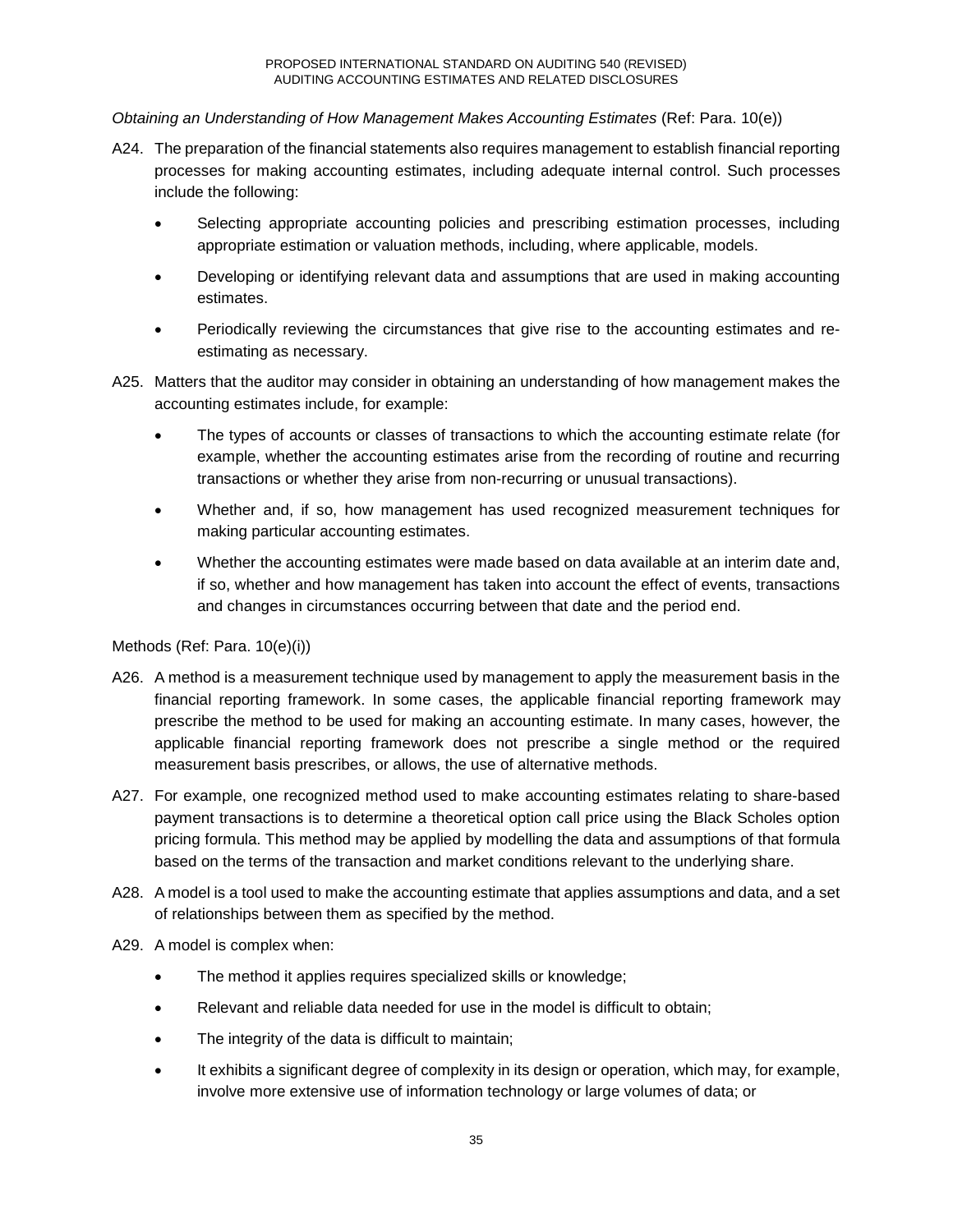*Obtaining an Understanding of How Management Makes Accounting Estimates* (Ref: Para. 10(e))

A24. The preparation of the financial statements also requires management to establish financial reporting processes for making accounting estimates, including adequate internal control. Such processes include the following:

- Selecting appropriate accounting policies and prescribing estimation processes, including appropriate estimation or valuation methods, including, where applicable, models.
- Developing or identifying relevant data and assumptions that are used in making accounting estimates.
- Periodically reviewing the circumstances that give rise to the accounting estimates and re-estimating as necessary.

A25. Matters that the auditor may consider in obtaining an understanding of how management makes the accounting estimates include, for example:

- The types of accounts or classes of transactions to which the accounting estimate relate (for example, whether the accounting estimates arise from the recording of routine and recurring transactions or whether they arise from non-recurring or unusual transactions).
- Whether and, if so, how management has used recognized measurement techniques for making particular accounting estimates.
- Whether the accounting estimates were made based on data available at an interim date and, if so, whether and how management has taken into account the effect of events, transactions and changes in circumstances occurring between that date and the period end.

Methods (Ref: Para. 10(e)(i))

A26. A method is a measurement technique used by management to apply the measurement basis in the financial reporting framework. In some cases, the applicable financial reporting framework may prescribe the method to be used for making an accounting estimate. In many cases, however, the applicable financial reporting framework does not prescribe a single method or the required measurement basis prescribes, or allows, the use of alternative methods.

A27. For example, one recognized method used to make accounting estimates relating to share-based payment transactions is to determine a theoretical option call price using the Black Scholes option pricing formula. This method may be applied by modelling the data and assumptions of that formula based on the terms of the transaction and market conditions relevant to the underlying share.

A28. A model is a tool used to make the accounting estimate that applies assumptions and data, and a set of relationships between them as specified by the method.

A29. A model is complex when:

- The method it applies requires specialized skills or knowledge;
- Relevant and reliable data needed for use in the model is difficult to obtain;
- The integrity of the data is difficult to maintain;
- It exhibits a significant degree of complexity in its design or operation, which may, for example, involve more extensive use of information technology or large volumes of data; or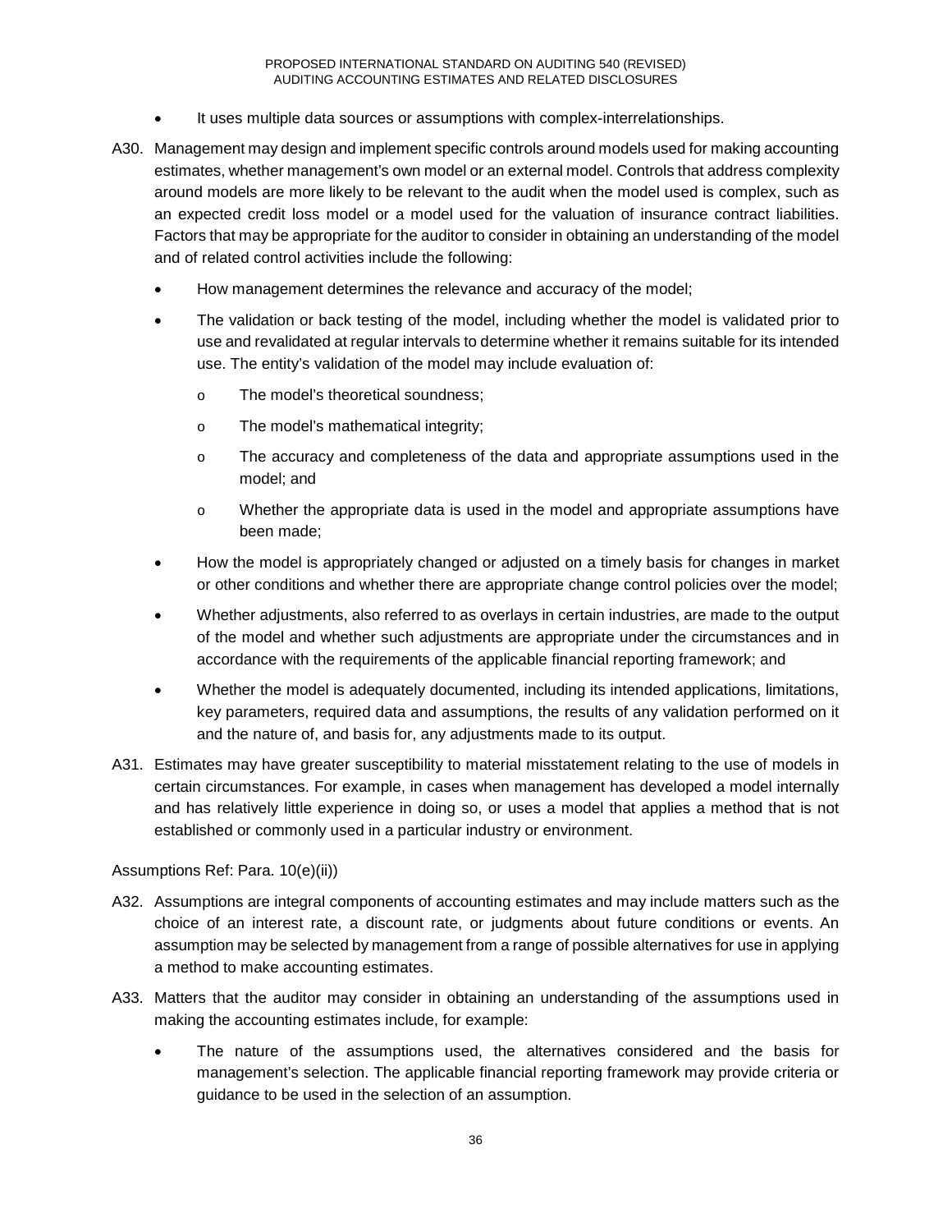- It uses multiple data sources or assumptions with complex-interrelationships.

A30. Management may design and implement specific controls around models used for making accounting estimates, whether management's own model or an external model. Controls that address complexity around models are more likely to be relevant to the audit when the model used is complex, such as an expected credit loss model or a model used for the valuation of insurance contract liabilities. Factors that may be appropriate for the auditor to consider in obtaining an understanding of the model and of related control activities include the following:

- How management determines the relevance and accuracy of the model;
- The validation or back testing of the model, including whether the model is validated prior to use and revalidated at regular intervals to determine whether it remains suitable for its intended use. The entity's validation of the model may include evaluation of:
  - The model's theoretical soundness;
  - The model's mathematical integrity;
  - The accuracy and completeness of the data and appropriate assumptions used in the model; and
  - Whether the appropriate data is used in the model and appropriate assumptions have been made;
- How the model is appropriately changed or adjusted on a timely basis for changes in market or other conditions and whether there are appropriate change control policies over the model;
- Whether adjustments, also referred to as overlays in certain industries, are made to the output of the model and whether such adjustments are appropriate under the circumstances and in accordance with the requirements of the applicable financial reporting framework; and
- Whether the model is adequately documented, including its intended applications, limitations, key parameters, required data and assumptions, the results of any validation performed on it and the nature of, and basis for, any adjustments made to its output.

A31. Estimates may have greater susceptibility to material misstatement relating to the use of models in certain circumstances. For example, in cases when management has developed a model internally and has relatively little experience in doing so, or uses a model that applies a method that is not established or commonly used in a particular industry or environment.

Assumptions Ref: Para. 10(e)(ii))

A32. Assumptions are integral components of accounting estimates and may include matters such as the choice of an interest rate, a discount rate, or judgments about future conditions or events. An assumption may be selected by management from a range of possible alternatives for use in applying a method to make accounting estimates.

A33. Matters that the auditor may consider in obtaining an understanding of the assumptions used in making the accounting estimates include, for example:

- The nature of the assumptions used, the alternatives considered and the basis for management's selection. The applicable financial reporting framework may provide criteria or guidance to be used in the selection of an assumption.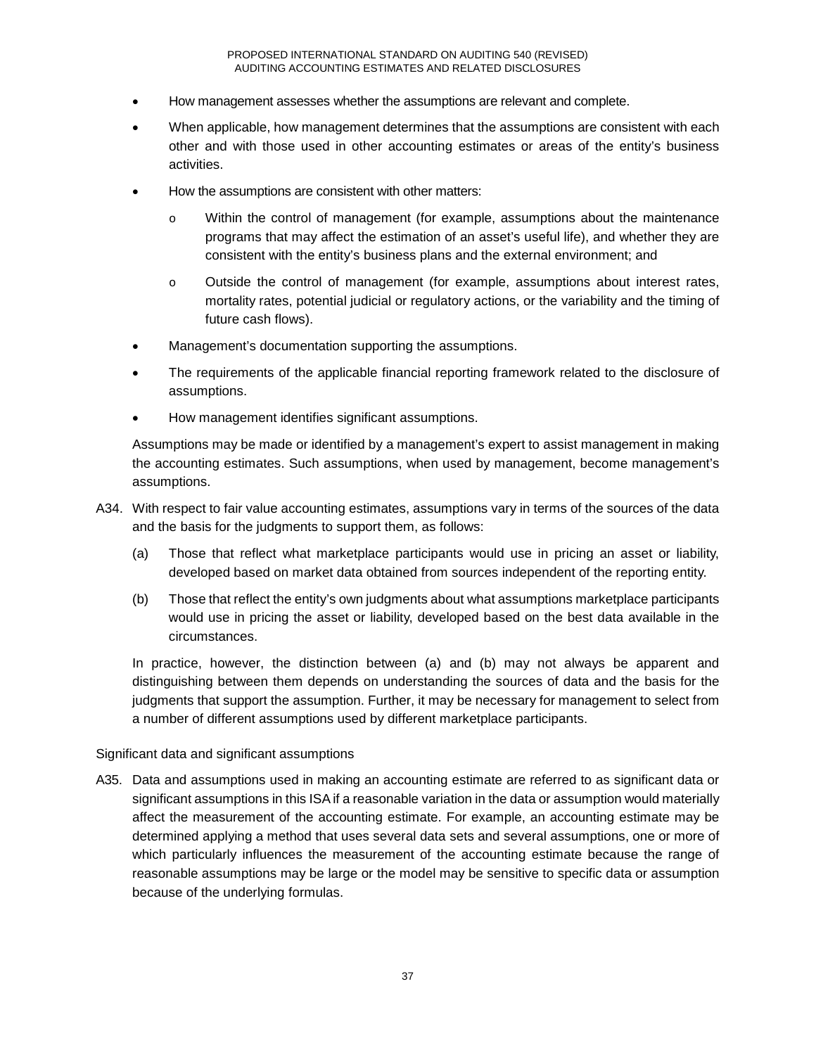- How management assesses whether the assumptions are relevant and complete.
- When applicable, how management determines that the assumptions are consistent with each other and with those used in other accounting estimates or areas of the entity's business activities.
- How the assumptions are consistent with other matters:
  - o Within the control of management (for example, assumptions about the maintenance programs that may affect the estimation of an asset's useful life), and whether they are consistent with the entity's business plans and the external environment; and
  - o Outside the control of management (for example, assumptions about interest rates, mortality rates, potential judicial or regulatory actions, or the variability and the timing of future cash flows).
- Management's documentation supporting the assumptions.
- The requirements of the applicable financial reporting framework related to the disclosure of assumptions.
- How management identifies significant assumptions.

Assumptions may be made or identified by a management's expert to assist management in making the accounting estimates. Such assumptions, when used by management, become management's assumptions.

A34. With respect to fair value accounting estimates, assumptions vary in terms of the sources of the data and the basis for the judgments to support them, as follows:

(a) Those that reflect what marketplace participants would use in pricing an asset or liability, developed based on market data obtained from sources independent of the reporting entity.

(b) Those that reflect the entity's own judgments about what assumptions marketplace participants would use in pricing the asset or liability, developed based on the best data available in the circumstances.

In practice, however, the distinction between (a) and (b) may not always be apparent and distinguishing between them depends on understanding the sources of data and the basis for the judgments that support the assumption. Further, it may be necessary for management to select from a number of different assumptions used by different marketplace participants.

Significant data and significant assumptions

A35. Data and assumptions used in making an accounting estimate are referred to as significant data or significant assumptions in this ISA if a reasonable variation in the data or assumption would materially affect the measurement of the accounting estimate. For example, an accounting estimate may be determined applying a method that uses several data sets and several assumptions, one or more of which particularly influences the measurement of the accounting estimate because the range of reasonable assumptions may be large or the model may be sensitive to specific data or assumption because of the underlying formulas.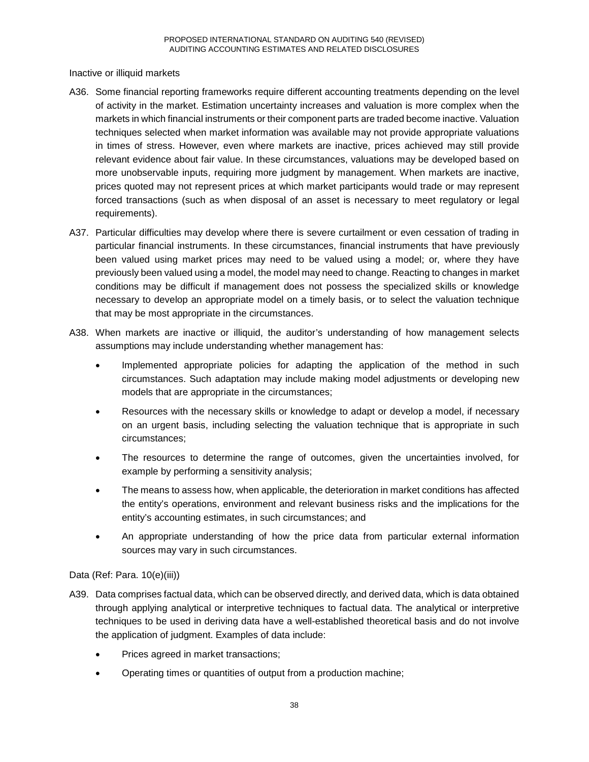Inactive or illiquid markets

A36. Some financial reporting frameworks require different accounting treatments depending on the level of activity in the market. Estimation uncertainty increases and valuation is more complex when the markets in which financial instruments or their component parts are traded become inactive. Valuation techniques selected when market information was available may not provide appropriate valuations in times of stress. However, even where markets are inactive, prices achieved may still provide relevant evidence about fair value. In these circumstances, valuations may be developed based on more unobservable inputs, requiring more judgment by management. When markets are inactive, prices quoted may not represent prices at which market participants would trade or may represent forced transactions (such as when disposal of an asset is necessary to meet regulatory or legal requirements).

A37. Particular difficulties may develop where there is severe curtailment or even cessation of trading in particular financial instruments. In these circumstances, financial instruments that have previously been valued using market prices may need to be valued using a model; or, where they have previously been valued using a model, the model may need to change. Reacting to changes in market conditions may be difficult if management does not possess the specialized skills or knowledge necessary to develop an appropriate model on a timely basis, or to select the valuation technique that may be most appropriate in the circumstances.

A38. When markets are inactive or illiquid, the auditor's understanding of how management selects assumptions may include understanding whether management has:

- Implemented appropriate policies for adapting the application of the method in such circumstances. Such adaptation may include making model adjustments or developing new models that are appropriate in the circumstances;
- Resources with the necessary skills or knowledge to adapt or develop a model, if necessary on an urgent basis, including selecting the valuation technique that is appropriate in such circumstances;
- The resources to determine the range of outcomes, given the uncertainties involved, for example by performing a sensitivity analysis;
- The means to assess how, when applicable, the deterioration in market conditions has affected the entity's operations, environment and relevant business risks and the implications for the entity's accounting estimates, in such circumstances; and
- An appropriate understanding of how the price data from particular external information sources may vary in such circumstances.

Data (Ref: Para. 10(e)(iii))

A39. Data comprises factual data, which can be observed directly, and derived data, which is data obtained through applying analytical or interpretive techniques to factual data. The analytical or interpretive techniques to be used in deriving data have a well-established theoretical basis and do not involve the application of judgment. Examples of data include:

- Prices agreed in market transactions;
- Operating times or quantities of output from a production machine;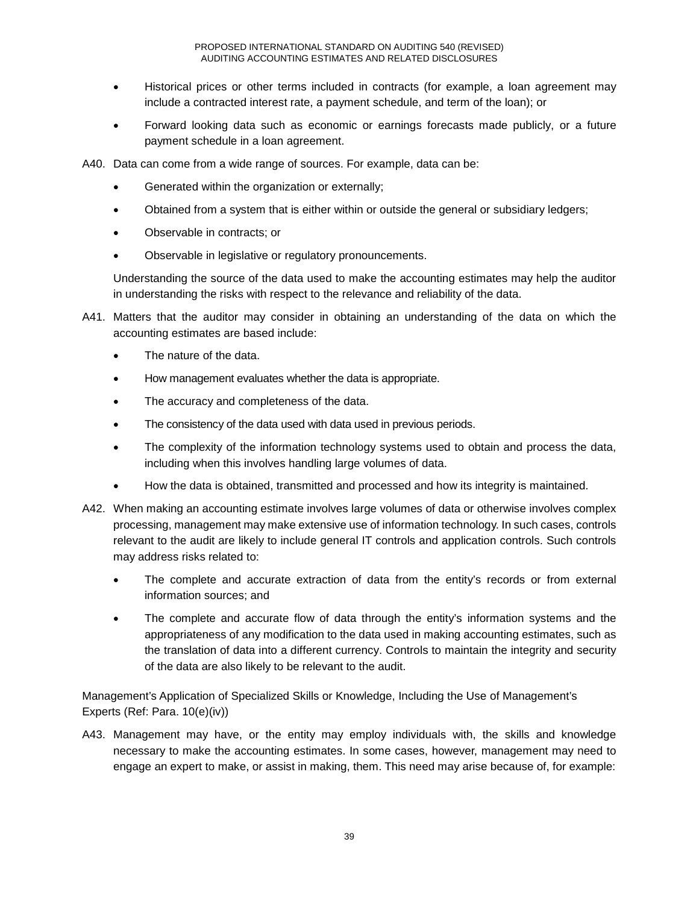- Historical prices or other terms included in contracts (for example, a loan agreement may include a contracted interest rate, a payment schedule, and term of the loan); or
- Forward looking data such as economic or earnings forecasts made publicly, or a future payment schedule in a loan agreement.

A40. Data can come from a wide range of sources. For example, data can be:

- Generated within the organization or externally;
- Obtained from a system that is either within or outside the general or subsidiary ledgers;
- Observable in contracts; or
- Observable in legislative or regulatory pronouncements.

Understanding the source of the data used to make the accounting estimates may help the auditor in understanding the risks with respect to the relevance and reliability of the data.

A41. Matters that the auditor may consider in obtaining an understanding of the data on which the accounting estimates are based include:

- The nature of the data.
- How management evaluates whether the data is appropriate.
- The accuracy and completeness of the data.
- The consistency of the data used with data used in previous periods.
- The complexity of the information technology systems used to obtain and process the data, including when this involves handling large volumes of data.
- How the data is obtained, transmitted and processed and how its integrity is maintained.

A42. When making an accounting estimate involves large volumes of data or otherwise involves complex processing, management may make extensive use of information technology. In such cases, controls relevant to the audit are likely to include general IT controls and application controls. Such controls may address risks related to:

- The complete and accurate extraction of data from the entity's records or from external information sources; and
- The complete and accurate flow of data through the entity's information systems and the appropriateness of any modification to the data used in making accounting estimates, such as the translation of data into a different currency. Controls to maintain the integrity and security of the data are also likely to be relevant to the audit.

Management's Application of Specialized Skills or Knowledge, Including the Use of Management's Experts (Ref: Para. 10(e)(iv))

A43. Management may have, or the entity may employ individuals with, the skills and knowledge necessary to make the accounting estimates. In some cases, however, management may need to engage an expert to make, or assist in making, them. This need may arise because of, for example: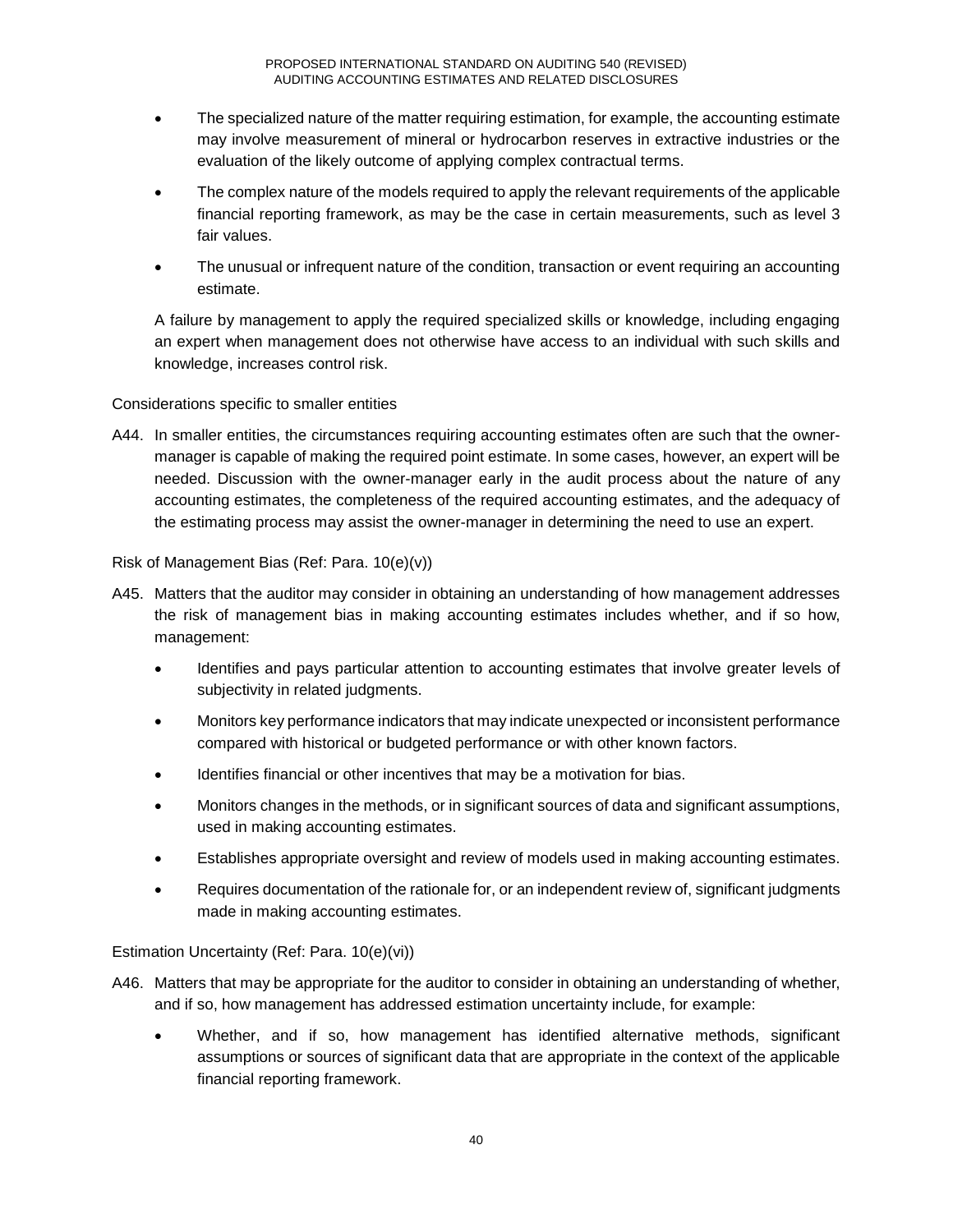- The specialized nature of the matter requiring estimation, for example, the accounting estimate may involve measurement of mineral or hydrocarbon reserves in extractive industries or the evaluation of the likely outcome of applying complex contractual terms.
- The complex nature of the models required to apply the relevant requirements of the applicable financial reporting framework, as may be the case in certain measurements, such as level 3 fair values.
- The unusual or infrequent nature of the condition, transaction or event requiring an accounting estimate.

A failure by management to apply the required specialized skills or knowledge, including engaging an expert when management does not otherwise have access to an individual with such skills and knowledge, increases control risk.

Considerations specific to smaller entities

A44. In smaller entities, the circumstances requiring accounting estimates often are such that the owner-manager is capable of making the required point estimate. In some cases, however, an expert will be needed. Discussion with the owner-manager early in the audit process about the nature of any accounting estimates, the completeness of the required accounting estimates, and the adequacy of the estimating process may assist the owner-manager in determining the need to use an expert.

Risk of Management Bias (Ref: Para. 10(e)(v))

A45. Matters that the auditor may consider in obtaining an understanding of how management addresses the risk of management bias in making accounting estimates includes whether, and if so how, management:

- Identifies and pays particular attention to accounting estimates that involve greater levels of subjectivity in related judgments.
- Monitors key performance indicators that may indicate unexpected or inconsistent performance compared with historical or budgeted performance or with other known factors.
- Identifies financial or other incentives that may be a motivation for bias.
- Monitors changes in the methods, or in significant sources of data and significant assumptions, used in making accounting estimates.
- Establishes appropriate oversight and review of models used in making accounting estimates.
- Requires documentation of the rationale for, or an independent review of, significant judgments made in making accounting estimates.

Estimation Uncertainty (Ref: Para. 10(e)(vi))

A46. Matters that may be appropriate for the auditor to consider in obtaining an understanding of whether, and if so, how management has addressed estimation uncertainty include, for example:

- Whether, and if so, how management has identified alternative methods, significant assumptions or sources of significant data that are appropriate in the context of the applicable financial reporting framework.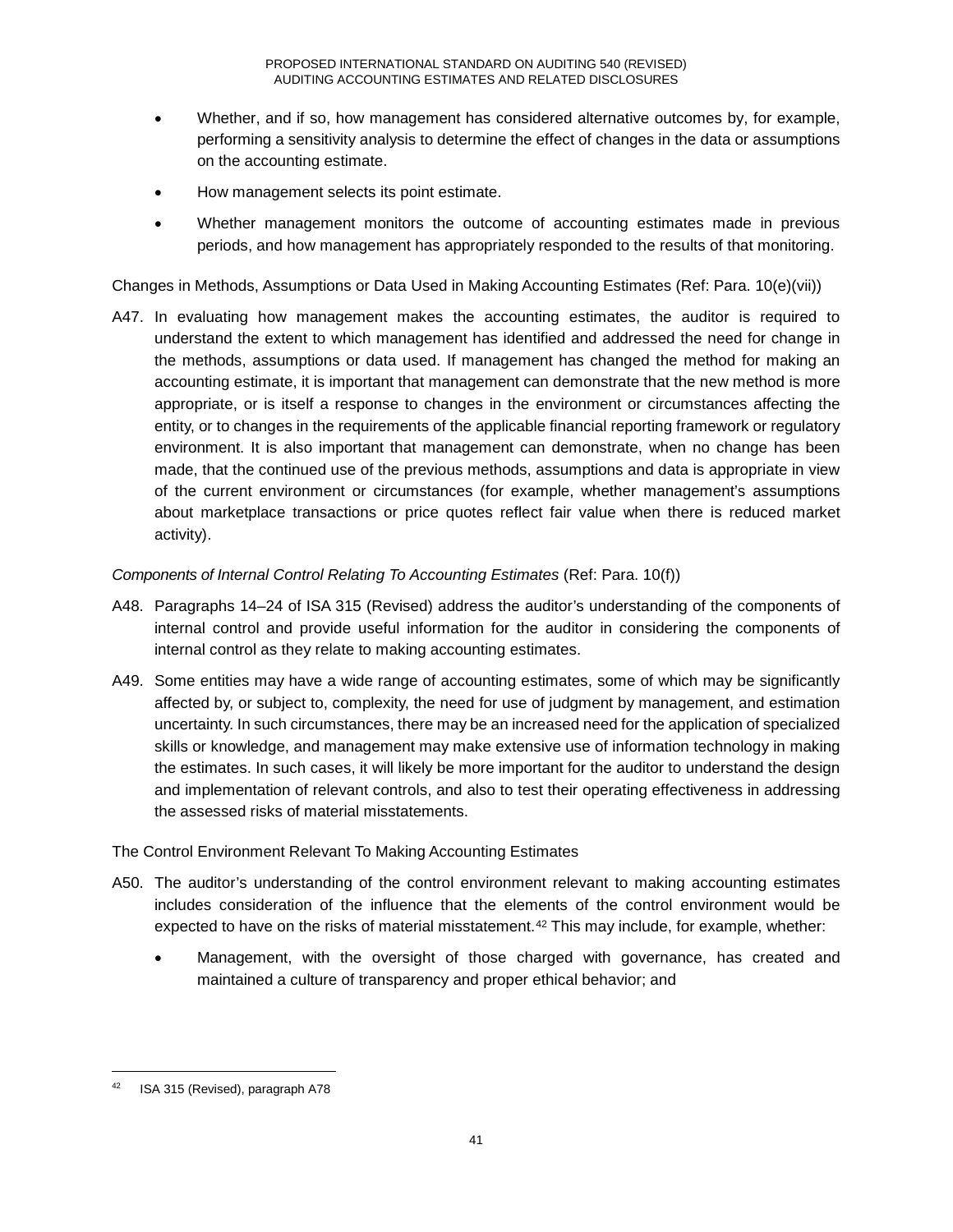- Whether, and if so, how management has considered alternative outcomes by, for example, performing a sensitivity analysis to determine the effect of changes in the data or assumptions on the accounting estimate.
- How management selects its point estimate.
- Whether management monitors the outcome of accounting estimates made in previous periods, and how management has appropriately responded to the results of that monitoring.

Changes in Methods, Assumptions or Data Used in Making Accounting Estimates (Ref: Para. 10(e)(vii))

A47. In evaluating how management makes the accounting estimates, the auditor is required to understand the extent to which management has identified and addressed the need for change in the methods, assumptions or data used. If management has changed the method for making an accounting estimate, it is important that management can demonstrate that the new method is more appropriate, or is itself a response to changes in the environment or circumstances affecting the entity, or to changes in the requirements of the applicable financial reporting framework or regulatory environment. It is also important that management can demonstrate, when no change has been made, that the continued use of the previous methods, assumptions and data is appropriate in view of the current environment or circumstances (for example, whether management's assumptions about marketplace transactions or price quotes reflect fair value when there is reduced market activity).

*Components of Internal Control Relating To Accounting Estimates* (Ref: Para. 10(f))

A48. Paragraphs 14–24 of ISA 315 (Revised) address the auditor's understanding of the components of internal control and provide useful information for the auditor in considering the components of internal control as they relate to making accounting estimates.

A49. Some entities may have a wide range of accounting estimates, some of which may be significantly affected by, or subject to, complexity, the need for use of judgment by management, and estimation uncertainty. In such circumstances, there may be an increased need for the application of specialized skills or knowledge, and management may make extensive use of information technology in making the estimates. In such cases, it will likely be more important for the auditor to understand the design and implementation of relevant controls, and also to test their operating effectiveness in addressing the assessed risks of material misstatements.

The Control Environment Relevant To Making Accounting Estimates

A50. The auditor's understanding of the control environment relevant to making accounting estimates includes consideration of the influence that the elements of the control environment would be expected to have on the risks of material misstatement.[42] This may include, for example, whether:

- Management, with the oversight of those charged with governance, has created and maintained a culture of transparency and proper ethical behavior; and

---

[42] ISA 315 (Revised), paragraph A78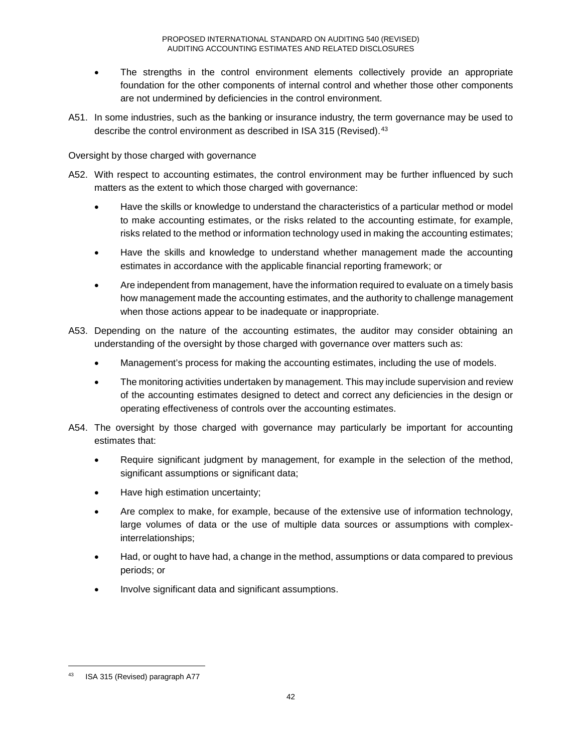- The strengths in the control environment elements collectively provide an appropriate foundation for the other components of internal control and whether those other components are not undermined by deficiencies in the control environment.

A51. In some industries, such as the banking or insurance industry, the term governance may be used to describe the control environment as described in ISA 315 (Revised).[43]

Oversight by those charged with governance

A52. With respect to accounting estimates, the control environment may be further influenced by such matters as the extent to which those charged with governance:

- Have the skills or knowledge to understand the characteristics of a particular method or model to make accounting estimates, or the risks related to the accounting estimate, for example, risks related to the method or information technology used in making the accounting estimates;
- Have the skills and knowledge to understand whether management made the accounting estimates in accordance with the applicable financial reporting framework; or
- Are independent from management, have the information required to evaluate on a timely basis how management made the accounting estimates, and the authority to challenge management when those actions appear to be inadequate or inappropriate.

A53. Depending on the nature of the accounting estimates, the auditor may consider obtaining an understanding of the oversight by those charged with governance over matters such as:

- Management's process for making the accounting estimates, including the use of models.
- The monitoring activities undertaken by management. This may include supervision and review of the accounting estimates designed to detect and correct any deficiencies in the design or operating effectiveness of controls over the accounting estimates.

A54. The oversight by those charged with governance may particularly be important for accounting estimates that:

- Require significant judgment by management, for example in the selection of the method, significant assumptions or significant data;
- Have high estimation uncertainty;
- Are complex to make, for example, because of the extensive use of information technology, large volumes of data or the use of multiple data sources or assumptions with complex-interrelationships;
- Had, or ought to have had, a change in the method, assumptions or data compared to previous periods; or
- Involve significant data and significant assumptions.

---

[43] ISA 315 (Revised) paragraph A77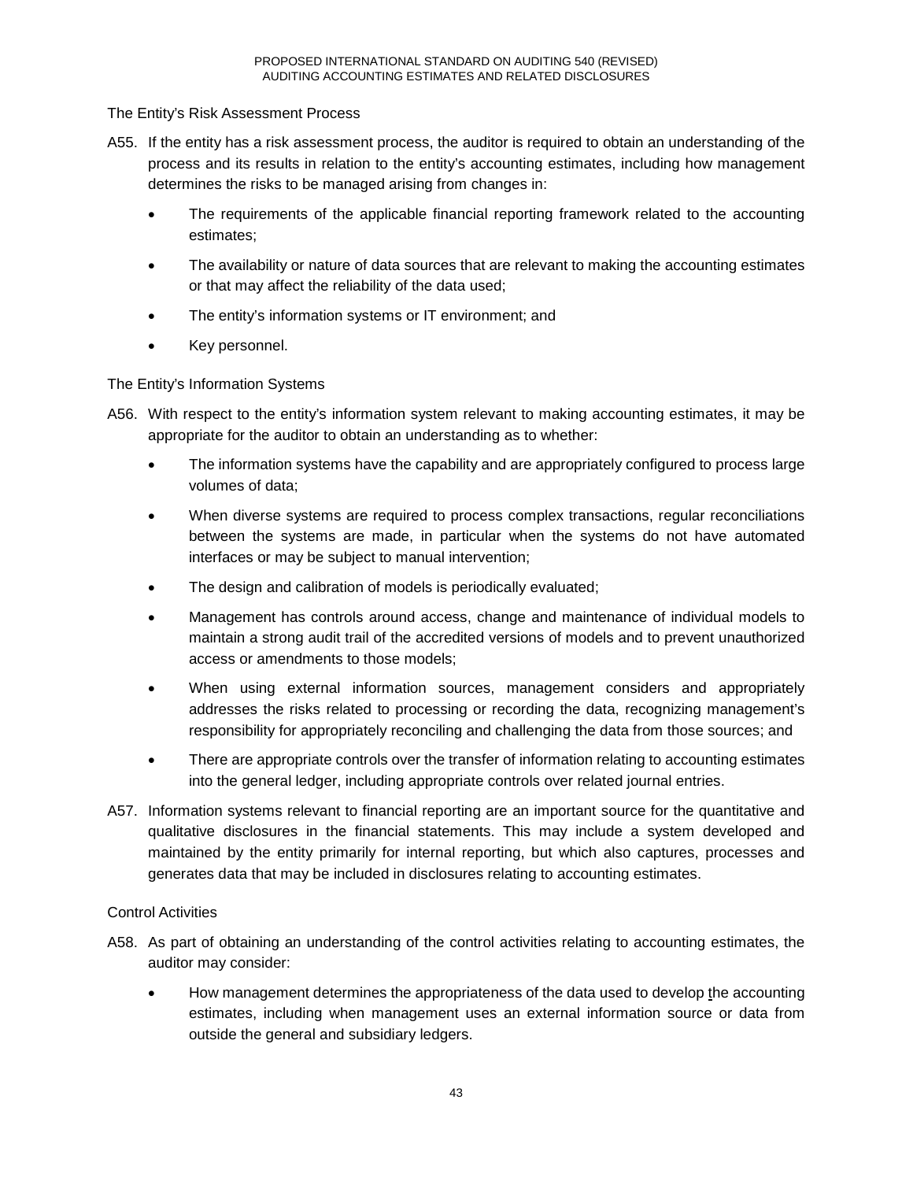### The Entity's Risk Assessment Process

A55. If the entity has a risk assessment process, the auditor is required to obtain an understanding of the process and its results in relation to the entity's accounting estimates, including how management determines the risks to be managed arising from changes in:

- The requirements of the applicable financial reporting framework related to the accounting estimates;
- The availability or nature of data sources that are relevant to making the accounting estimates or that may affect the reliability of the data used;
- The entity's information systems or IT environment; and
- Key personnel.

### The Entity's Information Systems

A56. With respect to the entity's information system relevant to making accounting estimates, it may be appropriate for the auditor to obtain an understanding as to whether:

- The information systems have the capability and are appropriately configured to process large volumes of data;
- When diverse systems are required to process complex transactions, regular reconciliations between the systems are made, in particular when the systems do not have automated interfaces or may be subject to manual intervention;
- The design and calibration of models is periodically evaluated;
- Management has controls around access, change and maintenance of individual models to maintain a strong audit trail of the accredited versions of models and to prevent unauthorized access or amendments to those models;
- When using external information sources, management considers and appropriately addresses the risks related to processing or recording the data, recognizing management's responsibility for appropriately reconciling and challenging the data from those sources; and
- There are appropriate controls over the transfer of information relating to accounting estimates into the general ledger, including appropriate controls over related journal entries.

A57. Information systems relevant to financial reporting are an important source for the quantitative and qualitative disclosures in the financial statements. This may include a system developed and maintained by the entity primarily for internal reporting, but which also captures, processes and generates data that may be included in disclosures relating to accounting estimates.

### Control Activities

A58. As part of obtaining an understanding of the control activities relating to accounting estimates, the auditor may consider:

- How management determines the appropriateness of the data used to develop the accounting estimates, including when management uses an external information source or data from outside the general and subsidiary ledgers.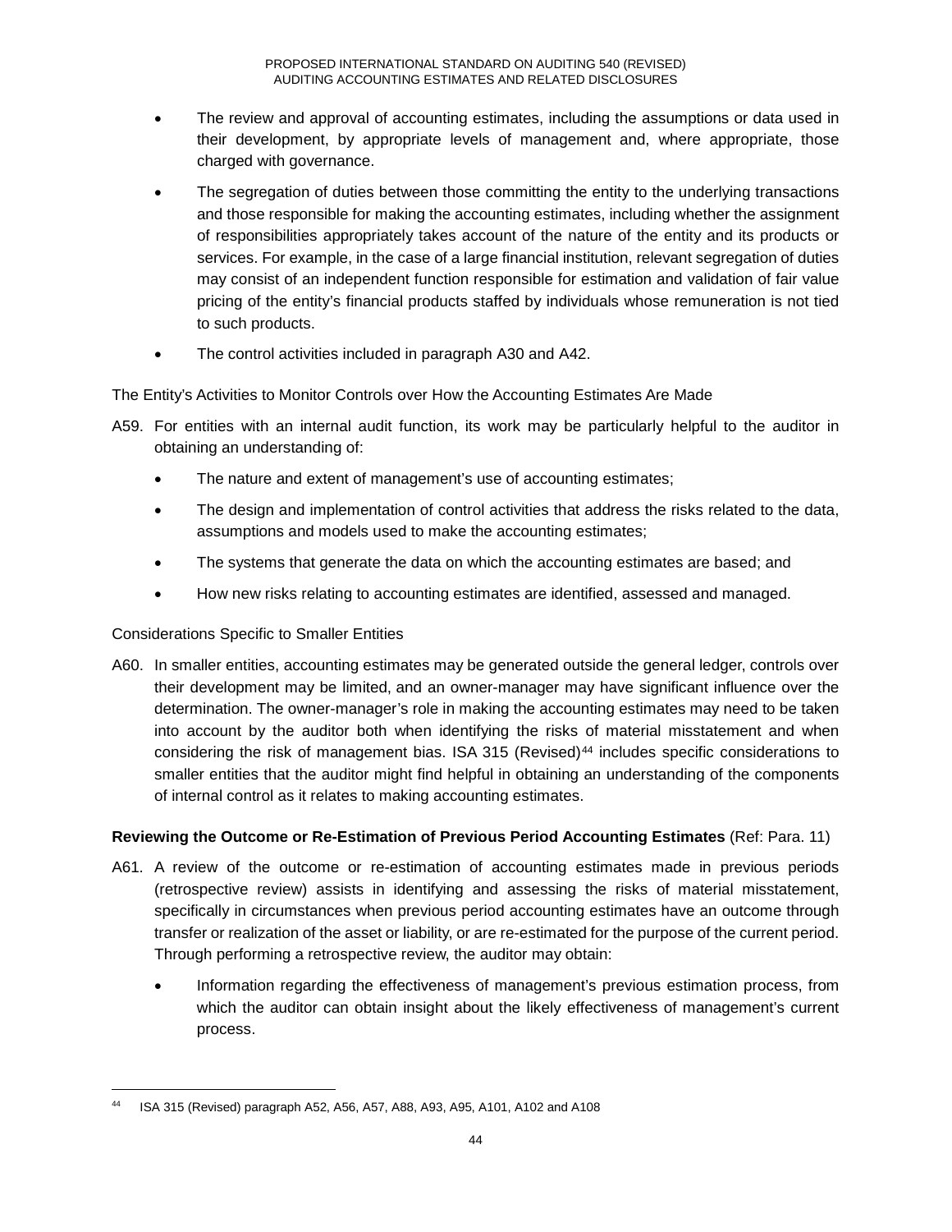- The review and approval of accounting estimates, including the assumptions or data used in their development, by appropriate levels of management and, where appropriate, those charged with governance.
- The segregation of duties between those committing the entity to the underlying transactions and those responsible for making the accounting estimates, including whether the assignment of responsibilities appropriately takes account of the nature of the entity and its products or services. For example, in the case of a large financial institution, relevant segregation of duties may consist of an independent function responsible for estimation and validation of fair value pricing of the entity's financial products staffed by individuals whose remuneration is not tied to such products.
- The control activities included in paragraph A30 and A42.

The Entity's Activities to Monitor Controls over How the Accounting Estimates Are Made

A59. For entities with an internal audit function, its work may be particularly helpful to the auditor in obtaining an understanding of:

- The nature and extent of management's use of accounting estimates;
- The design and implementation of control activities that address the risks related to the data, assumptions and models used to make the accounting estimates;
- The systems that generate the data on which the accounting estimates are based; and
- How new risks relating to accounting estimates are identified, assessed and managed.

Considerations Specific to Smaller Entities

A60. In smaller entities, accounting estimates may be generated outside the general ledger, controls over their development may be limited, and an owner-manager may have significant influence over the determination. The owner-manager's role in making the accounting estimates may need to be taken into account by the auditor both when identifying the risks of material misstatement and when considering the risk of management bias. ISA 315 (Revised)[44] includes specific considerations to smaller entities that the auditor might find helpful in obtaining an understanding of the components of internal control as it relates to making accounting estimates.

**Reviewing the Outcome or Re-Estimation of Previous Period Accounting Estimates** (Ref: Para. 11)

A61. A review of the outcome or re-estimation of accounting estimates made in previous periods (retrospective review) assists in identifying and assessing the risks of material misstatement, specifically in circumstances when previous period accounting estimates have an outcome through transfer or realization of the asset or liability, or are re-estimated for the purpose of the current period. Through performing a retrospective review, the auditor may obtain:

- Information regarding the effectiveness of management's previous estimation process, from which the auditor can obtain insight about the likely effectiveness of management's current process.

---

[44] ISA 315 (Revised) paragraph A52, A56, A57, A88, A93, A95, A101, A102 and A108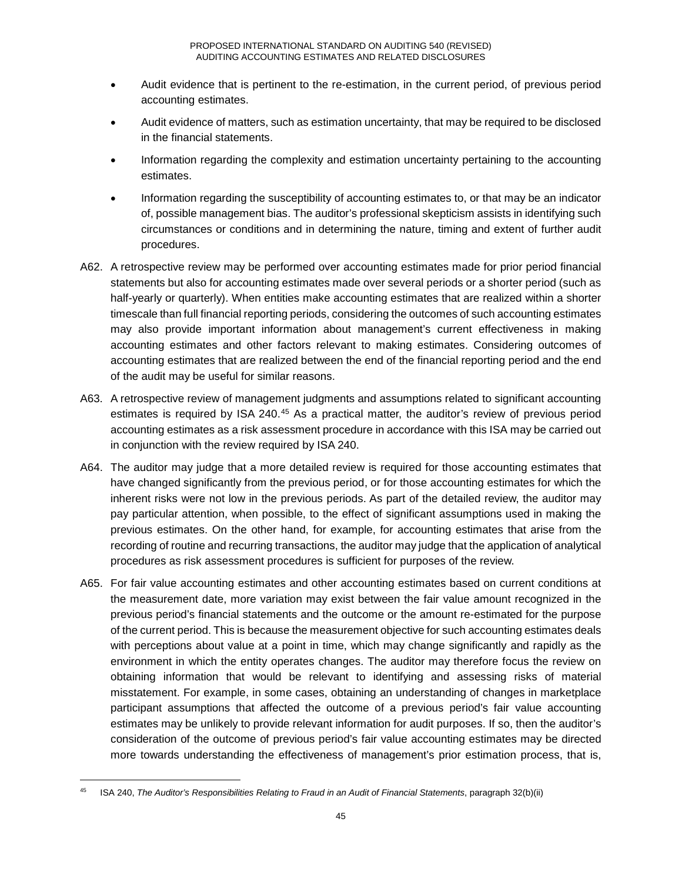- Audit evidence that is pertinent to the re-estimation, in the current period, of previous period accounting estimates.
- Audit evidence of matters, such as estimation uncertainty, that may be required to be disclosed in the financial statements.
- Information regarding the complexity and estimation uncertainty pertaining to the accounting estimates.
- Information regarding the susceptibility of accounting estimates to, or that may be an indicator of, possible management bias. The auditor's professional skepticism assists in identifying such circumstances or conditions and in determining the nature, timing and extent of further audit procedures.

A62. A retrospective review may be performed over accounting estimates made for prior period financial statements but also for accounting estimates made over several periods or a shorter period (such as half-yearly or quarterly). When entities make accounting estimates that are realized within a shorter timescale than full financial reporting periods, considering the outcomes of such accounting estimates may also provide important information about management's current effectiveness in making accounting estimates and other factors relevant to making estimates. Considering outcomes of accounting estimates that are realized between the end of the financial reporting period and the end of the audit may be useful for similar reasons.

A63. A retrospective review of management judgments and assumptions related to significant accounting estimates is required by ISA 240.[45] As a practical matter, the auditor's review of previous period accounting estimates as a risk assessment procedure in accordance with this ISA may be carried out in conjunction with the review required by ISA 240.

A64. The auditor may judge that a more detailed review is required for those accounting estimates that have changed significantly from the previous period, or for those accounting estimates for which the inherent risks were not low in the previous periods. As part of the detailed review, the auditor may pay particular attention, when possible, to the effect of significant assumptions used in making the previous estimates. On the other hand, for example, for accounting estimates that arise from the recording of routine and recurring transactions, the auditor may judge that the application of analytical procedures as risk assessment procedures is sufficient for purposes of the review.

A65. For fair value accounting estimates and other accounting estimates based on current conditions at the measurement date, more variation may exist between the fair value amount recognized in the previous period's financial statements and the outcome or the amount re-estimated for the purpose of the current period. This is because the measurement objective for such accounting estimates deals with perceptions about value at a point in time, which may change significantly and rapidly as the environment in which the entity operates changes. The auditor may therefore focus the review on obtaining information that would be relevant to identifying and assessing risks of material misstatement. For example, in some cases, obtaining an understanding of changes in marketplace participant assumptions that affected the outcome of a previous period's fair value accounting estimates may be unlikely to provide relevant information for audit purposes. If so, then the auditor's consideration of the outcome of previous period's fair value accounting estimates may be directed more towards understanding the effectiveness of management's prior estimation process, that is,

---

[45] ISA 240, *The Auditor's Responsibilities Relating to Fraud in an Audit of Financial Statements*, paragraph 32(b)(ii)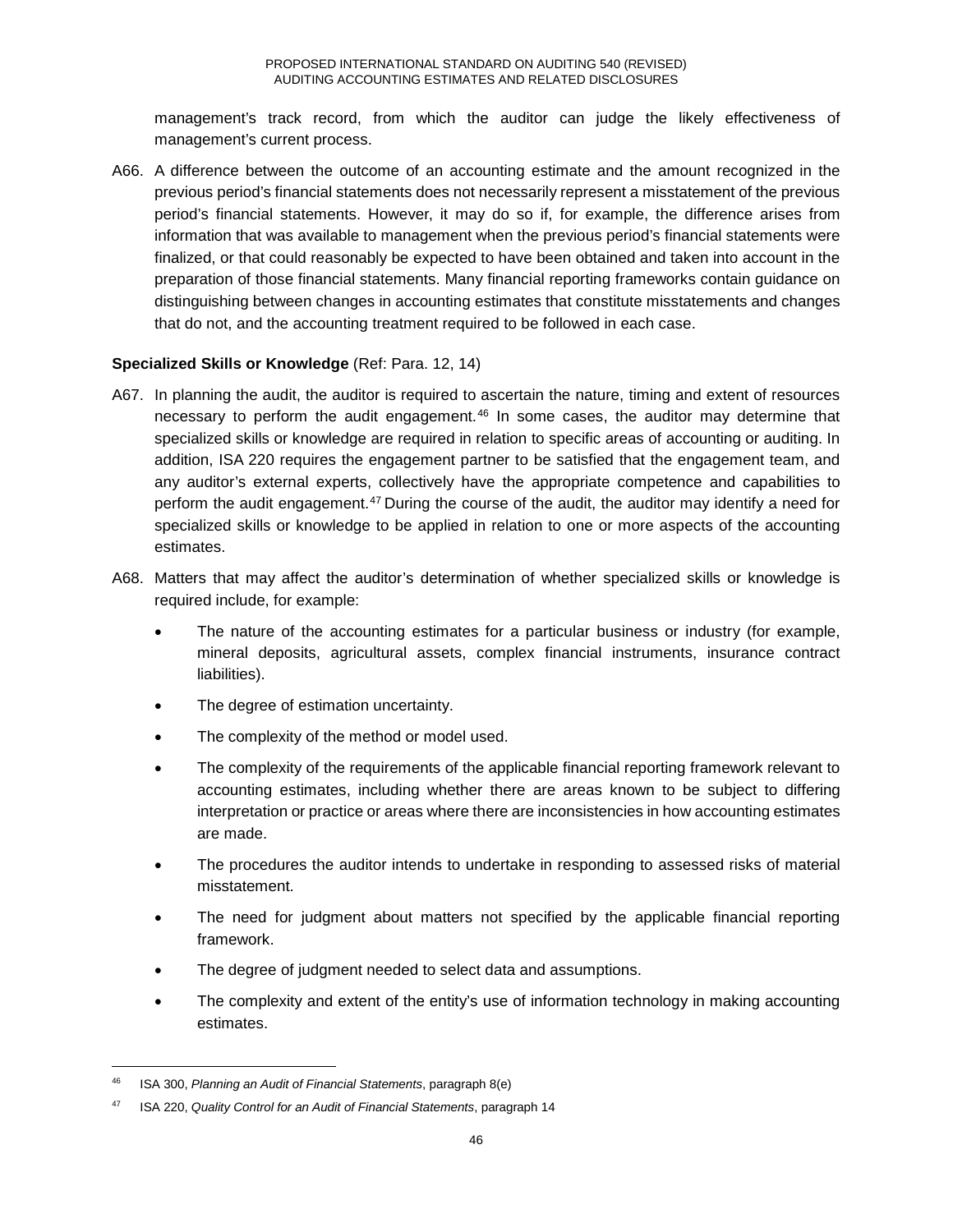management's track record, from which the auditor can judge the likely effectiveness of management's current process.

A66. A difference between the outcome of an accounting estimate and the amount recognized in the previous period's financial statements does not necessarily represent a misstatement of the previous period's financial statements. However, it may do so if, for example, the difference arises from information that was available to management when the previous period's financial statements were finalized, or that could reasonably be expected to have been obtained and taken into account in the preparation of those financial statements. Many financial reporting frameworks contain guidance on distinguishing between changes in accounting estimates that constitute misstatements and changes that do not, and the accounting treatment required to be followed in each case.

**Specialized Skills or Knowledge** (Ref: Para. 12, 14)

A67. In planning the audit, the auditor is required to ascertain the nature, timing and extent of resources necessary to perform the audit engagement.[46] In some cases, the auditor may determine that specialized skills or knowledge are required in relation to specific areas of accounting or auditing. In addition, ISA 220 requires the engagement partner to be satisfied that the engagement team, and any auditor's external experts, collectively have the appropriate competence and capabilities to perform the audit engagement.[47] During the course of the audit, the auditor may identify a need for specialized skills or knowledge to be applied in relation to one or more aspects of the accounting estimates.

A68. Matters that may affect the auditor's determination of whether specialized skills or knowledge is required include, for example:

- The nature of the accounting estimates for a particular business or industry (for example, mineral deposits, agricultural assets, complex financial instruments, insurance contract liabilities).
- The degree of estimation uncertainty.
- The complexity of the method or model used.
- The complexity of the requirements of the applicable financial reporting framework relevant to accounting estimates, including whether there are areas known to be subject to differing interpretation or practice or areas where there are inconsistencies in how accounting estimates are made.
- The procedures the auditor intends to undertake in responding to assessed risks of material misstatement.
- The need for judgment about matters not specified by the applicable financial reporting framework.
- The degree of judgment needed to select data and assumptions.
- The complexity and extent of the entity's use of information technology in making accounting estimates.

---

[46] ISA 300, *Planning an Audit of Financial Statements*, paragraph 8(e)

[47] ISA 220, *Quality Control for an Audit of Financial Statements*, paragraph 14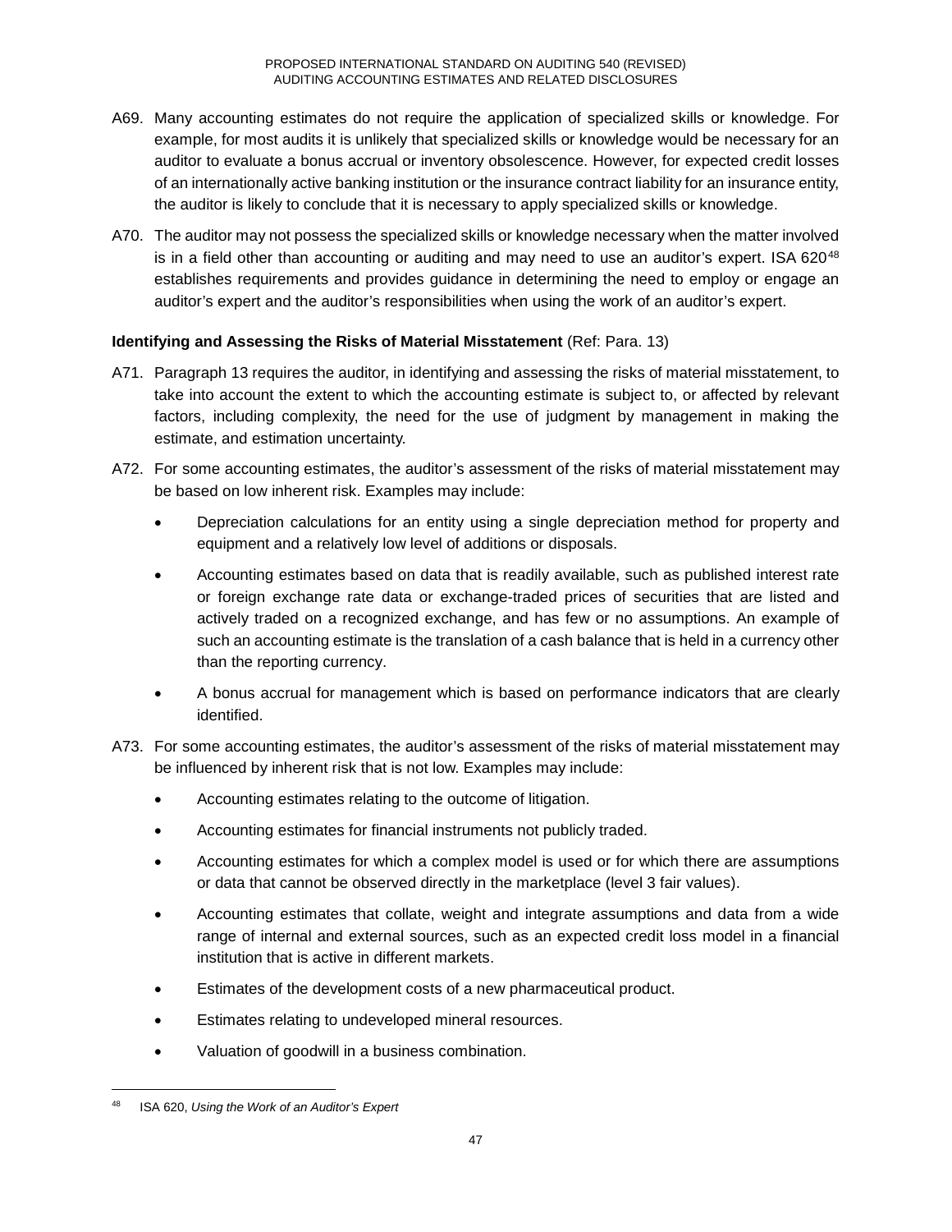A69. Many accounting estimates do not require the application of specialized skills or knowledge. For example, for most audits it is unlikely that specialized skills or knowledge would be necessary for an auditor to evaluate a bonus accrual or inventory obsolescence. However, for expected credit losses of an internationally active banking institution or the insurance contract liability for an insurance entity, the auditor is likely to conclude that it is necessary to apply specialized skills or knowledge.

A70. The auditor may not possess the specialized skills or knowledge necessary when the matter involved is in a field other than accounting or auditing and may need to use an auditor's expert. ISA 620[48] establishes requirements and provides guidance in determining the need to employ or engage an auditor's expert and the auditor's responsibilities when using the work of an auditor's expert.

**Identifying and Assessing the Risks of Material Misstatement** (Ref: Para. 13)

A71. Paragraph 13 requires the auditor, in identifying and assessing the risks of material misstatement, to take into account the extent to which the accounting estimate is subject to, or affected by relevant factors, including complexity, the need for the use of judgment by management in making the estimate, and estimation uncertainty.

A72. For some accounting estimates, the auditor's assessment of the risks of material misstatement may be based on low inherent risk. Examples may include:

- Depreciation calculations for an entity using a single depreciation method for property and equipment and a relatively low level of additions or disposals.
- Accounting estimates based on data that is readily available, such as published interest rate or foreign exchange rate data or exchange-traded prices of securities that are listed and actively traded on a recognized exchange, and has few or no assumptions. An example of such an accounting estimate is the translation of a cash balance that is held in a currency other than the reporting currency.
- A bonus accrual for management which is based on performance indicators that are clearly identified.

A73. For some accounting estimates, the auditor's assessment of the risks of material misstatement may be influenced by inherent risk that is not low. Examples may include:

- Accounting estimates relating to the outcome of litigation.
- Accounting estimates for financial instruments not publicly traded.
- Accounting estimates for which a complex model is used or for which there are assumptions or data that cannot be observed directly in the marketplace (level 3 fair values).
- Accounting estimates that collate, weight and integrate assumptions and data from a wide range of internal and external sources, such as an expected credit loss model in a financial institution that is active in different markets.
- Estimates of the development costs of a new pharmaceutical product.
- Estimates relating to undeveloped mineral resources.
- Valuation of goodwill in a business combination.

---

[48] ISA 620, *Using the Work of an Auditor's Expert*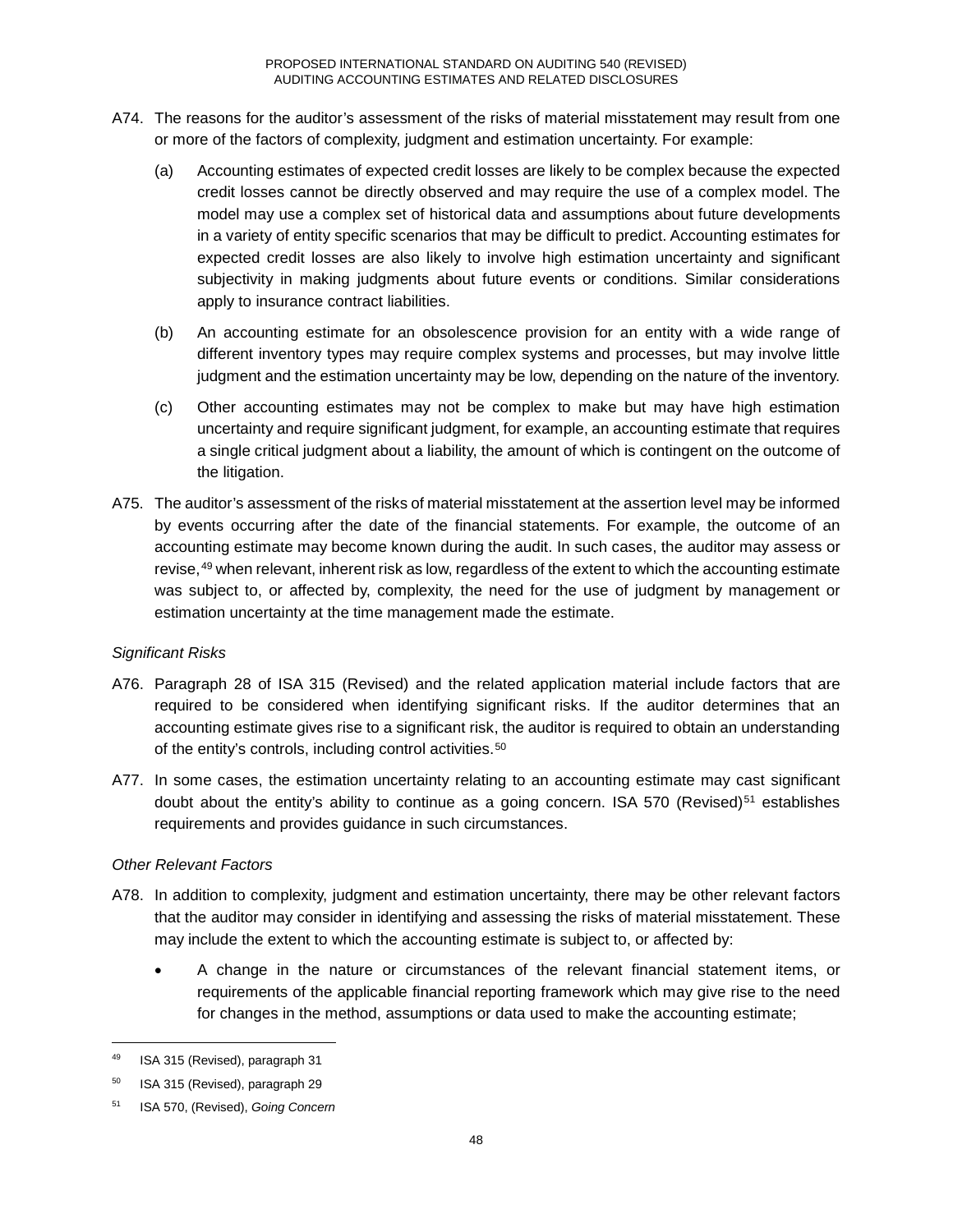A74. The reasons for the auditor's assessment of the risks of material misstatement may result from one or more of the factors of complexity, judgment and estimation uncertainty. For example:

(a) Accounting estimates of expected credit losses are likely to be complex because the expected credit losses cannot be directly observed and may require the use of a complex model. The model may use a complex set of historical data and assumptions about future developments in a variety of entity specific scenarios that may be difficult to predict. Accounting estimates for expected credit losses are also likely to involve high estimation uncertainty and significant subjectivity in making judgments about future events or conditions. Similar considerations apply to insurance contract liabilities.

(b) An accounting estimate for an obsolescence provision for an entity with a wide range of different inventory types may require complex systems and processes, but may involve little judgment and the estimation uncertainty may be low, depending on the nature of the inventory.

(c) Other accounting estimates may not be complex to make but may have high estimation uncertainty and require significant judgment, for example, an accounting estimate that requires a single critical judgment about a liability, the amount of which is contingent on the outcome of the litigation.

A75. The auditor's assessment of the risks of material misstatement at the assertion level may be informed by events occurring after the date of the financial statements. For example, the outcome of an accounting estimate may become known during the audit. In such cases, the auditor may assess or revise,[49] when relevant, inherent risk as low, regardless of the extent to which the accounting estimate was subject to, or affected by, complexity, the need for the use of judgment by management or estimation uncertainty at the time management made the estimate.

*Significant Risks*

A76. Paragraph 28 of ISA 315 (Revised) and the related application material include factors that are required to be considered when identifying significant risks. If the auditor determines that an accounting estimate gives rise to a significant risk, the auditor is required to obtain an understanding of the entity's controls, including control activities.[50]

A77. In some cases, the estimation uncertainty relating to an accounting estimate may cast significant doubt about the entity's ability to continue as a going concern. ISA 570 (Revised)[51] establishes requirements and provides guidance in such circumstances.

*Other Relevant Factors*

A78. In addition to complexity, judgment and estimation uncertainty, there may be other relevant factors that the auditor may consider in identifying and assessing the risks of material misstatement. These may include the extent to which the accounting estimate is subject to, or affected by:

- A change in the nature or circumstances of the relevant financial statement items, or requirements of the applicable financial reporting framework which may give rise to the need for changes in the method, assumptions or data used to make the accounting estimate;

---

[49] ISA 315 (Revised), paragraph 31

[50] ISA 315 (Revised), paragraph 29

[51] ISA 570, (Revised), *Going Concern*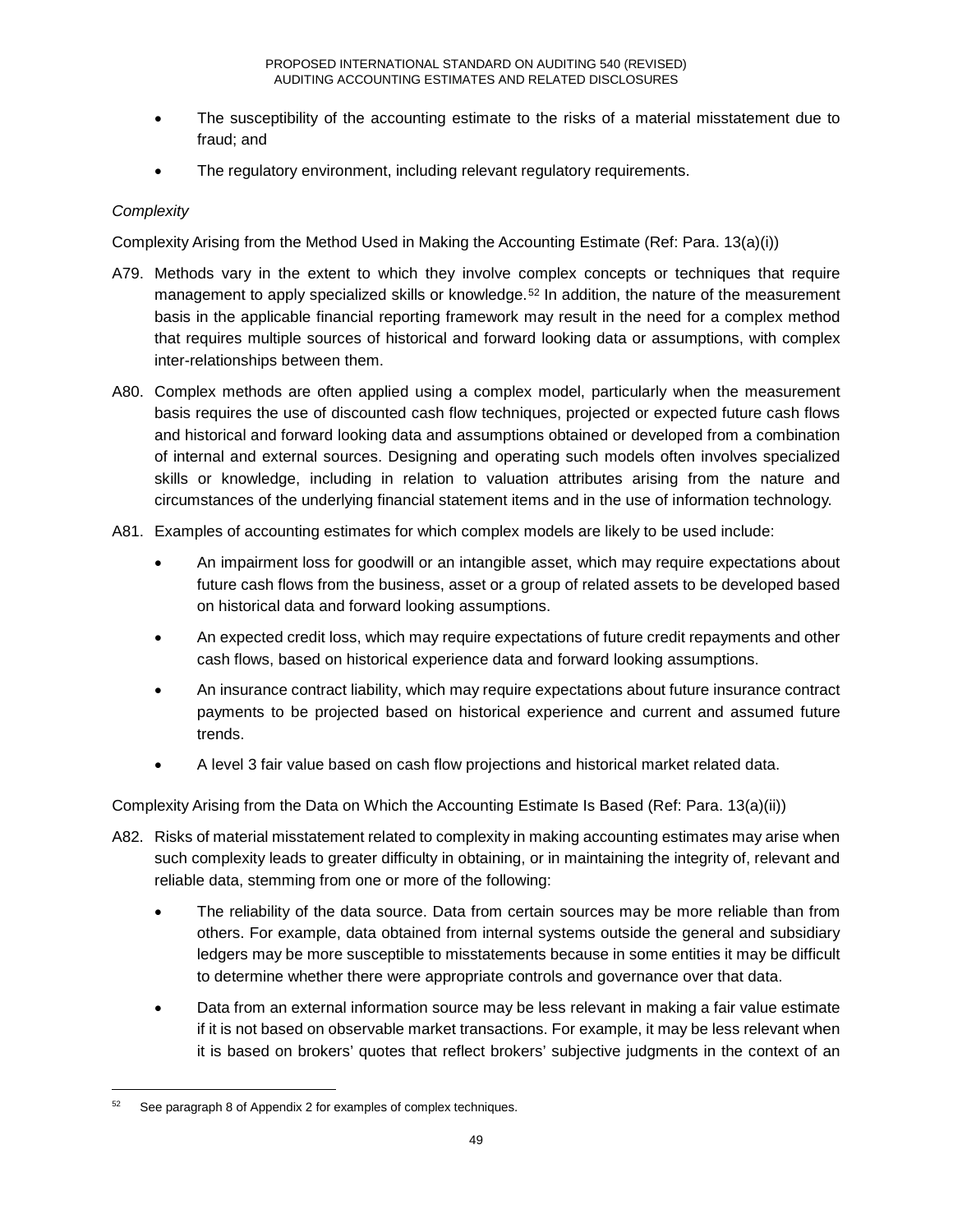- The susceptibility of the accounting estimate to the risks of a material misstatement due to fraud; and
- The regulatory environment, including relevant regulatory requirements.

*Complexity*

Complexity Arising from the Method Used in Making the Accounting Estimate (Ref: Para. 13(a)(i))

A79. Methods vary in the extent to which they involve complex concepts or techniques that require management to apply specialized skills or knowledge.[52] In addition, the nature of the measurement basis in the applicable financial reporting framework may result in the need for a complex method that requires multiple sources of historical and forward looking data or assumptions, with complex inter-relationships between them.

A80. Complex methods are often applied using a complex model, particularly when the measurement basis requires the use of discounted cash flow techniques, projected or expected future cash flows and historical and forward looking data and assumptions obtained or developed from a combination of internal and external sources. Designing and operating such models often involves specialized skills or knowledge, including in relation to valuation attributes arising from the nature and circumstances of the underlying financial statement items and in the use of information technology.

A81. Examples of accounting estimates for which complex models are likely to be used include:

- An impairment loss for goodwill or an intangible asset, which may require expectations about future cash flows from the business, asset or a group of related assets to be developed based on historical data and forward looking assumptions.
- An expected credit loss, which may require expectations of future credit repayments and other cash flows, based on historical experience data and forward looking assumptions.
- An insurance contract liability, which may require expectations about future insurance contract payments to be projected based on historical experience and current and assumed future trends.
- A level 3 fair value based on cash flow projections and historical market related data.

Complexity Arising from the Data on Which the Accounting Estimate Is Based (Ref: Para. 13(a)(ii))

A82. Risks of material misstatement related to complexity in making accounting estimates may arise when such complexity leads to greater difficulty in obtaining, or in maintaining the integrity of, relevant and reliable data, stemming from one or more of the following:

- The reliability of the data source. Data from certain sources may be more reliable than from others. For example, data obtained from internal systems outside the general and subsidiary ledgers may be more susceptible to misstatements because in some entities it may be difficult to determine whether there were appropriate controls and governance over that data.
- Data from an external information source may be less relevant in making a fair value estimate if it is not based on observable market transactions. For example, it may be less relevant when it is based on brokers' quotes that reflect brokers' subjective judgments in the context of an

---

[52] See paragraph 8 of Appendix 2 for examples of complex techniques.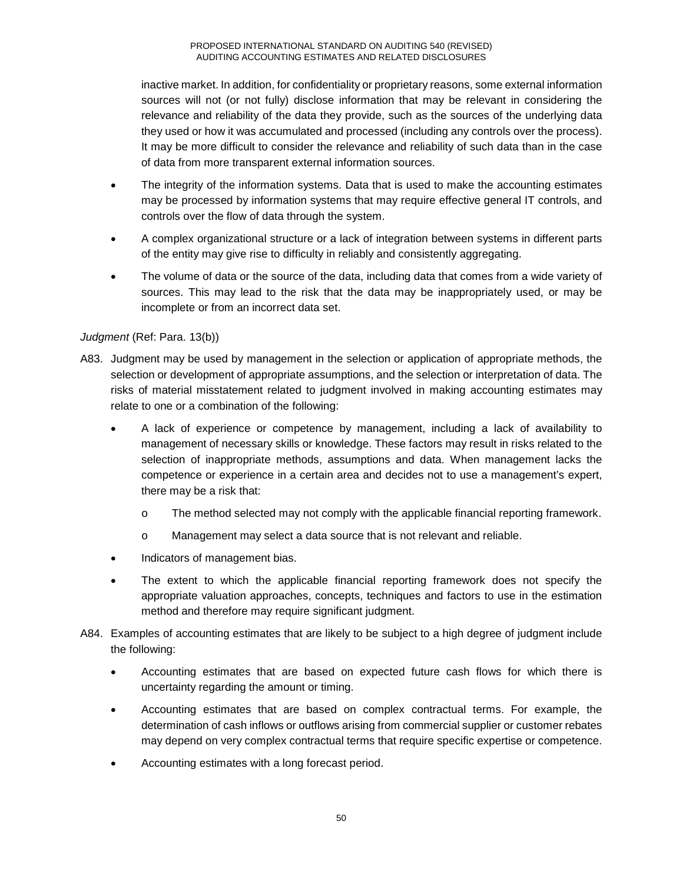inactive market. In addition, for confidentiality or proprietary reasons, some external information sources will not (or not fully) disclose information that may be relevant in considering the relevance and reliability of the data they provide, such as the sources of the underlying data they used or how it was accumulated and processed (including any controls over the process). It may be more difficult to consider the relevance and reliability of such data than in the case of data from more transparent external information sources.

- The integrity of the information systems. Data that is used to make the accounting estimates may be processed by information systems that may require effective general IT controls, and controls over the flow of data through the system.
- A complex organizational structure or a lack of integration between systems in different parts of the entity may give rise to difficulty in reliably and consistently aggregating.
- The volume of data or the source of the data, including data that comes from a wide variety of sources. This may lead to the risk that the data may be inappropriately used, or may be incomplete or from an incorrect data set.

*Judgment* (Ref: Para. 13(b))

A83. Judgment may be used by management in the selection or application of appropriate methods, the selection or development of appropriate assumptions, and the selection or interpretation of data. The risks of material misstatement related to judgment involved in making accounting estimates may relate to one or a combination of the following:

- A lack of experience or competence by management, including a lack of availability to management of necessary skills or knowledge. These factors may result in risks related to the selection of inappropriate methods, assumptions and data. When management lacks the competence or experience in a certain area and decides not to use a management's expert, there may be a risk that:
  - The method selected may not comply with the applicable financial reporting framework.
  - Management may select a data source that is not relevant and reliable.
- Indicators of management bias.
- The extent to which the applicable financial reporting framework does not specify the appropriate valuation approaches, concepts, techniques and factors to use in the estimation method and therefore may require significant judgment.

A84. Examples of accounting estimates that are likely to be subject to a high degree of judgment include the following:

- Accounting estimates that are based on expected future cash flows for which there is uncertainty regarding the amount or timing.
- Accounting estimates that are based on complex contractual terms. For example, the determination of cash inflows or outflows arising from commercial supplier or customer rebates may depend on very complex contractual terms that require specific expertise or competence.
- Accounting estimates with a long forecast period.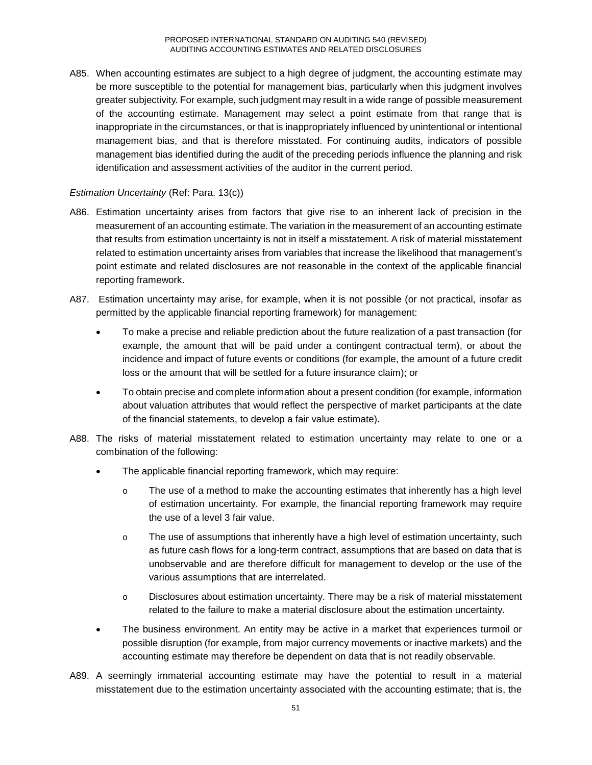A85. When accounting estimates are subject to a high degree of judgment, the accounting estimate may be more susceptible to the potential for management bias, particularly when this judgment involves greater subjectivity. For example, such judgment may result in a wide range of possible measurement of the accounting estimate. Management may select a point estimate from that range that is inappropriate in the circumstances, or that is inappropriately influenced by unintentional or intentional management bias, and that is therefore misstated. For continuing audits, indicators of possible management bias identified during the audit of the preceding periods influence the planning and risk identification and assessment activities of the auditor in the current period.

*Estimation Uncertainty* (Ref: Para. 13(c))

A86. Estimation uncertainty arises from factors that give rise to an inherent lack of precision in the measurement of an accounting estimate. The variation in the measurement of an accounting estimate that results from estimation uncertainty is not in itself a misstatement. A risk of material misstatement related to estimation uncertainty arises from variables that increase the likelihood that management's point estimate and related disclosures are not reasonable in the context of the applicable financial reporting framework.

A87. Estimation uncertainty may arise, for example, when it is not possible (or not practical, insofar as permitted by the applicable financial reporting framework) for management:

- To make a precise and reliable prediction about the future realization of a past transaction (for example, the amount that will be paid under a contingent contractual term), or about the incidence and impact of future events or conditions (for example, the amount of a future credit loss or the amount that will be settled for a future insurance claim); or
- To obtain precise and complete information about a present condition (for example, information about valuation attributes that would reflect the perspective of market participants at the date of the financial statements, to develop a fair value estimate).

A88. The risks of material misstatement related to estimation uncertainty may relate to one or a combination of the following:

- The applicable financial reporting framework, which may require:
  - The use of a method to make the accounting estimates that inherently has a high level of estimation uncertainty. For example, the financial reporting framework may require the use of a level 3 fair value.
  - The use of assumptions that inherently have a high level of estimation uncertainty, such as future cash flows for a long-term contract, assumptions that are based on data that is unobservable and are therefore difficult for management to develop or the use of the various assumptions that are interrelated.
  - Disclosures about estimation uncertainty. There may be a risk of material misstatement related to the failure to make a material disclosure about the estimation uncertainty.
- The business environment. An entity may be active in a market that experiences turmoil or possible disruption (for example, from major currency movements or inactive markets) and the accounting estimate may therefore be dependent on data that is not readily observable.

A89. A seemingly immaterial accounting estimate may have the potential to result in a material misstatement due to the estimation uncertainty associated with the accounting estimate; that is, the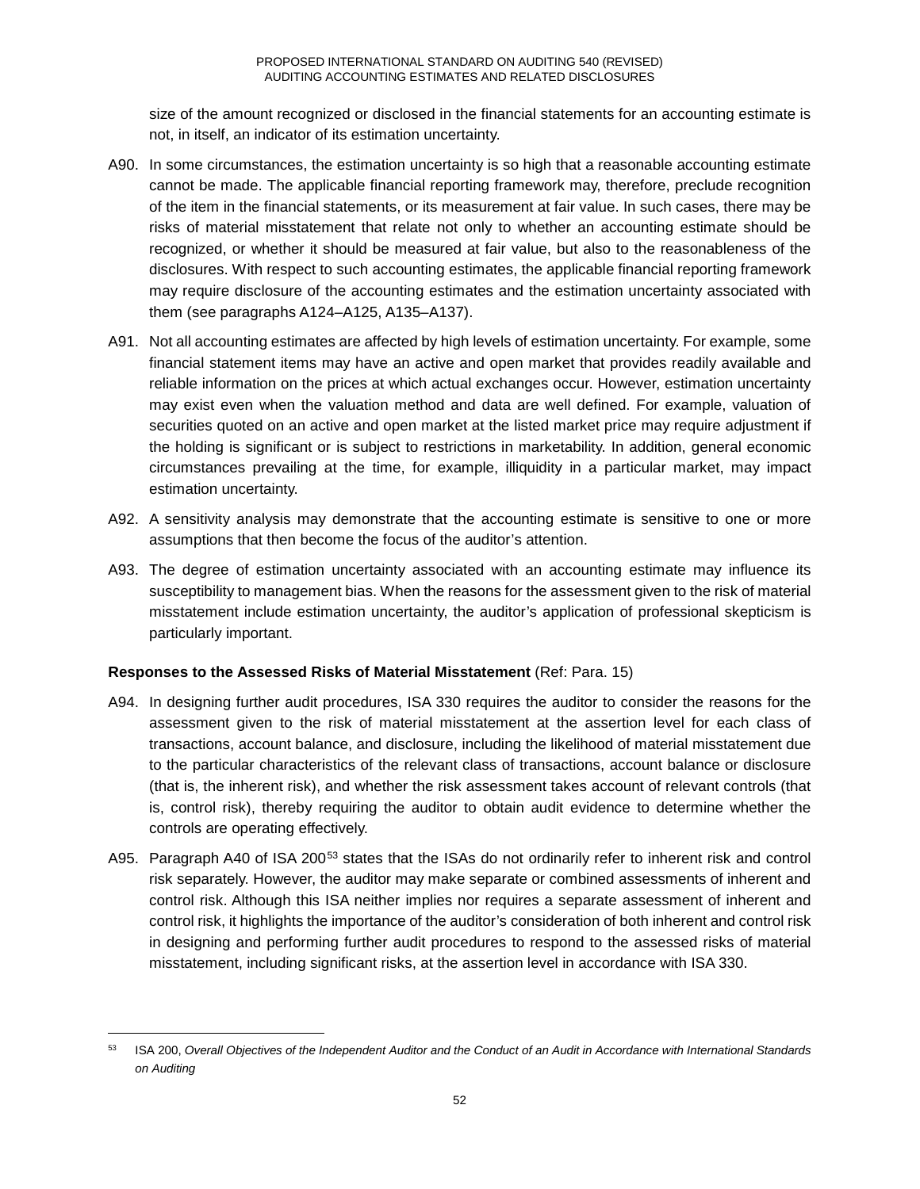size of the amount recognized or disclosed in the financial statements for an accounting estimate is not, in itself, an indicator of its estimation uncertainty.

A90. In some circumstances, the estimation uncertainty is so high that a reasonable accounting estimate cannot be made. The applicable financial reporting framework may, therefore, preclude recognition of the item in the financial statements, or its measurement at fair value. In such cases, there may be risks of material misstatement that relate not only to whether an accounting estimate should be recognized, or whether it should be measured at fair value, but also to the reasonableness of the disclosures. With respect to such accounting estimates, the applicable financial reporting framework may require disclosure of the accounting estimates and the estimation uncertainty associated with them (see paragraphs A124–A125, A135–A137).

A91. Not all accounting estimates are affected by high levels of estimation uncertainty. For example, some financial statement items may have an active and open market that provides readily available and reliable information on the prices at which actual exchanges occur. However, estimation uncertainty may exist even when the valuation method and data are well defined. For example, valuation of securities quoted on an active and open market at the listed market price may require adjustment if the holding is significant or is subject to restrictions in marketability. In addition, general economic circumstances prevailing at the time, for example, illiquidity in a particular market, may impact estimation uncertainty.

A92. A sensitivity analysis may demonstrate that the accounting estimate is sensitive to one or more assumptions that then become the focus of the auditor's attention.

A93. The degree of estimation uncertainty associated with an accounting estimate may influence its susceptibility to management bias. When the reasons for the assessment given to the risk of material misstatement include estimation uncertainty, the auditor's application of professional skepticism is particularly important.

**Responses to the Assessed Risks of Material Misstatement** (Ref: Para. 15)

A94. In designing further audit procedures, ISA 330 requires the auditor to consider the reasons for the assessment given to the risk of material misstatement at the assertion level for each class of transactions, account balance, and disclosure, including the likelihood of material misstatement due to the particular characteristics of the relevant class of transactions, account balance or disclosure (that is, the inherent risk), and whether the risk assessment takes account of relevant controls (that is, control risk), thereby requiring the auditor to obtain audit evidence to determine whether the controls are operating effectively.

A95. Paragraph A40 of ISA 200[53] states that the ISAs do not ordinarily refer to inherent risk and control risk separately. However, the auditor may make separate or combined assessments of inherent and control risk. Although this ISA neither implies nor requires a separate assessment of inherent and control risk, it highlights the importance of the auditor's consideration of both inherent and control risk in designing and performing further audit procedures to respond to the assessed risks of material misstatement, including significant risks, at the assertion level in accordance with ISA 330.

---

[53] ISA 200, *Overall Objectives of the Independent Auditor and the Conduct of an Audit in Accordance with International Standards on Auditing*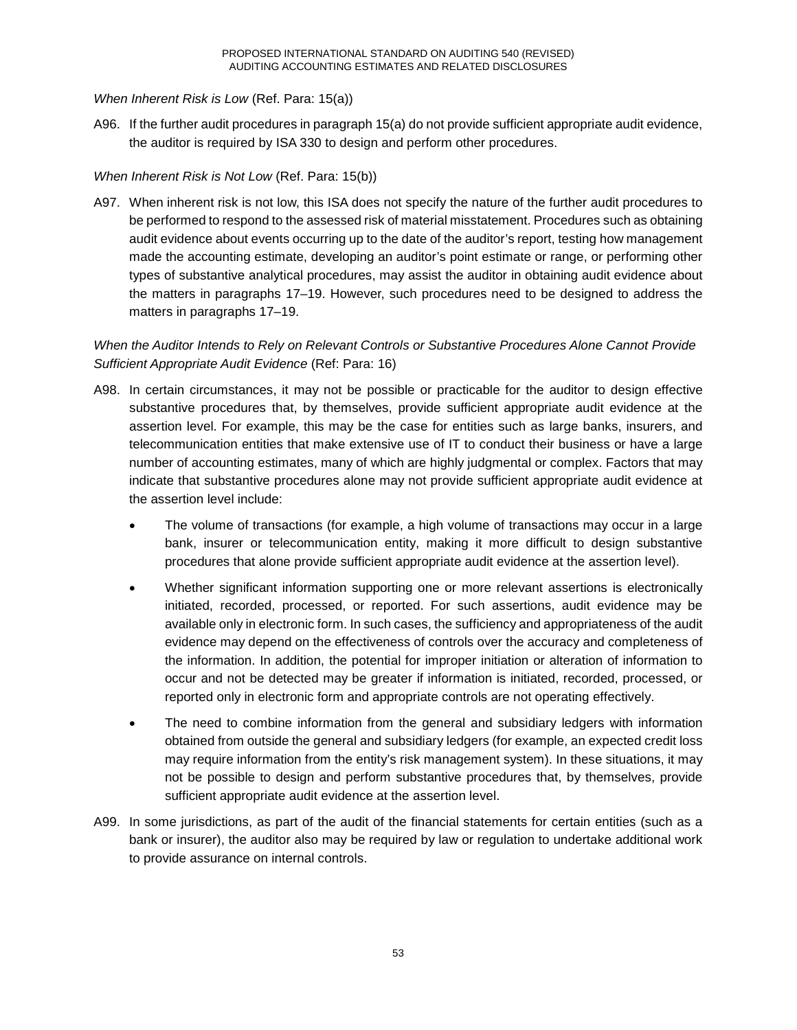*When Inherent Risk is Low* (Ref. Para: 15(a))

A96. If the further audit procedures in paragraph 15(a) do not provide sufficient appropriate audit evidence, the auditor is required by ISA 330 to design and perform other procedures.

*When Inherent Risk is Not Low* (Ref. Para: 15(b))

A97. When inherent risk is not low, this ISA does not specify the nature of the further audit procedures to be performed to respond to the assessed risk of material misstatement. Procedures such as obtaining audit evidence about events occurring up to the date of the auditor's report, testing how management made the accounting estimate, developing an auditor's point estimate or range, or performing other types of substantive analytical procedures, may assist the auditor in obtaining audit evidence about the matters in paragraphs 17–19. However, such procedures need to be designed to address the matters in paragraphs 17–19.

*When the Auditor Intends to Rely on Relevant Controls or Substantive Procedures Alone Cannot Provide Sufficient Appropriate Audit Evidence* (Ref: Para: 16)

A98. In certain circumstances, it may not be possible or practicable for the auditor to design effective substantive procedures that, by themselves, provide sufficient appropriate audit evidence at the assertion level. For example, this may be the case for entities such as large banks, insurers, and telecommunication entities that make extensive use of IT to conduct their business or have a large number of accounting estimates, many of which are highly judgmental or complex. Factors that may indicate that substantive procedures alone may not provide sufficient appropriate audit evidence at the assertion level include:

- The volume of transactions (for example, a high volume of transactions may occur in a large bank, insurer or telecommunication entity, making it more difficult to design substantive procedures that alone provide sufficient appropriate audit evidence at the assertion level).
- Whether significant information supporting one or more relevant assertions is electronically initiated, recorded, processed, or reported. For such assertions, audit evidence may be available only in electronic form. In such cases, the sufficiency and appropriateness of the audit evidence may depend on the effectiveness of controls over the accuracy and completeness of the information. In addition, the potential for improper initiation or alteration of information to occur and not be detected may be greater if information is initiated, recorded, processed, or reported only in electronic form and appropriate controls are not operating effectively.
- The need to combine information from the general and subsidiary ledgers with information obtained from outside the general and subsidiary ledgers (for example, an expected credit loss may require information from the entity's risk management system). In these situations, it may not be possible to design and perform substantive procedures that, by themselves, provide sufficient appropriate audit evidence at the assertion level.

A99. In some jurisdictions, as part of the audit of the financial statements for certain entities (such as a bank or insurer), the auditor also may be required by law or regulation to undertake additional work to provide assurance on internal controls.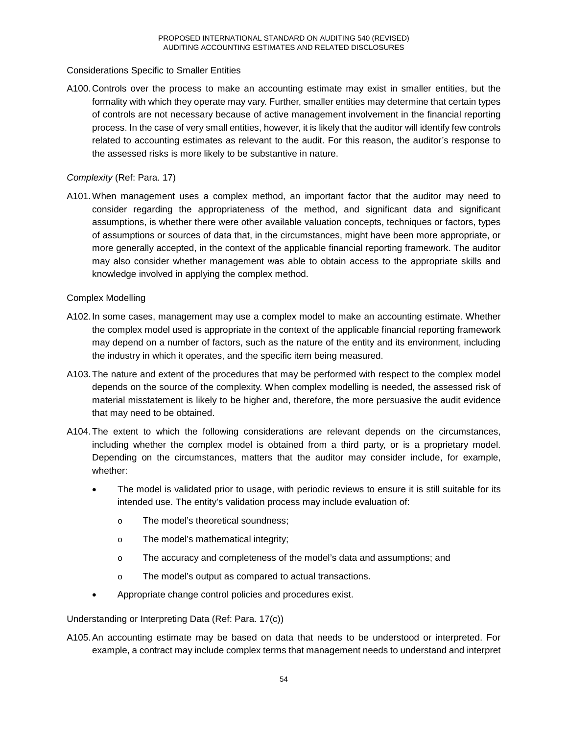Considerations Specific to Smaller Entities

A100. Controls over the process to make an accounting estimate may exist in smaller entities, but the formality with which they operate may vary. Further, smaller entities may determine that certain types of controls are not necessary because of active management involvement in the financial reporting process. In the case of very small entities, however, it is likely that the auditor will identify few controls related to accounting estimates as relevant to the audit. For this reason, the auditor's response to the assessed risks is more likely to be substantive in nature.

*Complexity* (Ref: Para. 17)

A101. When management uses a complex method, an important factor that the auditor may need to consider regarding the appropriateness of the method, and significant data and significant assumptions, is whether there were other available valuation concepts, techniques or factors, types of assumptions or sources of data that, in the circumstances, might have been more appropriate, or more generally accepted, in the context of the applicable financial reporting framework. The auditor may also consider whether management was able to obtain access to the appropriate skills and knowledge involved in applying the complex method.

Complex Modelling

A102. In some cases, management may use a complex model to make an accounting estimate. Whether the complex model used is appropriate in the context of the applicable financial reporting framework may depend on a number of factors, such as the nature of the entity and its environment, including the industry in which it operates, and the specific item being measured.

A103. The nature and extent of the procedures that may be performed with respect to the complex model depends on the source of the complexity. When complex modelling is needed, the assessed risk of material misstatement is likely to be higher and, therefore, the more persuasive the audit evidence that may need to be obtained.

A104. The extent to which the following considerations are relevant depends on the circumstances, including whether the complex model is obtained from a third party, or is a proprietary model. Depending on the circumstances, matters that the auditor may consider include, for example, whether:

- The model is validated prior to usage, with periodic reviews to ensure it is still suitable for its intended use. The entity's validation process may include evaluation of:
  - The model's theoretical soundness;
  - The model's mathematical integrity;
  - The accuracy and completeness of the model's data and assumptions; and
  - The model's output as compared to actual transactions.
- Appropriate change control policies and procedures exist.

Understanding or Interpreting Data (Ref: Para. 17(c))

A105. An accounting estimate may be based on data that needs to be understood or interpreted. For example, a contract may include complex terms that management needs to understand and interpret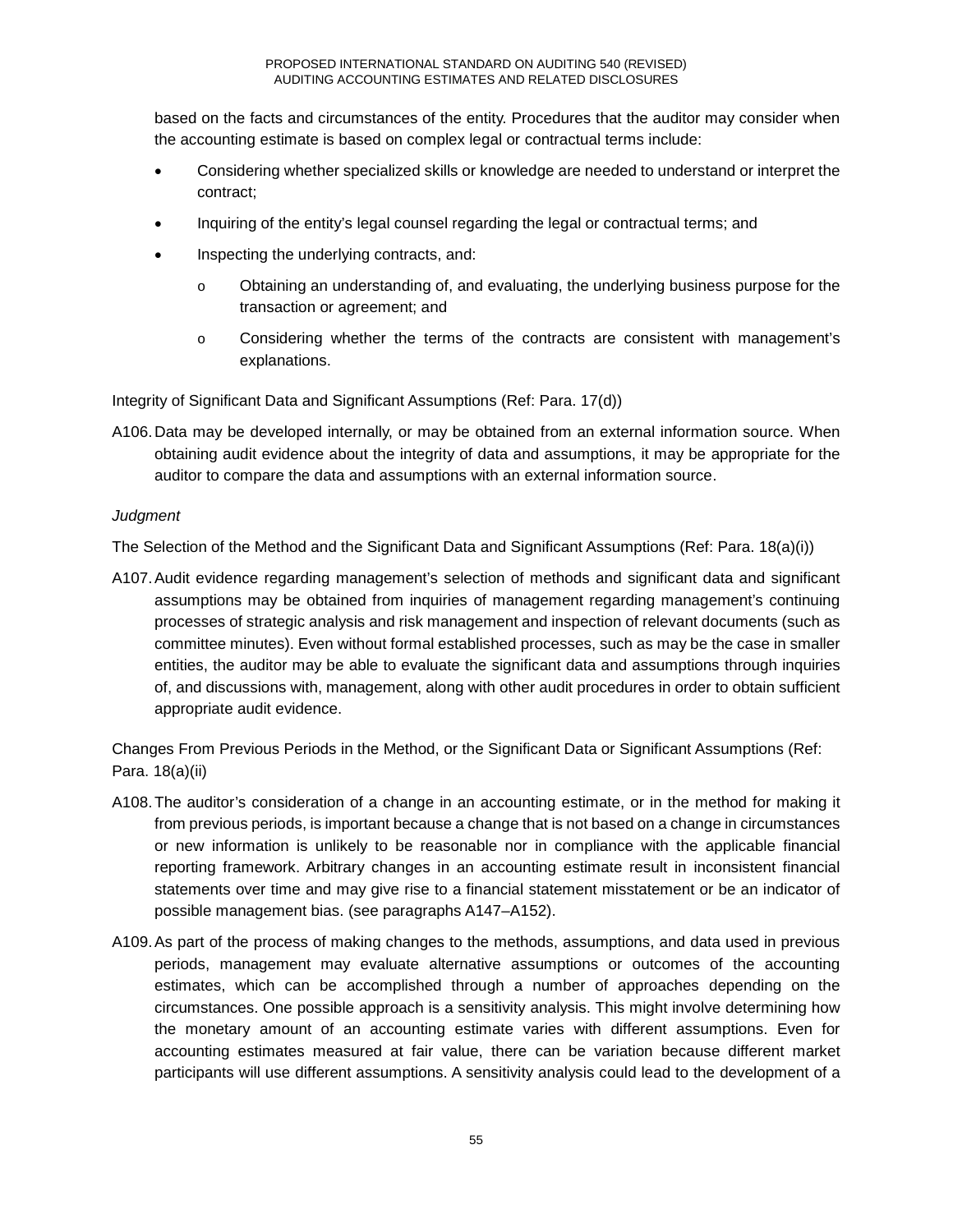based on the facts and circumstances of the entity. Procedures that the auditor may consider when the accounting estimate is based on complex legal or contractual terms include:

- Considering whether specialized skills or knowledge are needed to understand or interpret the contract;
- Inquiring of the entity's legal counsel regarding the legal or contractual terms; and
- Inspecting the underlying contracts, and:
  - Obtaining an understanding of, and evaluating, the underlying business purpose for the transaction or agreement; and
  - Considering whether the terms of the contracts are consistent with management's explanations.

Integrity of Significant Data and Significant Assumptions (Ref: Para. 17(d))

A106. Data may be developed internally, or may be obtained from an external information source. When obtaining audit evidence about the integrity of data and assumptions, it may be appropriate for the auditor to compare the data and assumptions with an external information source.

*Judgment*

The Selection of the Method and the Significant Data and Significant Assumptions (Ref: Para. 18(a)(i))

A107. Audit evidence regarding management's selection of methods and significant data and significant assumptions may be obtained from inquiries of management regarding management's continuing processes of strategic analysis and risk management and inspection of relevant documents (such as committee minutes). Even without formal established processes, such as may be the case in smaller entities, the auditor may be able to evaluate the significant data and assumptions through inquiries of, and discussions with, management, along with other audit procedures in order to obtain sufficient appropriate audit evidence.

Changes From Previous Periods in the Method, or the Significant Data or Significant Assumptions (Ref: Para. 18(a)(ii)

A108. The auditor's consideration of a change in an accounting estimate, or in the method for making it from previous periods, is important because a change that is not based on a change in circumstances or new information is unlikely to be reasonable nor in compliance with the applicable financial reporting framework. Arbitrary changes in an accounting estimate result in inconsistent financial statements over time and may give rise to a financial statement misstatement or be an indicator of possible management bias. (see paragraphs A147–A152).

A109. As part of the process of making changes to the methods, assumptions, and data used in previous periods, management may evaluate alternative assumptions or outcomes of the accounting estimates, which can be accomplished through a number of approaches depending on the circumstances. One possible approach is a sensitivity analysis. This might involve determining how the monetary amount of an accounting estimate varies with different assumptions. Even for accounting estimates measured at fair value, there can be variation because different market participants will use different assumptions. A sensitivity analysis could lead to the development of a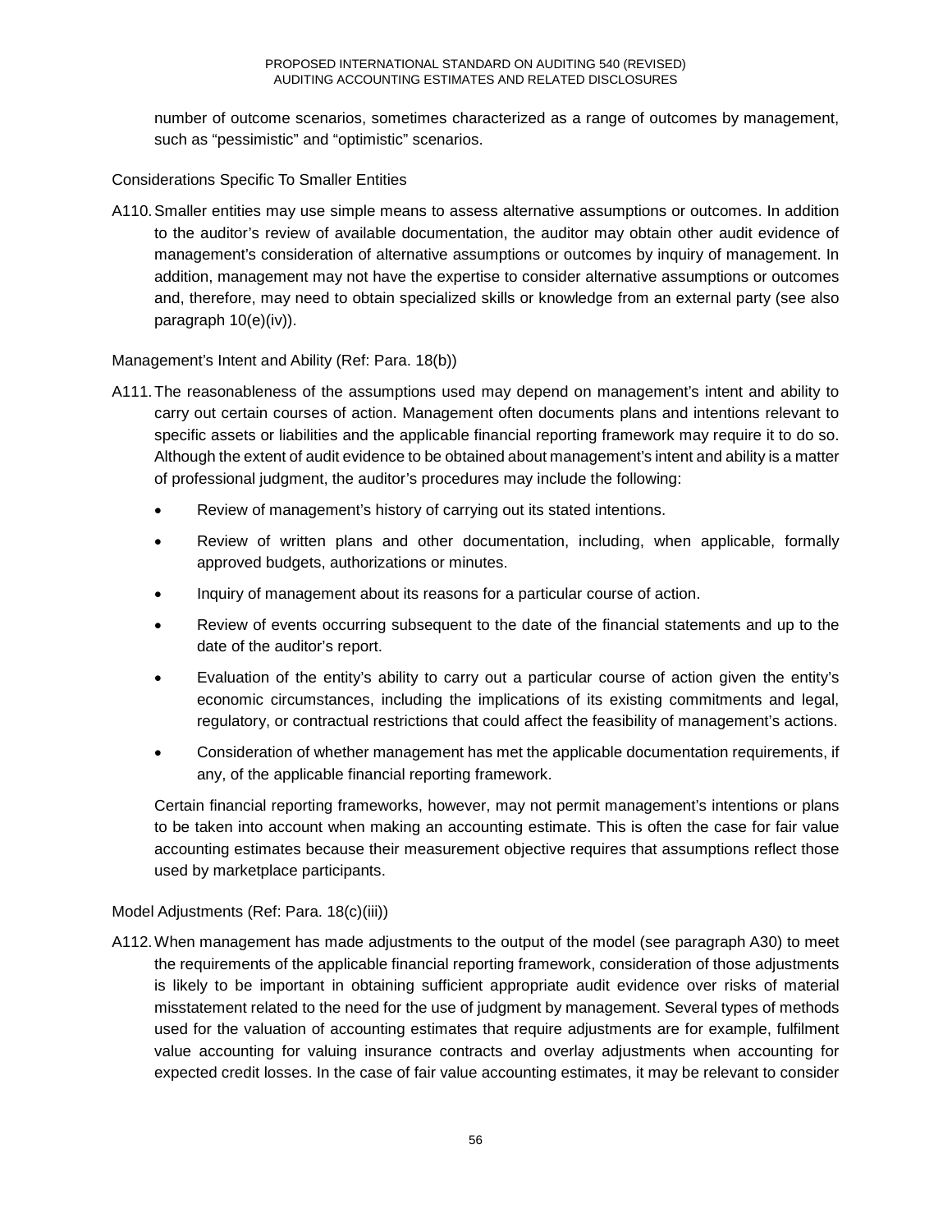number of outcome scenarios, sometimes characterized as a range of outcomes by management, such as “pessimistic” and “optimistic” scenarios.

Considerations Specific To Smaller Entities

A110. Smaller entities may use simple means to assess alternative assumptions or outcomes. In addition to the auditor’s review of available documentation, the auditor may obtain other audit evidence of management’s consideration of alternative assumptions or outcomes by inquiry of management. In addition, management may not have the expertise to consider alternative assumptions or outcomes and, therefore, may need to obtain specialized skills or knowledge from an external party (see also paragraph 10(e)(iv)).

Management’s Intent and Ability (Ref: Para. 18(b))

A111. The reasonableness of the assumptions used may depend on management’s intent and ability to carry out certain courses of action. Management often documents plans and intentions relevant to specific assets or liabilities and the applicable financial reporting framework may require it to do so. Although the extent of audit evidence to be obtained about management’s intent and ability is a matter of professional judgment, the auditor’s procedures may include the following:

- Review of management’s history of carrying out its stated intentions.
- Review of written plans and other documentation, including, when applicable, formally approved budgets, authorizations or minutes.
- Inquiry of management about its reasons for a particular course of action.
- Review of events occurring subsequent to the date of the financial statements and up to the date of the auditor’s report.
- Evaluation of the entity’s ability to carry out a particular course of action given the entity’s economic circumstances, including the implications of its existing commitments and legal, regulatory, or contractual restrictions that could affect the feasibility of management’s actions.
- Consideration of whether management has met the applicable documentation requirements, if any, of the applicable financial reporting framework.

Certain financial reporting frameworks, however, may not permit management’s intentions or plans to be taken into account when making an accounting estimate. This is often the case for fair value accounting estimates because their measurement objective requires that assumptions reflect those used by marketplace participants.

Model Adjustments (Ref: Para. 18(c)(iii))

A112. When management has made adjustments to the output of the model (see paragraph A30) to meet the requirements of the applicable financial reporting framework, consideration of those adjustments is likely to be important in obtaining sufficient appropriate audit evidence over risks of material misstatement related to the need for the use of judgment by management. Several types of methods used for the valuation of accounting estimates that require adjustments are for example, fulfilment value accounting for valuing insurance contracts and overlay adjustments when accounting for expected credit losses. In the case of fair value accounting estimates, it may be relevant to consider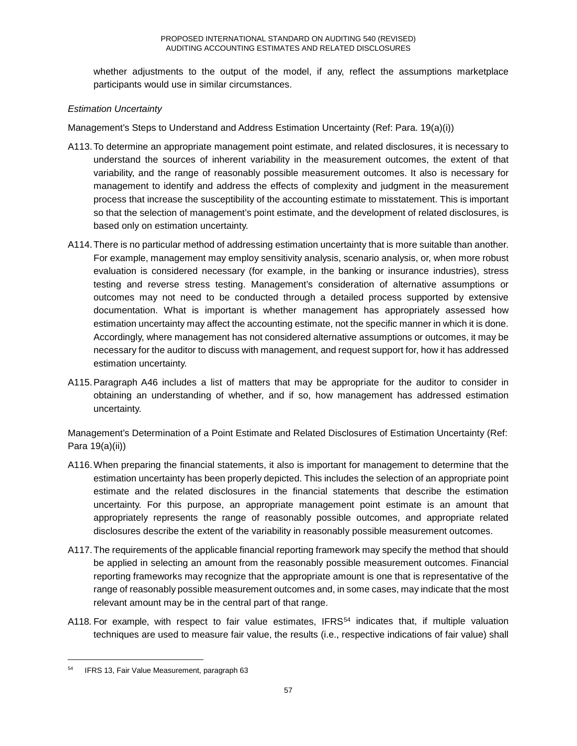whether adjustments to the output of the model, if any, reflect the assumptions marketplace participants would use in similar circumstances.

*Estimation Uncertainty*

Management's Steps to Understand and Address Estimation Uncertainty (Ref: Para. 19(a)(i))

A113. To determine an appropriate management point estimate, and related disclosures, it is necessary to understand the sources of inherent variability in the measurement outcomes, the extent of that variability, and the range of reasonably possible measurement outcomes. It also is necessary for management to identify and address the effects of complexity and judgment in the measurement process that increase the susceptibility of the accounting estimate to misstatement. This is important so that the selection of management's point estimate, and the development of related disclosures, is based only on estimation uncertainty.

A114. There is no particular method of addressing estimation uncertainty that is more suitable than another. For example, management may employ sensitivity analysis, scenario analysis, or, when more robust evaluation is considered necessary (for example, in the banking or insurance industries), stress testing and reverse stress testing. Management's consideration of alternative assumptions or outcomes may not need to be conducted through a detailed process supported by extensive documentation. What is important is whether management has appropriately assessed how estimation uncertainty may affect the accounting estimate, not the specific manner in which it is done. Accordingly, where management has not considered alternative assumptions or outcomes, it may be necessary for the auditor to discuss with management, and request support for, how it has addressed estimation uncertainty.

A115. Paragraph A46 includes a list of matters that may be appropriate for the auditor to consider in obtaining an understanding of whether, and if so, how management has addressed estimation uncertainty.

Management's Determination of a Point Estimate and Related Disclosures of Estimation Uncertainty (Ref: Para 19(a)(ii))

A116. When preparing the financial statements, it also is important for management to determine that the estimation uncertainty has been properly depicted. This includes the selection of an appropriate point estimate and the related disclosures in the financial statements that describe the estimation uncertainty. For this purpose, an appropriate management point estimate is an amount that appropriately represents the range of reasonably possible outcomes, and appropriate related disclosures describe the extent of the variability in reasonably possible measurement outcomes.

A117. The requirements of the applicable financial reporting framework may specify the method that should be applied in selecting an amount from the reasonably possible measurement outcomes. Financial reporting frameworks may recognize that the appropriate amount is one that is representative of the range of reasonably possible measurement outcomes and, in some cases, may indicate that the most relevant amount may be in the central part of that range.

A118. For example, with respect to fair value estimates, IFRS[54] indicates that, if multiple valuation techniques are used to measure fair value, the results (i.e., respective indications of fair value) shall

[54] IFRS 13, Fair Value Measurement, paragraph 63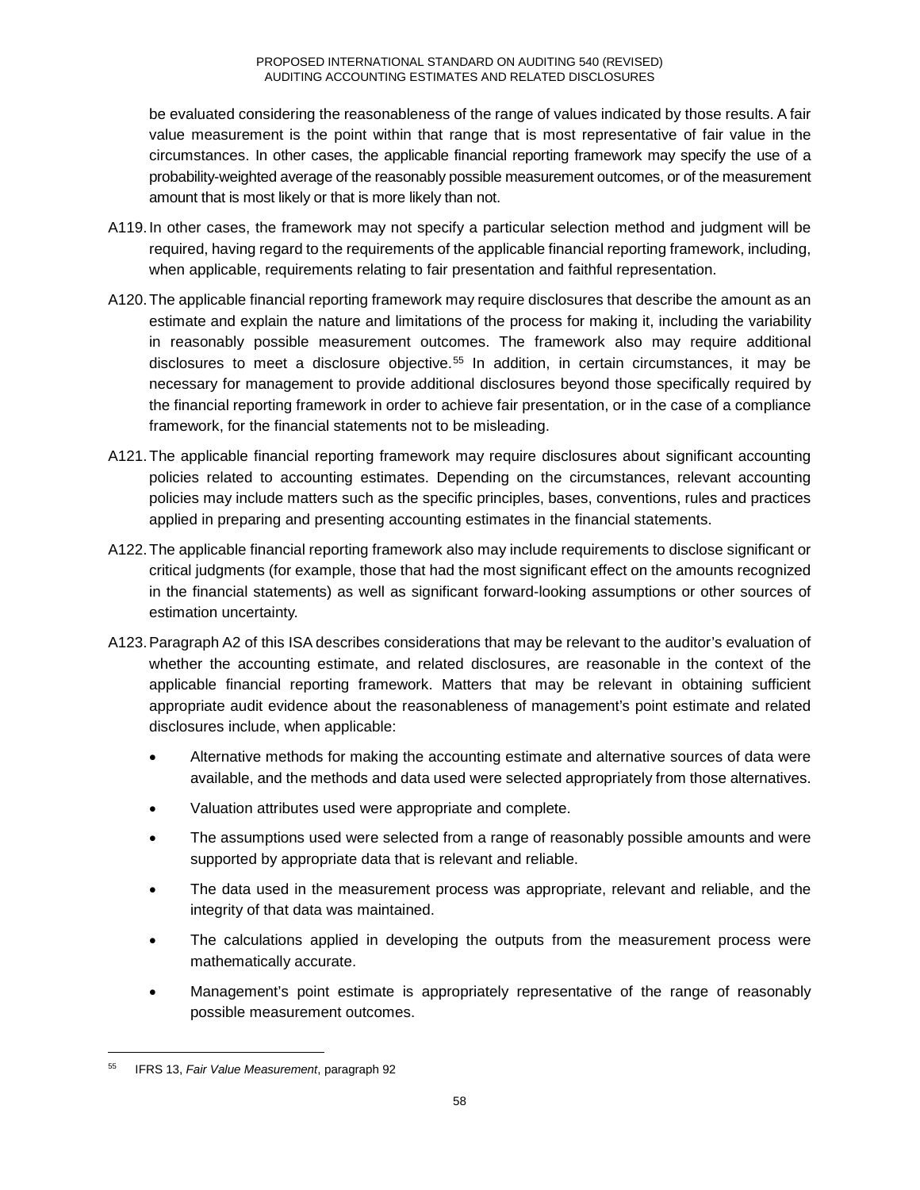be evaluated considering the reasonableness of the range of values indicated by those results. A fair value measurement is the point within that range that is most representative of fair value in the circumstances. In other cases, the applicable financial reporting framework may specify the use of a probability-weighted average of the reasonably possible measurement outcomes, or of the measurement amount that is most likely or that is more likely than not.

A119. In other cases, the framework may not specify a particular selection method and judgment will be required, having regard to the requirements of the applicable financial reporting framework, including, when applicable, requirements relating to fair presentation and faithful representation.

A120. The applicable financial reporting framework may require disclosures that describe the amount as an estimate and explain the nature and limitations of the process for making it, including the variability in reasonably possible measurement outcomes. The framework also may require additional disclosures to meet a disclosure objective.[55] In addition, in certain circumstances, it may be necessary for management to provide additional disclosures beyond those specifically required by the financial reporting framework in order to achieve fair presentation, or in the case of a compliance framework, for the financial statements not to be misleading.

A121. The applicable financial reporting framework may require disclosures about significant accounting policies related to accounting estimates. Depending on the circumstances, relevant accounting policies may include matters such as the specific principles, bases, conventions, rules and practices applied in preparing and presenting accounting estimates in the financial statements.

A122. The applicable financial reporting framework also may include requirements to disclose significant or critical judgments (for example, those that had the most significant effect on the amounts recognized in the financial statements) as well as significant forward-looking assumptions or other sources of estimation uncertainty.

A123. Paragraph A2 of this ISA describes considerations that may be relevant to the auditor's evaluation of whether the accounting estimate, and related disclosures, are reasonable in the context of the applicable financial reporting framework. Matters that may be relevant in obtaining sufficient appropriate audit evidence about the reasonableness of management's point estimate and related disclosures include, when applicable:

- Alternative methods for making the accounting estimate and alternative sources of data were available, and the methods and data used were selected appropriately from those alternatives.
- Valuation attributes used were appropriate and complete.
- The assumptions used were selected from a range of reasonably possible amounts and were supported by appropriate data that is relevant and reliable.
- The data used in the measurement process was appropriate, relevant and reliable, and the integrity of that data was maintained.
- The calculations applied in developing the outputs from the measurement process were mathematically accurate.
- Management's point estimate is appropriately representative of the range of reasonably possible measurement outcomes.

---

[55] IFRS 13, *Fair Value Measurement*, paragraph 92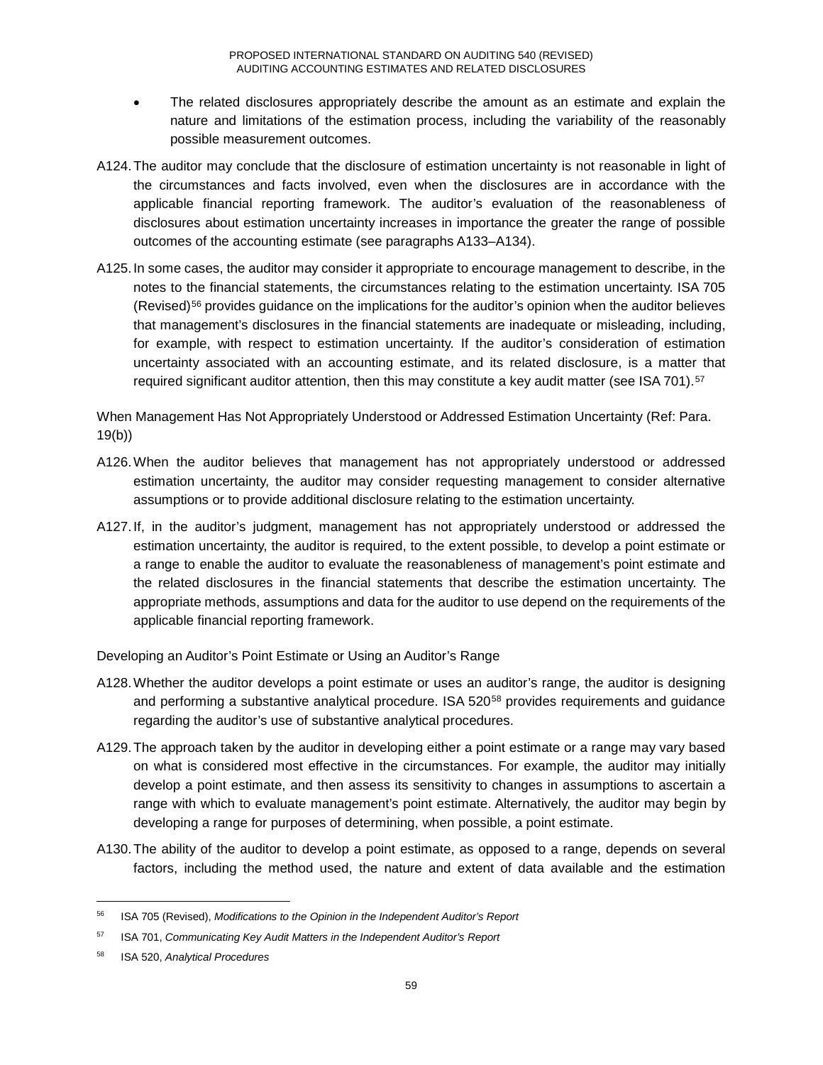- The related disclosures appropriately describe the amount as an estimate and explain the nature and limitations of the estimation process, including the variability of the reasonably possible measurement outcomes.

A124. The auditor may conclude that the disclosure of estimation uncertainty is not reasonable in light of the circumstances and facts involved, even when the disclosures are in accordance with the applicable financial reporting framework. The auditor's evaluation of the reasonableness of disclosures about estimation uncertainty increases in importance the greater the range of possible outcomes of the accounting estimate (see paragraphs A133–A134).

A125. In some cases, the auditor may consider it appropriate to encourage management to describe, in the notes to the financial statements, the circumstances relating to the estimation uncertainty. ISA 705 (Revised)[56] provides guidance on the implications for the auditor's opinion when the auditor believes that management's disclosures in the financial statements are inadequate or misleading, including, for example, with respect to estimation uncertainty. If the auditor's consideration of estimation uncertainty associated with an accounting estimate, and its related disclosure, is a matter that required significant auditor attention, then this may constitute a key audit matter (see ISA 701).[57]

When Management Has Not Appropriately Understood or Addressed Estimation Uncertainty (Ref: Para. 19(b))

A126. When the auditor believes that management has not appropriately understood or addressed estimation uncertainty, the auditor may consider requesting management to consider alternative assumptions or to provide additional disclosure relating to the estimation uncertainty.

A127. If, in the auditor's judgment, management has not appropriately understood or addressed the estimation uncertainty, the auditor is required, to the extent possible, to develop a point estimate or a range to enable the auditor to evaluate the reasonableness of management's point estimate and the related disclosures in the financial statements that describe the estimation uncertainty. The appropriate methods, assumptions and data for the auditor to use depend on the requirements of the applicable financial reporting framework.

Developing an Auditor's Point Estimate or Using an Auditor's Range

A128. Whether the auditor develops a point estimate or uses an auditor's range, the auditor is designing and performing a substantive analytical procedure. ISA 520[58] provides requirements and guidance regarding the auditor's use of substantive analytical procedures.

A129. The approach taken by the auditor in developing either a point estimate or a range may vary based on what is considered most effective in the circumstances. For example, the auditor may initially develop a point estimate, and then assess its sensitivity to changes in assumptions to ascertain a range with which to evaluate management's point estimate. Alternatively, the auditor may begin by developing a range for purposes of determining, when possible, a point estimate.

A130. The ability of the auditor to develop a point estimate, as opposed to a range, depends on several factors, including the method used, the nature and extent of data available and the estimation

---

[56] ISA 705 (Revised), *Modifications to the Opinion in the Independent Auditor's Report*

[57] ISA 701, *Communicating Key Audit Matters in the Independent Auditor's Report*

[58] ISA 520, *Analytical Procedures*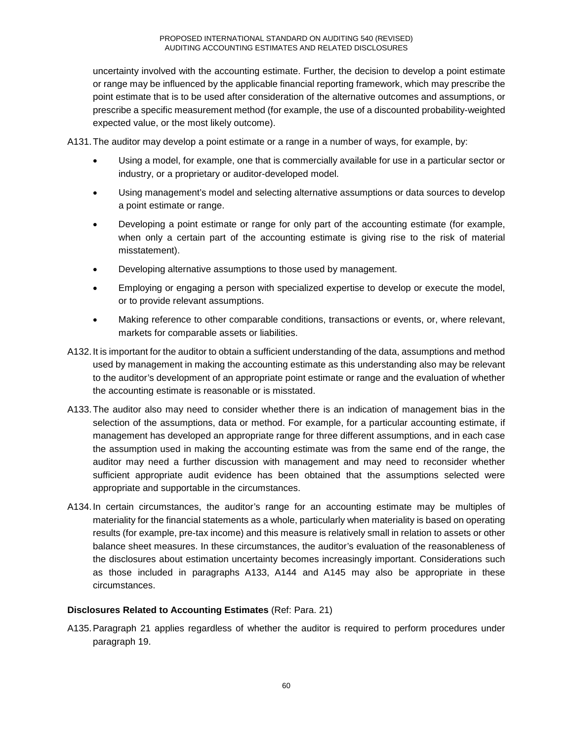uncertainty involved with the accounting estimate. Further, the decision to develop a point estimate or range may be influenced by the applicable financial reporting framework, which may prescribe the point estimate that is to be used after consideration of the alternative outcomes and assumptions, or prescribe a specific measurement method (for example, the use of a discounted probability-weighted expected value, or the most likely outcome).

A131. The auditor may develop a point estimate or a range in a number of ways, for example, by:

- Using a model, for example, one that is commercially available for use in a particular sector or industry, or a proprietary or auditor-developed model.
- Using management's model and selecting alternative assumptions or data sources to develop a point estimate or range.
- Developing a point estimate or range for only part of the accounting estimate (for example, when only a certain part of the accounting estimate is giving rise to the risk of material misstatement).
- Developing alternative assumptions to those used by management.
- Employing or engaging a person with specialized expertise to develop or execute the model, or to provide relevant assumptions.
- Making reference to other comparable conditions, transactions or events, or, where relevant, markets for comparable assets or liabilities.

A132. It is important for the auditor to obtain a sufficient understanding of the data, assumptions and method used by management in making the accounting estimate as this understanding also may be relevant to the auditor's development of an appropriate point estimate or range and the evaluation of whether the accounting estimate is reasonable or is misstated.

A133. The auditor also may need to consider whether there is an indication of management bias in the selection of the assumptions, data or method. For example, for a particular accounting estimate, if management has developed an appropriate range for three different assumptions, and in each case the assumption used in making the accounting estimate was from the same end of the range, the auditor may need a further discussion with management and may need to reconsider whether sufficient appropriate audit evidence has been obtained that the assumptions selected were appropriate and supportable in the circumstances.

A134. In certain circumstances, the auditor's range for an accounting estimate may be multiples of materiality for the financial statements as a whole, particularly when materiality is based on operating results (for example, pre-tax income) and this measure is relatively small in relation to assets or other balance sheet measures. In these circumstances, the auditor's evaluation of the reasonableness of the disclosures about estimation uncertainty becomes increasingly important. Considerations such as those included in paragraphs A133, A144 and A145 may also be appropriate in these circumstances.

**Disclosures Related to Accounting Estimates** (Ref: Para. 21)

A135. Paragraph 21 applies regardless of whether the auditor is required to perform procedures under paragraph 19.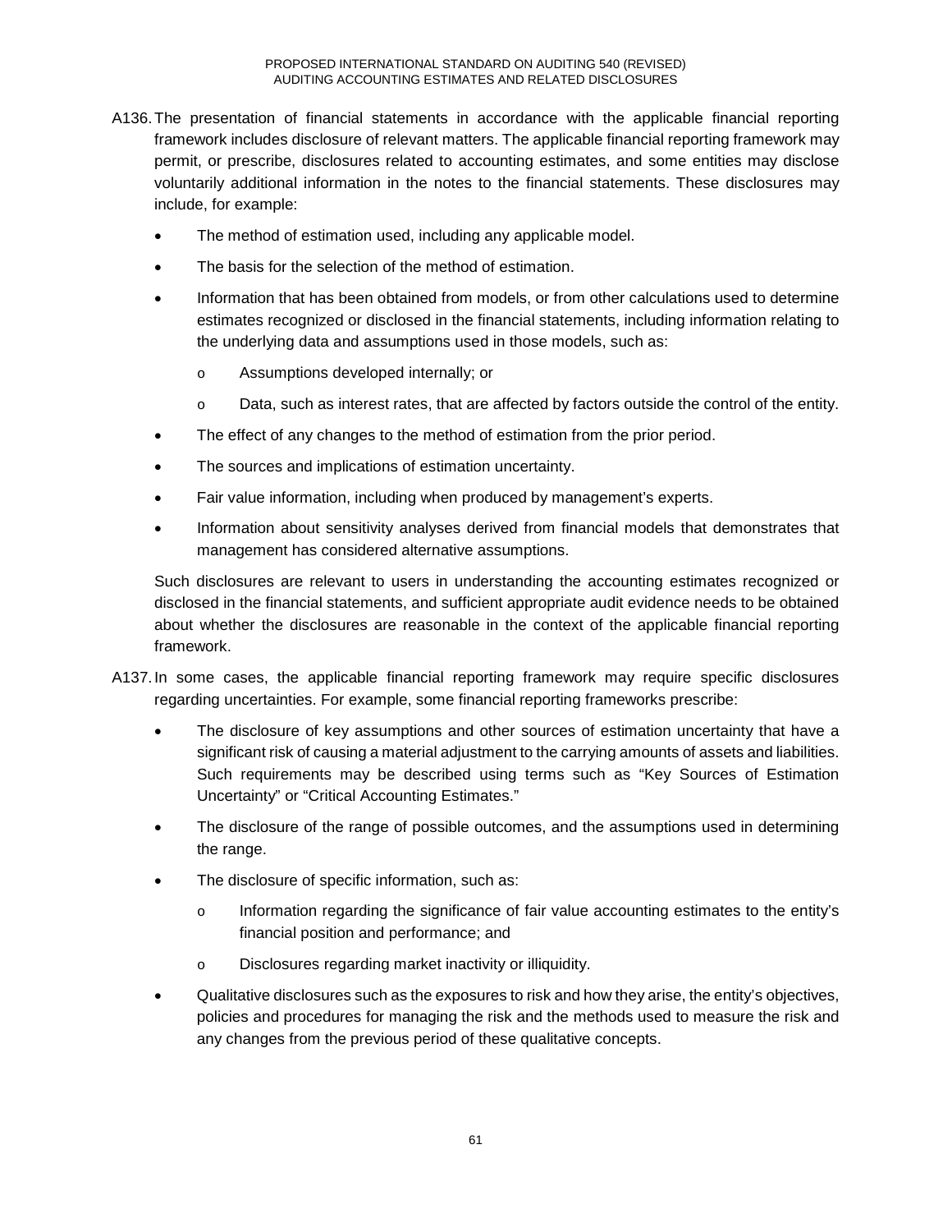A136. The presentation of financial statements in accordance with the applicable financial reporting framework includes disclosure of relevant matters. The applicable financial reporting framework may permit, or prescribe, disclosures related to accounting estimates, and some entities may disclose voluntarily additional information in the notes to the financial statements. These disclosures may include, for example:

- The method of estimation used, including any applicable model.
- The basis for the selection of the method of estimation.
- Information that has been obtained from models, or from other calculations used to determine estimates recognized or disclosed in the financial statements, including information relating to the underlying data and assumptions used in those models, such as:
  - o Assumptions developed internally; or
  - o Data, such as interest rates, that are affected by factors outside the control of the entity.
- The effect of any changes to the method of estimation from the prior period.
- The sources and implications of estimation uncertainty.
- Fair value information, including when produced by management's experts.
- Information about sensitivity analyses derived from financial models that demonstrates that management has considered alternative assumptions.

Such disclosures are relevant to users in understanding the accounting estimates recognized or disclosed in the financial statements, and sufficient appropriate audit evidence needs to be obtained about whether the disclosures are reasonable in the context of the applicable financial reporting framework.

A137. In some cases, the applicable financial reporting framework may require specific disclosures regarding uncertainties. For example, some financial reporting frameworks prescribe:

- The disclosure of key assumptions and other sources of estimation uncertainty that have a significant risk of causing a material adjustment to the carrying amounts of assets and liabilities. Such requirements may be described using terms such as "Key Sources of Estimation Uncertainty" or "Critical Accounting Estimates."
- The disclosure of the range of possible outcomes, and the assumptions used in determining the range.
- The disclosure of specific information, such as:
  - o Information regarding the significance of fair value accounting estimates to the entity's financial position and performance; and
  - o Disclosures regarding market inactivity or illiquidity.
- Qualitative disclosures such as the exposures to risk and how they arise, the entity's objectives, policies and procedures for managing the risk and the methods used to measure the risk and any changes from the previous period of these qualitative concepts.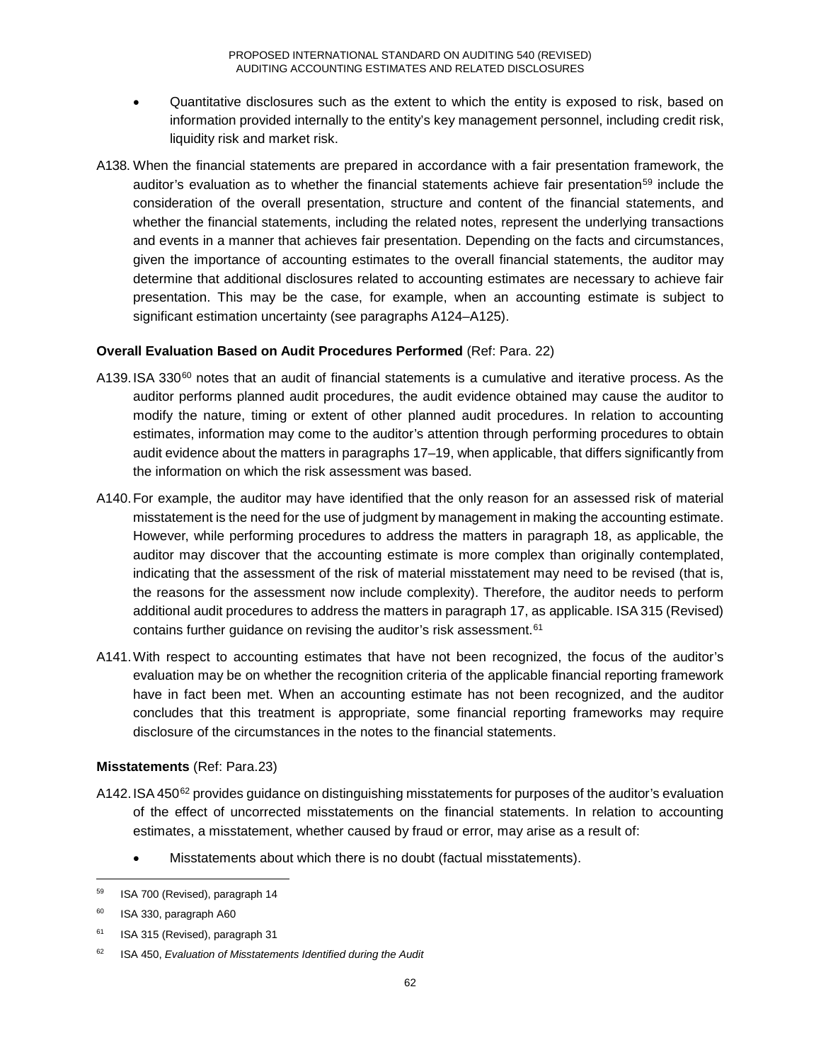- Quantitative disclosures such as the extent to which the entity is exposed to risk, based on information provided internally to the entity's key management personnel, including credit risk, liquidity risk and market risk.

A138. When the financial statements are prepared in accordance with a fair presentation framework, the auditor's evaluation as to whether the financial statements achieve fair presentation[59] include the consideration of the overall presentation, structure and content of the financial statements, and whether the financial statements, including the related notes, represent the underlying transactions and events in a manner that achieves fair presentation. Depending on the facts and circumstances, given the importance of accounting estimates to the overall financial statements, the auditor may determine that additional disclosures related to accounting estimates are necessary to achieve fair presentation. This may be the case, for example, when an accounting estimate is subject to significant estimation uncertainty (see paragraphs A124–A125).

**Overall Evaluation Based on Audit Procedures Performed** (Ref: Para. 22)

A139. ISA 330[60] notes that an audit of financial statements is a cumulative and iterative process. As the auditor performs planned audit procedures, the audit evidence obtained may cause the auditor to modify the nature, timing or extent of other planned audit procedures. In relation to accounting estimates, information may come to the auditor's attention through performing procedures to obtain audit evidence about the matters in paragraphs 17–19, when applicable, that differs significantly from the information on which the risk assessment was based.

A140. For example, the auditor may have identified that the only reason for an assessed risk of material misstatement is the need for the use of judgment by management in making the accounting estimate. However, while performing procedures to address the matters in paragraph 18, as applicable, the auditor may discover that the accounting estimate is more complex than originally contemplated, indicating that the assessment of the risk of material misstatement may need to be revised (that is, the reasons for the assessment now include complexity). Therefore, the auditor needs to perform additional audit procedures to address the matters in paragraph 17, as applicable. ISA 315 (Revised) contains further guidance on revising the auditor's risk assessment.[61]

A141. With respect to accounting estimates that have not been recognized, the focus of the auditor's evaluation may be on whether the recognition criteria of the applicable financial reporting framework have in fact been met. When an accounting estimate has not been recognized, and the auditor concludes that this treatment is appropriate, some financial reporting frameworks may require disclosure of the circumstances in the notes to the financial statements.

**Misstatements** (Ref: Para.23)

A142. ISA 450[62] provides guidance on distinguishing misstatements for purposes of the auditor's evaluation of the effect of uncorrected misstatements on the financial statements. In relation to accounting estimates, a misstatement, whether caused by fraud or error, may arise as a result of:

- Misstatements about which there is no doubt (factual misstatements).

---

[59] ISA 700 (Revised), paragraph 14

[60] ISA 330, paragraph A60

[61] ISA 315 (Revised), paragraph 31

[62] ISA 450, *Evaluation of Misstatements Identified during the Audit*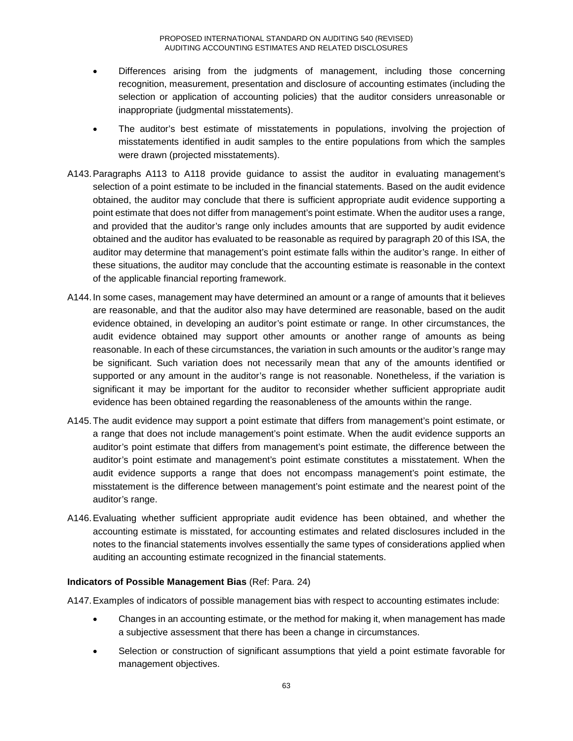- Differences arising from the judgments of management, including those concerning recognition, measurement, presentation and disclosure of accounting estimates (including the selection or application of accounting policies) that the auditor considers unreasonable or inappropriate (judgmental misstatements).
- The auditor's best estimate of misstatements in populations, involving the projection of misstatements identified in audit samples to the entire populations from which the samples were drawn (projected misstatements).

A143. Paragraphs A113 to A118 provide guidance to assist the auditor in evaluating management's selection of a point estimate to be included in the financial statements. Based on the audit evidence obtained, the auditor may conclude that there is sufficient appropriate audit evidence supporting a point estimate that does not differ from management's point estimate. When the auditor uses a range, and provided that the auditor's range only includes amounts that are supported by audit evidence obtained and the auditor has evaluated to be reasonable as required by paragraph 20 of this ISA, the auditor may determine that management's point estimate falls within the auditor's range. In either of these situations, the auditor may conclude that the accounting estimate is reasonable in the context of the applicable financial reporting framework.

A144. In some cases, management may have determined an amount or a range of amounts that it believes are reasonable, and that the auditor also may have determined are reasonable, based on the audit evidence obtained, in developing an auditor's point estimate or range. In other circumstances, the audit evidence obtained may support other amounts or another range of amounts as being reasonable. In each of these circumstances, the variation in such amounts or the auditor's range may be significant. Such variation does not necessarily mean that any of the amounts identified or supported or any amount in the auditor's range is not reasonable. Nonetheless, if the variation is significant it may be important for the auditor to reconsider whether sufficient appropriate audit evidence has been obtained regarding the reasonableness of the amounts within the range.

A145. The audit evidence may support a point estimate that differs from management's point estimate, or a range that does not include management's point estimate. When the audit evidence supports an auditor's point estimate that differs from management's point estimate, the difference between the auditor's point estimate and management's point estimate constitutes a misstatement. When the audit evidence supports a range that does not encompass management's point estimate, the misstatement is the difference between management's point estimate and the nearest point of the auditor's range.

A146. Evaluating whether sufficient appropriate audit evidence has been obtained, and whether the accounting estimate is misstated, for accounting estimates and related disclosures included in the notes to the financial statements involves essentially the same types of considerations applied when auditing an accounting estimate recognized in the financial statements.

**Indicators of Possible Management Bias** (Ref: Para. 24)

A147. Examples of indicators of possible management bias with respect to accounting estimates include:

- Changes in an accounting estimate, or the method for making it, when management has made a subjective assessment that there has been a change in circumstances.
- Selection or construction of significant assumptions that yield a point estimate favorable for management objectives.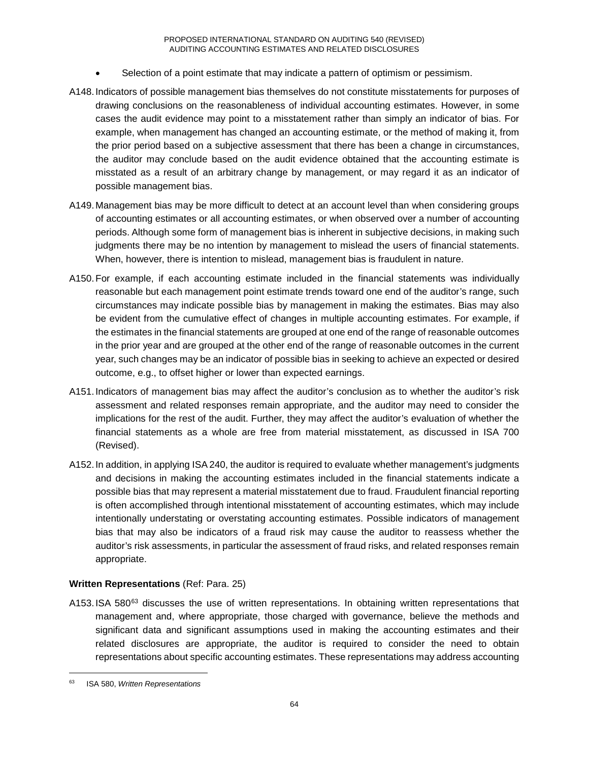- Selection of a point estimate that may indicate a pattern of optimism or pessimism.

A148. Indicators of possible management bias themselves do not constitute misstatements for purposes of drawing conclusions on the reasonableness of individual accounting estimates. However, in some cases the audit evidence may point to a misstatement rather than simply an indicator of bias. For example, when management has changed an accounting estimate, or the method of making it, from the prior period based on a subjective assessment that there has been a change in circumstances, the auditor may conclude based on the audit evidence obtained that the accounting estimate is misstated as a result of an arbitrary change by management, or may regard it as an indicator of possible management bias.

A149. Management bias may be more difficult to detect at an account level than when considering groups of accounting estimates or all accounting estimates, or when observed over a number of accounting periods. Although some form of management bias is inherent in subjective decisions, in making such judgments there may be no intention by management to mislead the users of financial statements. When, however, there is intention to mislead, management bias is fraudulent in nature.

A150. For example, if each accounting estimate included in the financial statements was individually reasonable but each management point estimate trends toward one end of the auditor's range, such circumstances may indicate possible bias by management in making the estimates. Bias may also be evident from the cumulative effect of changes in multiple accounting estimates. For example, if the estimates in the financial statements are grouped at one end of the range of reasonable outcomes in the prior year and are grouped at the other end of the range of reasonable outcomes in the current year, such changes may be an indicator of possible bias in seeking to achieve an expected or desired outcome, e.g., to offset higher or lower than expected earnings.

A151. Indicators of management bias may affect the auditor's conclusion as to whether the auditor's risk assessment and related responses remain appropriate, and the auditor may need to consider the implications for the rest of the audit. Further, they may affect the auditor's evaluation of whether the financial statements as a whole are free from material misstatement, as discussed in ISA 700 (Revised).

A152. In addition, in applying ISA 240, the auditor is required to evaluate whether management's judgments and decisions in making the accounting estimates included in the financial statements indicate a possible bias that may represent a material misstatement due to fraud. Fraudulent financial reporting is often accomplished through intentional misstatement of accounting estimates, which may include intentionally understating or overstating accounting estimates. Possible indicators of management bias that may also be indicators of a fraud risk may cause the auditor to reassess whether the auditor's risk assessments, in particular the assessment of fraud risks, and related responses remain appropriate.

**Written Representations** (Ref: Para. 25)

A153. ISA 580[63] discusses the use of written representations. In obtaining written representations that management and, where appropriate, those charged with governance, believe the methods and significant data and significant assumptions used in making the accounting estimates and their related disclosures are appropriate, the auditor is required to consider the need to obtain representations about specific accounting estimates. These representations may address accounting

---

[63] ISA 580, *Written Representations*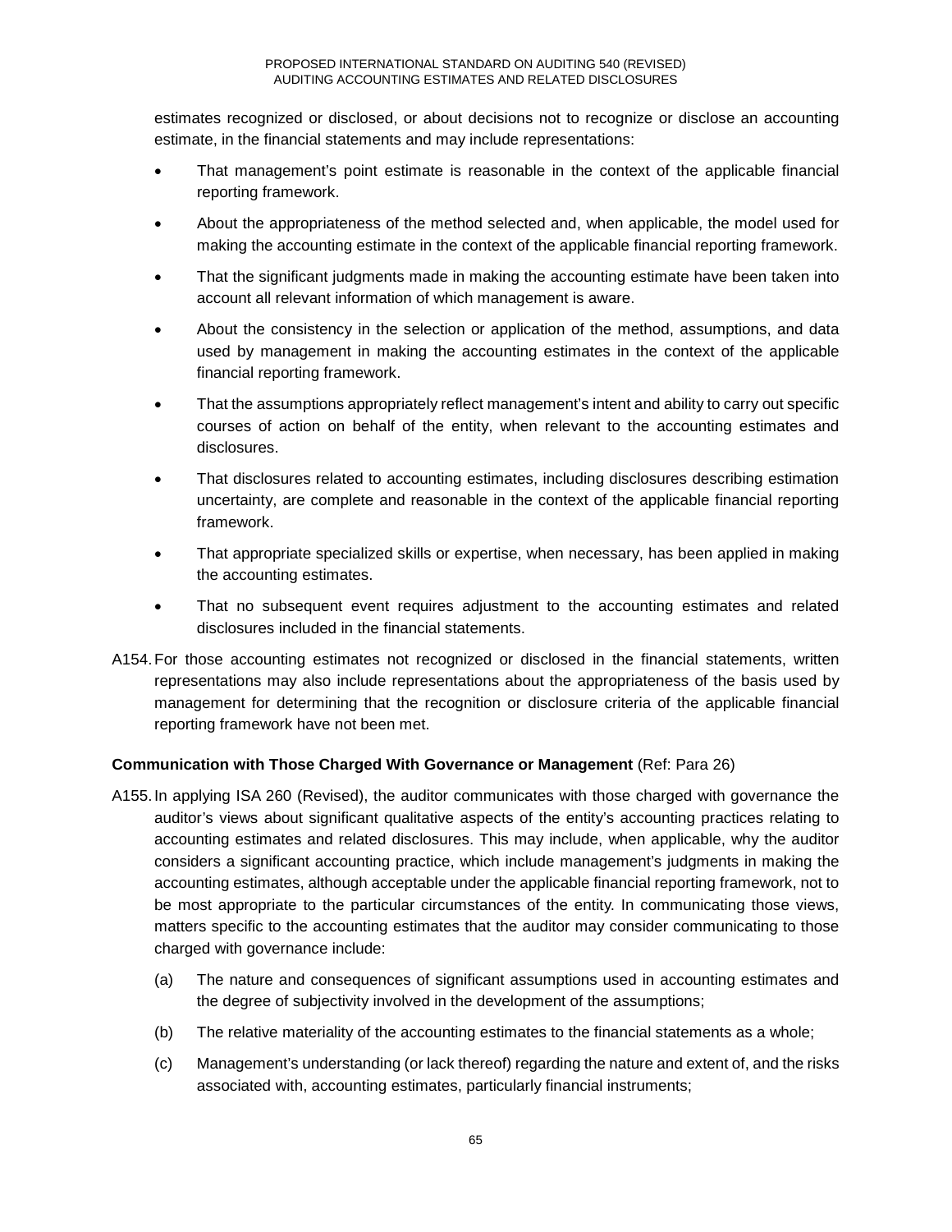estimates recognized or disclosed, or about decisions not to recognize or disclose an accounting estimate, in the financial statements and may include representations:

- That management's point estimate is reasonable in the context of the applicable financial reporting framework.
- About the appropriateness of the method selected and, when applicable, the model used for making the accounting estimate in the context of the applicable financial reporting framework.
- That the significant judgments made in making the accounting estimate have been taken into account all relevant information of which management is aware.
- About the consistency in the selection or application of the method, assumptions, and data used by management in making the accounting estimates in the context of the applicable financial reporting framework.
- That the assumptions appropriately reflect management's intent and ability to carry out specific courses of action on behalf of the entity, when relevant to the accounting estimates and disclosures.
- That disclosures related to accounting estimates, including disclosures describing estimation uncertainty, are complete and reasonable in the context of the applicable financial reporting framework.
- That appropriate specialized skills or expertise, when necessary, has been applied in making the accounting estimates.
- That no subsequent event requires adjustment to the accounting estimates and related disclosures included in the financial statements.

A154. For those accounting estimates not recognized or disclosed in the financial statements, written representations may also include representations about the appropriateness of the basis used by management for determining that the recognition or disclosure criteria of the applicable financial reporting framework have not been met.

**Communication with Those Charged With Governance or Management** (Ref: Para 26)

A155. In applying ISA 260 (Revised), the auditor communicates with those charged with governance the auditor's views about significant qualitative aspects of the entity's accounting practices relating to accounting estimates and related disclosures. This may include, when applicable, why the auditor considers a significant accounting practice, which include management's judgments in making the accounting estimates, although acceptable under the applicable financial reporting framework, not to be most appropriate to the particular circumstances of the entity. In communicating those views, matters specific to the accounting estimates that the auditor may consider communicating to those charged with governance include:

(a) The nature and consequences of significant assumptions used in accounting estimates and the degree of subjectivity involved in the development of the assumptions;

(b) The relative materiality of the accounting estimates to the financial statements as a whole;

(c) Management's understanding (or lack thereof) regarding the nature and extent of, and the risks associated with, accounting estimates, particularly financial instruments;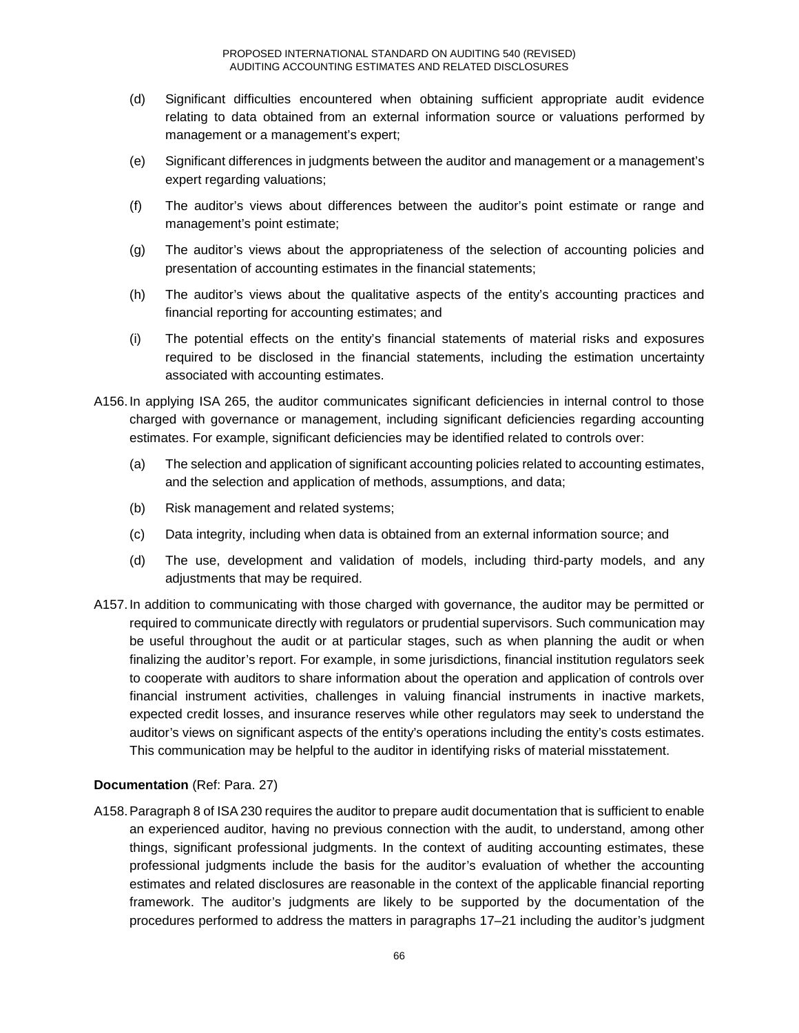(d) Significant difficulties encountered when obtaining sufficient appropriate audit evidence relating to data obtained from an external information source or valuations performed by management or a management's expert;

(e) Significant differences in judgments between the auditor and management or a management's expert regarding valuations;

(f) The auditor's views about differences between the auditor's point estimate or range and management's point estimate;

(g) The auditor's views about the appropriateness of the selection of accounting policies and presentation of accounting estimates in the financial statements;

(h) The auditor's views about the qualitative aspects of the entity's accounting practices and financial reporting for accounting estimates; and

(i) The potential effects on the entity's financial statements of material risks and exposures required to be disclosed in the financial statements, including the estimation uncertainty associated with accounting estimates.

A156. In applying ISA 265, the auditor communicates significant deficiencies in internal control to those charged with governance or management, including significant deficiencies regarding accounting estimates. For example, significant deficiencies may be identified related to controls over:

(a) The selection and application of significant accounting policies related to accounting estimates, and the selection and application of methods, assumptions, and data;

(b) Risk management and related systems;

(c) Data integrity, including when data is obtained from an external information source; and

(d) The use, development and validation of models, including third-party models, and any adjustments that may be required.

A157. In addition to communicating with those charged with governance, the auditor may be permitted or required to communicate directly with regulators or prudential supervisors. Such communication may be useful throughout the audit or at particular stages, such as when planning the audit or when finalizing the auditor's report. For example, in some jurisdictions, financial institution regulators seek to cooperate with auditors to share information about the operation and application of controls over financial instrument activities, challenges in valuing financial instruments in inactive markets, expected credit losses, and insurance reserves while other regulators may seek to understand the auditor's views on significant aspects of the entity's operations including the entity's costs estimates. This communication may be helpful to the auditor in identifying risks of material misstatement.

**Documentation** (Ref: Para. 27)

A158. Paragraph 8 of ISA 230 requires the auditor to prepare audit documentation that is sufficient to enable an experienced auditor, having no previous connection with the audit, to understand, among other things, significant professional judgments. In the context of auditing accounting estimates, these professional judgments include the basis for the auditor's evaluation of whether the accounting estimates and related disclosures are reasonable in the context of the applicable financial reporting framework. The auditor's judgments are likely to be supported by the documentation of the procedures performed to address the matters in paragraphs 17–21 including the auditor's judgment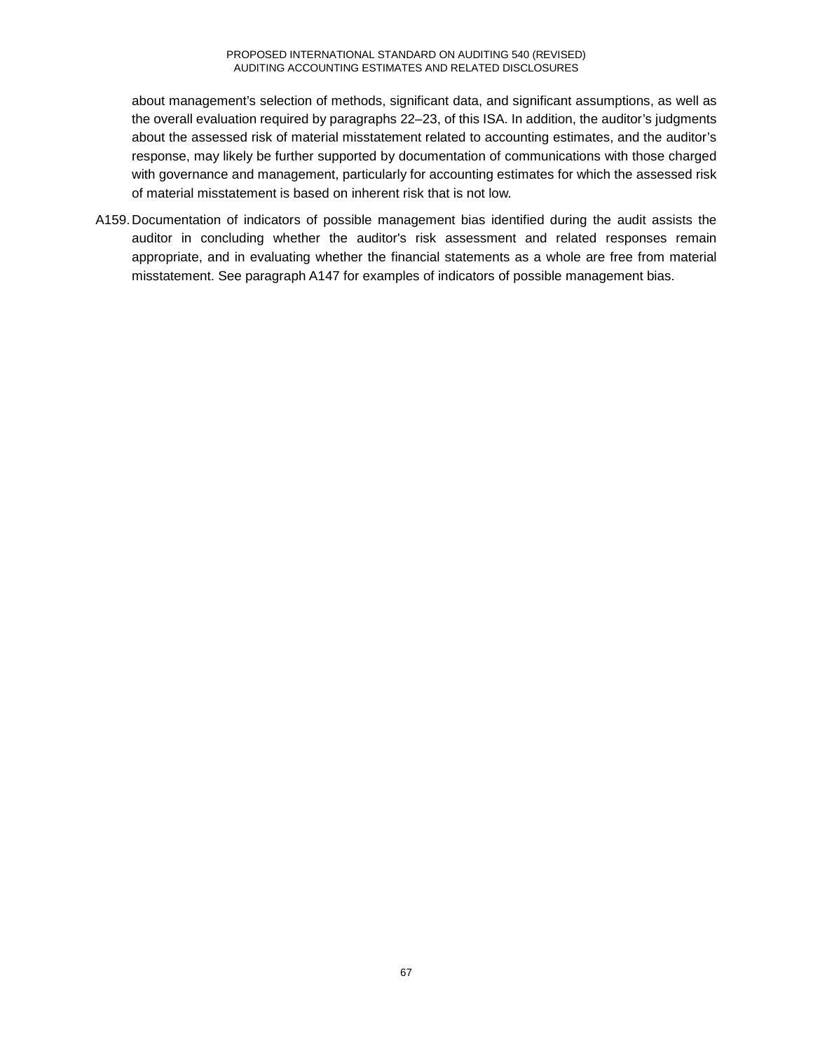about management's selection of methods, significant data, and significant assumptions, as well as the overall evaluation required by paragraphs 22–23, of this ISA. In addition, the auditor's judgments about the assessed risk of material misstatement related to accounting estimates, and the auditor's response, may likely be further supported by documentation of communications with those charged with governance and management, particularly for accounting estimates for which the assessed risk of material misstatement is based on inherent risk that is not low.

A159. Documentation of indicators of possible management bias identified during the audit assists the auditor in concluding whether the auditor's risk assessment and related responses remain appropriate, and in evaluating whether the financial statements as a whole are free from material misstatement. See paragraph A147 for examples of indicators of possible management bias.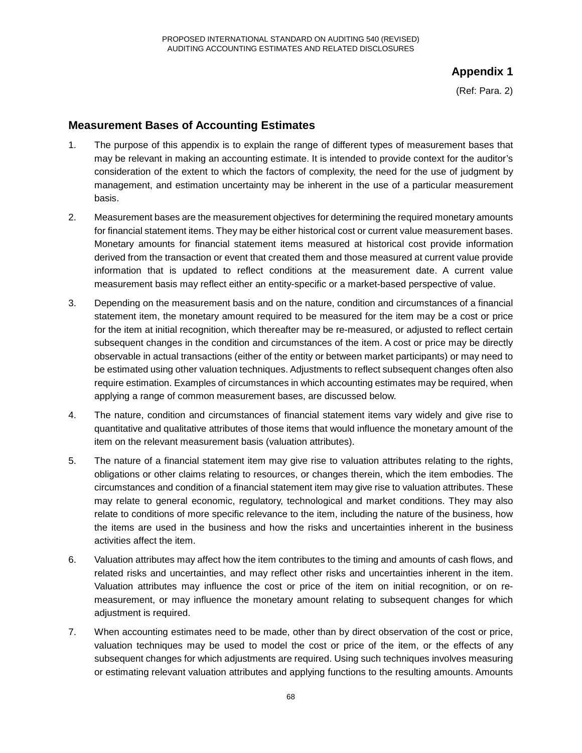**Appendix 1**

(Ref: Para. 2)

## Measurement Bases of Accounting Estimates

1. The purpose of this appendix is to explain the range of different types of measurement bases that may be relevant in making an accounting estimate. It is intended to provide context for the auditor's consideration of the extent to which the factors of complexity, the need for the use of judgment by management, and estimation uncertainty may be inherent in the use of a particular measurement basis.

2. Measurement bases are the measurement objectives for determining the required monetary amounts for financial statement items. They may be either historical cost or current value measurement bases. Monetary amounts for financial statement items measured at historical cost provide information derived from the transaction or event that created them and those measured at current value provide information that is updated to reflect conditions at the measurement date. A current value measurement basis may reflect either an entity-specific or a market-based perspective of value.

3. Depending on the measurement basis and on the nature, condition and circumstances of a financial statement item, the monetary amount required to be measured for the item may be a cost or price for the item at initial recognition, which thereafter may be re-measured, or adjusted to reflect certain subsequent changes in the condition and circumstances of the item. A cost or price may be directly observable in actual transactions (either of the entity or between market participants) or may need to be estimated using other valuation techniques. Adjustments to reflect subsequent changes often also require estimation. Examples of circumstances in which accounting estimates may be required, when applying a range of common measurement bases, are discussed below.

4. The nature, condition and circumstances of financial statement items vary widely and give rise to quantitative and qualitative attributes of those items that would influence the monetary amount of the item on the relevant measurement basis (valuation attributes).

5. The nature of a financial statement item may give rise to valuation attributes relating to the rights, obligations or other claims relating to resources, or changes therein, which the item embodies. The circumstances and condition of a financial statement item may give rise to valuation attributes. These may relate to general economic, regulatory, technological and market conditions. They may also relate to conditions of more specific relevance to the item, including the nature of the business, how the items are used in the business and how the risks and uncertainties inherent in the business activities affect the item.

6. Valuation attributes may affect how the item contributes to the timing and amounts of cash flows, and related risks and uncertainties, and may reflect other risks and uncertainties inherent in the item. Valuation attributes may influence the cost or price of the item on initial recognition, or on re-measurement, or may influence the monetary amount relating to subsequent changes for which adjustment is required.

7. When accounting estimates need to be made, other than by direct observation of the cost or price, valuation techniques may be used to model the cost or price of the item, or the effects of any subsequent changes for which adjustments are required. Using such techniques involves measuring or estimating relevant valuation attributes and applying functions to the resulting amounts. Amounts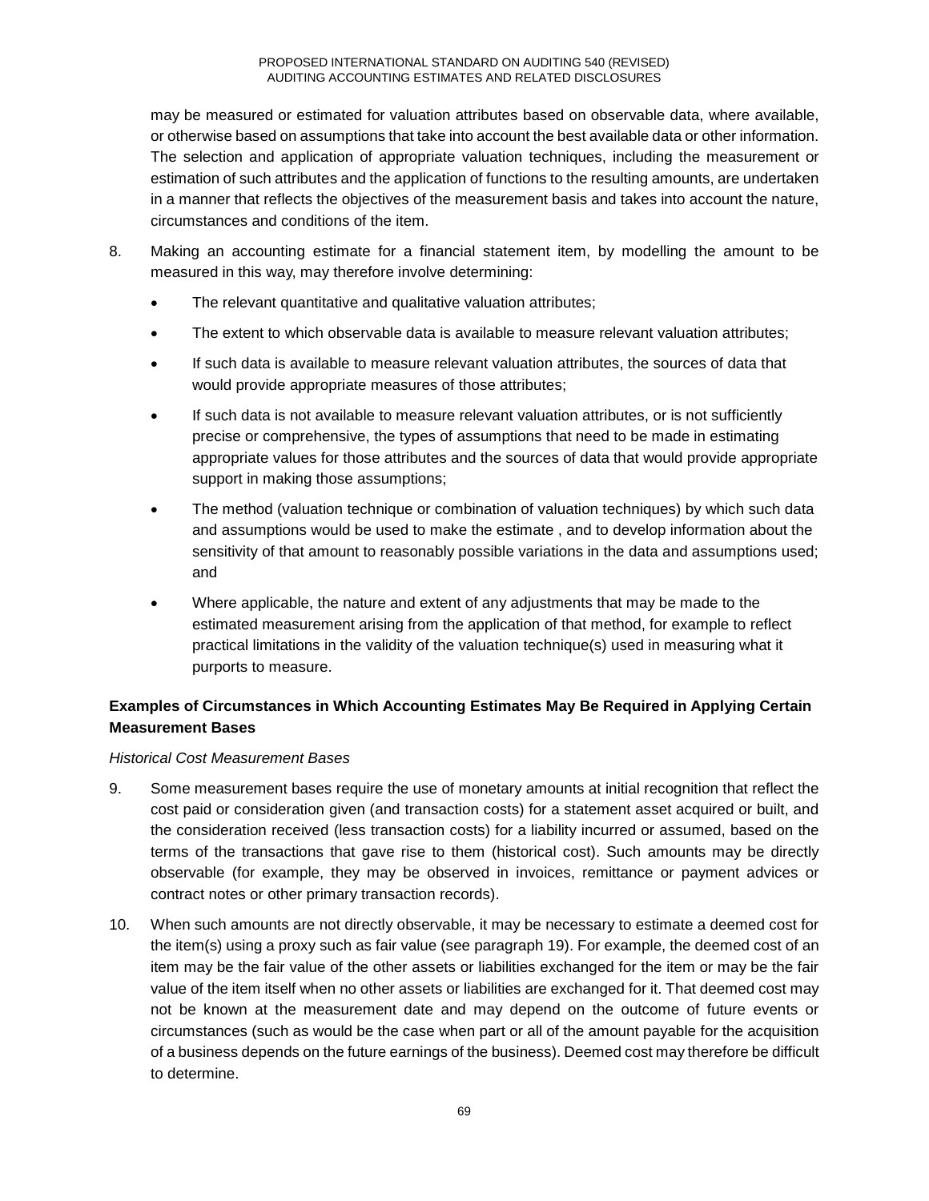may be measured or estimated for valuation attributes based on observable data, where available, or otherwise based on assumptions that take into account the best available data or other information. The selection and application of appropriate valuation techniques, including the measurement or estimation of such attributes and the application of functions to the resulting amounts, are undertaken in a manner that reflects the objectives of the measurement basis and takes into account the nature, circumstances and conditions of the item.

8. Making an accounting estimate for a financial statement item, by modelling the amount to be measured in this way, may therefore involve determining:

   - The relevant quantitative and qualitative valuation attributes;
   - The extent to which observable data is available to measure relevant valuation attributes;
   - If such data is available to measure relevant valuation attributes, the sources of data that would provide appropriate measures of those attributes;
   - If such data is not available to measure relevant valuation attributes, or is not sufficiently precise or comprehensive, the types of assumptions that need to be made in estimating appropriate values for those attributes and the sources of data that would provide appropriate support in making those assumptions;
   - The method (valuation technique or combination of valuation techniques) by which such data and assumptions would be used to make the estimate , and to develop information about the sensitivity of that amount to reasonably possible variations in the data and assumptions used; and
   - Where applicable, the nature and extent of any adjustments that may be made to the estimated measurement arising from the application of that method, for example to reflect practical limitations in the validity of the valuation technique(s) used in measuring what it purports to measure.

**Examples of Circumstances in Which Accounting Estimates May Be Required in Applying Certain Measurement Bases**

*Historical Cost Measurement Bases*

9. Some measurement bases require the use of monetary amounts at initial recognition that reflect the cost paid or consideration given (and transaction costs) for a statement asset acquired or built, and the consideration received (less transaction costs) for a liability incurred or assumed, based on the terms of the transactions that gave rise to them (historical cost). Such amounts may be directly observable (for example, they may be observed in invoices, remittance or payment advices or contract notes or other primary transaction records).

10. When such amounts are not directly observable, it may be necessary to estimate a deemed cost for the item(s) using a proxy such as fair value (see paragraph 19). For example, the deemed cost of an item may be the fair value of the other assets or liabilities exchanged for the item or may be the fair value of the item itself when no other assets or liabilities are exchanged for it. That deemed cost may not be known at the measurement date and may depend on the outcome of future events or circumstances (such as would be the case when part or all of the amount payable for the acquisition of a business depends on the future earnings of the business). Deemed cost may therefore be difficult to determine.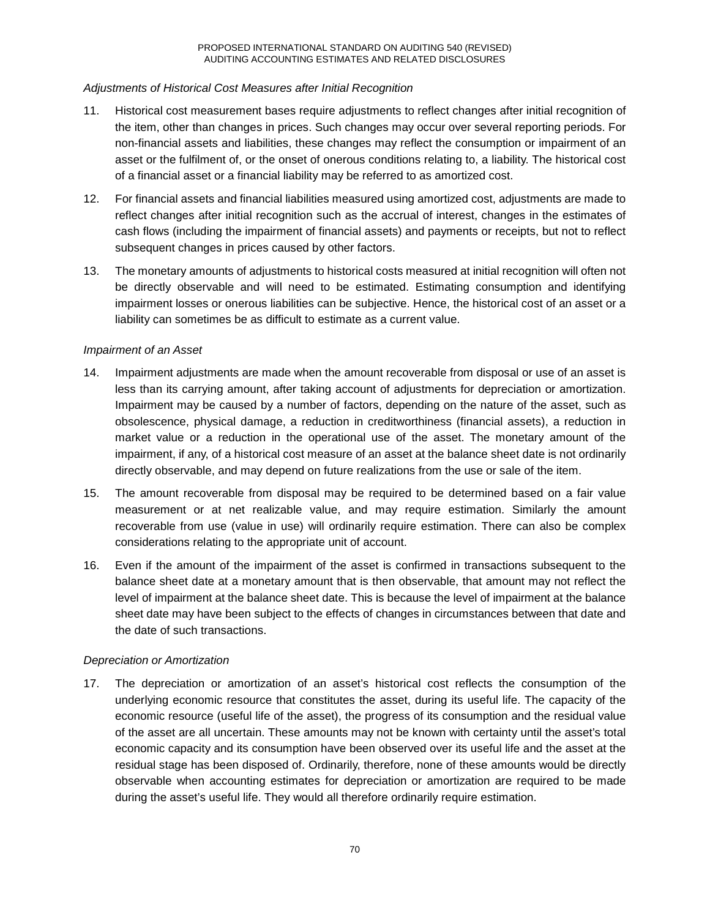*Adjustments of Historical Cost Measures after Initial Recognition*

11. Historical cost measurement bases require adjustments to reflect changes after initial recognition of the item, other than changes in prices. Such changes may occur over several reporting periods. For non-financial assets and liabilities, these changes may reflect the consumption or impairment of an asset or the fulfilment of, or the onset of onerous conditions relating to, a liability. The historical cost of a financial asset or a financial liability may be referred to as amortized cost.

12. For financial assets and financial liabilities measured using amortized cost, adjustments are made to reflect changes after initial recognition such as the accrual of interest, changes in the estimates of cash flows (including the impairment of financial assets) and payments or receipts, but not to reflect subsequent changes in prices caused by other factors.

13. The monetary amounts of adjustments to historical costs measured at initial recognition will often not be directly observable and will need to be estimated. Estimating consumption and identifying impairment losses or onerous liabilities can be subjective. Hence, the historical cost of an asset or a liability can sometimes be as difficult to estimate as a current value.

*Impairment of an Asset*

14. Impairment adjustments are made when the amount recoverable from disposal or use of an asset is less than its carrying amount, after taking account of adjustments for depreciation or amortization. Impairment may be caused by a number of factors, depending on the nature of the asset, such as obsolescence, physical damage, a reduction in creditworthiness (financial assets), a reduction in market value or a reduction in the operational use of the asset. The monetary amount of the impairment, if any, of a historical cost measure of an asset at the balance sheet date is not ordinarily directly observable, and may depend on future realizations from the use or sale of the item.

15. The amount recoverable from disposal may be required to be determined based on a fair value measurement or at net realizable value, and may require estimation. Similarly the amount recoverable from use (value in use) will ordinarily require estimation. There can also be complex considerations relating to the appropriate unit of account.

16. Even if the amount of the impairment of the asset is confirmed in transactions subsequent to the balance sheet date at a monetary amount that is then observable, that amount may not reflect the level of impairment at the balance sheet date. This is because the level of impairment at the balance sheet date may have been subject to the effects of changes in circumstances between that date and the date of such transactions.

*Depreciation or Amortization*

17. The depreciation or amortization of an asset's historical cost reflects the consumption of the underlying economic resource that constitutes the asset, during its useful life. The capacity of the economic resource (useful life of the asset), the progress of its consumption and the residual value of the asset are all uncertain. These amounts may not be known with certainty until the asset's total economic capacity and its consumption have been observed over its useful life and the asset at the residual stage has been disposed of. Ordinarily, therefore, none of these amounts would be directly observable when accounting estimates for depreciation or amortization are required to be made during the asset's useful life. They would all therefore ordinarily require estimation.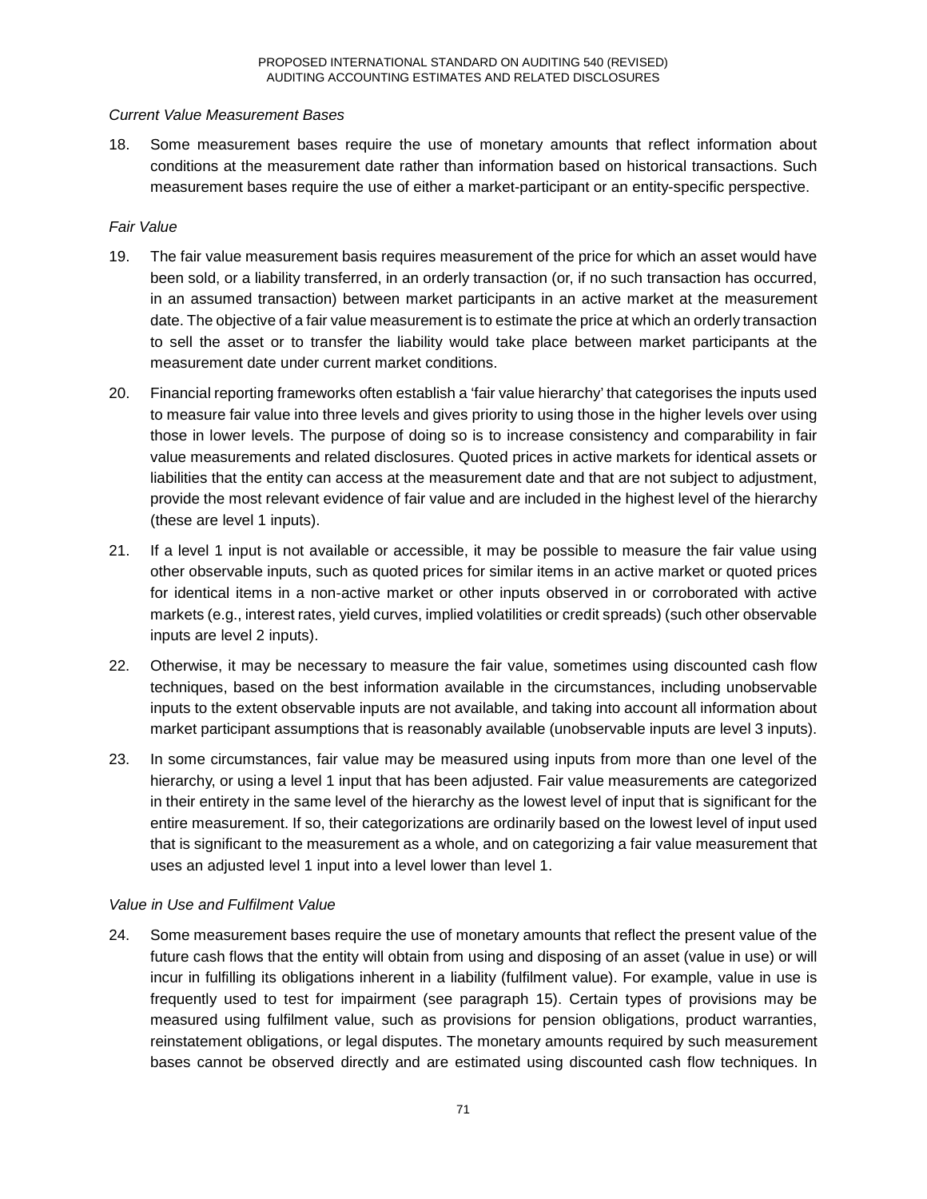*Current Value Measurement Bases*

18. Some measurement bases require the use of monetary amounts that reflect information about conditions at the measurement date rather than information based on historical transactions. Such measurement bases require the use of either a market-participant or an entity-specific perspective.

*Fair Value*

19. The fair value measurement basis requires measurement of the price for which an asset would have been sold, or a liability transferred, in an orderly transaction (or, if no such transaction has occurred, in an assumed transaction) between market participants in an active market at the measurement date. The objective of a fair value measurement is to estimate the price at which an orderly transaction to sell the asset or to transfer the liability would take place between market participants at the measurement date under current market conditions.

20. Financial reporting frameworks often establish a 'fair value hierarchy' that categorises the inputs used to measure fair value into three levels and gives priority to using those in the higher levels over using those in lower levels. The purpose of doing so is to increase consistency and comparability in fair value measurements and related disclosures. Quoted prices in active markets for identical assets or liabilities that the entity can access at the measurement date and that are not subject to adjustment, provide the most relevant evidence of fair value and are included in the highest level of the hierarchy (these are level 1 inputs).

21. If a level 1 input is not available or accessible, it may be possible to measure the fair value using other observable inputs, such as quoted prices for similar items in an active market or quoted prices for identical items in a non-active market or other inputs observed in or corroborated with active markets (e.g., interest rates, yield curves, implied volatilities or credit spreads) (such other observable inputs are level 2 inputs).

22. Otherwise, it may be necessary to measure the fair value, sometimes using discounted cash flow techniques, based on the best information available in the circumstances, including unobservable inputs to the extent observable inputs are not available, and taking into account all information about market participant assumptions that is reasonably available (unobservable inputs are level 3 inputs).

23. In some circumstances, fair value may be measured using inputs from more than one level of the hierarchy, or using a level 1 input that has been adjusted. Fair value measurements are categorized in their entirety in the same level of the hierarchy as the lowest level of input that is significant for the entire measurement. If so, their categorizations are ordinarily based on the lowest level of input used that is significant to the measurement as a whole, and on categorizing a fair value measurement that uses an adjusted level 1 input into a level lower than level 1.

*Value in Use and Fulfilment Value*

24. Some measurement bases require the use of monetary amounts that reflect the present value of the future cash flows that the entity will obtain from using and disposing of an asset (value in use) or will incur in fulfilling its obligations inherent in a liability (fulfilment value). For example, value in use is frequently used to test for impairment (see paragraph 15). Certain types of provisions may be measured using fulfilment value, such as provisions for pension obligations, product warranties, reinstatement obligations, or legal disputes. The monetary amounts required by such measurement bases cannot be observed directly and are estimated using discounted cash flow techniques. In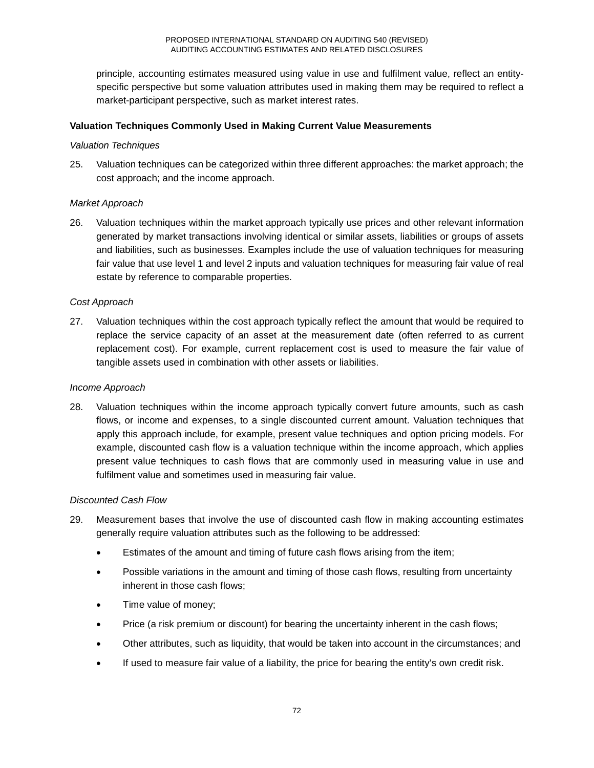principle, accounting estimates measured using value in use and fulfilment value, reflect an entity-specific perspective but some valuation attributes used in making them may be required to reflect a market-participant perspective, such as market interest rates.

**Valuation Techniques Commonly Used in Making Current Value Measurements**

*Valuation Techniques*

25. Valuation techniques can be categorized within three different approaches: the market approach; the cost approach; and the income approach.

*Market Approach*

26. Valuation techniques within the market approach typically use prices and other relevant information generated by market transactions involving identical or similar assets, liabilities or groups of assets and liabilities, such as businesses. Examples include the use of valuation techniques for measuring fair value that use level 1 and level 2 inputs and valuation techniques for measuring fair value of real estate by reference to comparable properties.

*Cost Approach*

27. Valuation techniques within the cost approach typically reflect the amount that would be required to replace the service capacity of an asset at the measurement date (often referred to as current replacement cost). For example, current replacement cost is used to measure the fair value of tangible assets used in combination with other assets or liabilities.

*Income Approach*

28. Valuation techniques within the income approach typically convert future amounts, such as cash flows, or income and expenses, to a single discounted current amount. Valuation techniques that apply this approach include, for example, present value techniques and option pricing models. For example, discounted cash flow is a valuation technique within the income approach, which applies present value techniques to cash flows that are commonly used in measuring value in use and fulfilment value and sometimes used in measuring fair value.

*Discounted Cash Flow*

29. Measurement bases that involve the use of discounted cash flow in making accounting estimates generally require valuation attributes such as the following to be addressed:

    - Estimates of the amount and timing of future cash flows arising from the item;
    - Possible variations in the amount and timing of those cash flows, resulting from uncertainty inherent in those cash flows;
    - Time value of money;
    - Price (a risk premium or discount) for bearing the uncertainty inherent in the cash flows;
    - Other attributes, such as liquidity, that would be taken into account in the circumstances; and
    - If used to measure fair value of a liability, the price for bearing the entity's own credit risk.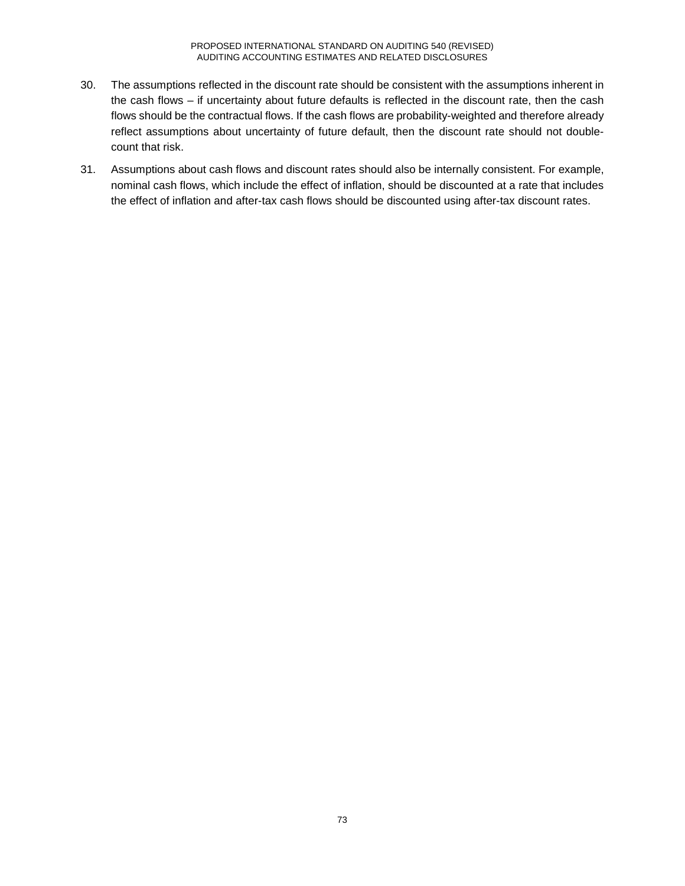30. The assumptions reflected in the discount rate should be consistent with the assumptions inherent in the cash flows – if uncertainty about future defaults is reflected in the discount rate, then the cash flows should be the contractual flows. If the cash flows are probability-weighted and therefore already reflect assumptions about uncertainty of future default, then the discount rate should not double-count that risk.

31. Assumptions about cash flows and discount rates should also be internally consistent. For example, nominal cash flows, which include the effect of inflation, should be discounted at a rate that includes the effect of inflation and after-tax cash flows should be discounted using after-tax discount rates.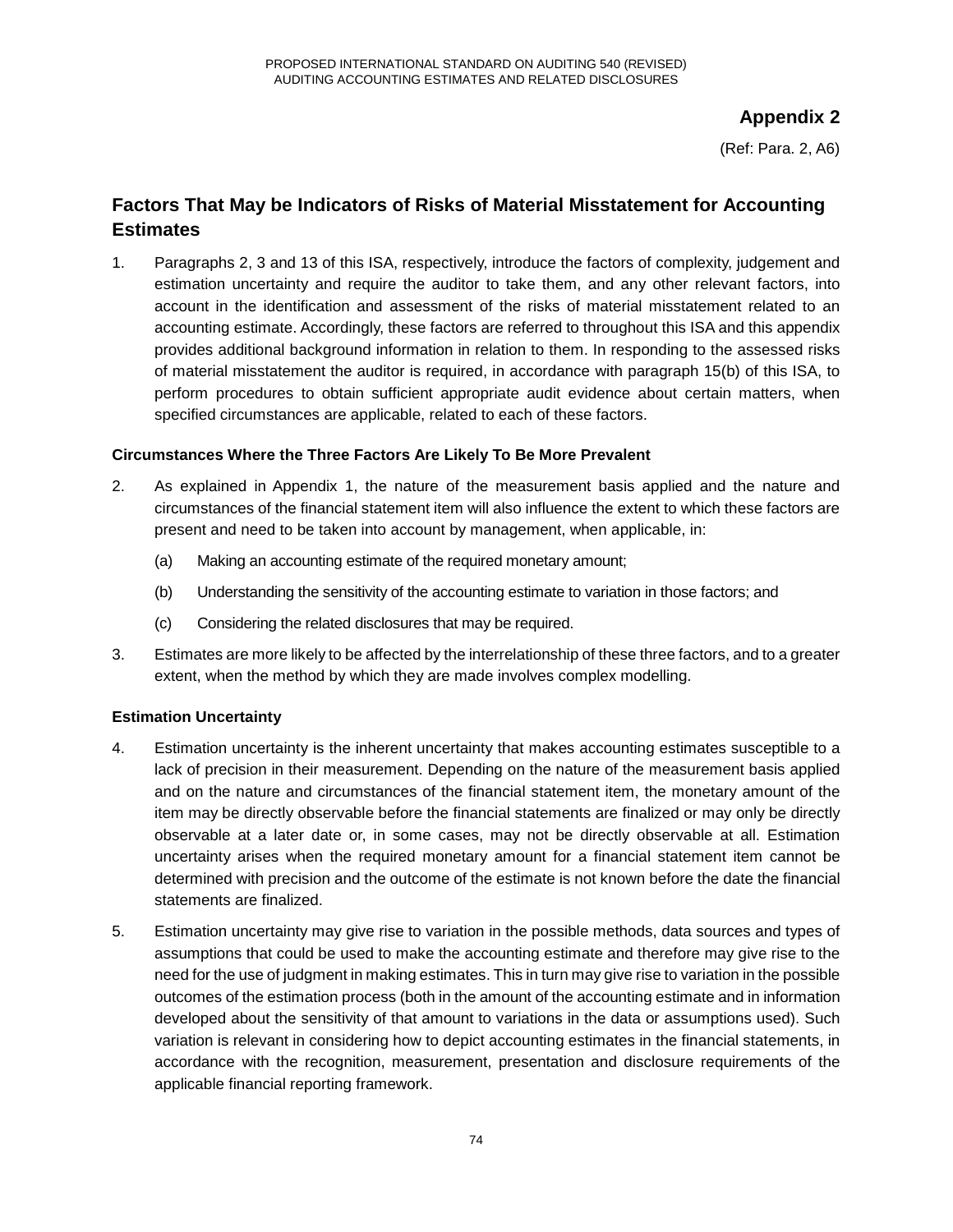## Appendix 2

(Ref: Para. 2, A6)

## Factors That May be Indicators of Risks of Material Misstatement for Accounting Estimates

1. Paragraphs 2, 3 and 13 of this ISA, respectively, introduce the factors of complexity, judgement and estimation uncertainty and require the auditor to take them, and any other relevant factors, into account in the identification and assessment of the risks of material misstatement related to an accounting estimate. Accordingly, these factors are referred to throughout this ISA and this appendix provides additional background information in relation to them. In responding to the assessed risks of material misstatement the auditor is required, in accordance with paragraph 15(b) of this ISA, to perform procedures to obtain sufficient appropriate audit evidence about certain matters, when specified circumstances are applicable, related to each of these factors.

### Circumstances Where the Three Factors Are Likely To Be More Prevalent

2. As explained in Appendix 1, the nature of the measurement basis applied and the nature and circumstances of the financial statement item will also influence the extent to which these factors are present and need to be taken into account by management, when applicable, in:

   (a) Making an accounting estimate of the required monetary amount;

   (b) Understanding the sensitivity of the accounting estimate to variation in those factors; and

   (c) Considering the related disclosures that may be required.

3. Estimates are more likely to be affected by the interrelationship of these three factors, and to a greater extent, when the method by which they are made involves complex modelling.

### Estimation Uncertainty

4. Estimation uncertainty is the inherent uncertainty that makes accounting estimates susceptible to a lack of precision in their measurement. Depending on the nature of the measurement basis applied and on the nature and circumstances of the financial statement item, the monetary amount of the item may be directly observable before the financial statements are finalized or may only be directly observable at a later date or, in some cases, may not be directly observable at all. Estimation uncertainty arises when the required monetary amount for a financial statement item cannot be determined with precision and the outcome of the estimate is not known before the date the financial statements are finalized.

5. Estimation uncertainty may give rise to variation in the possible methods, data sources and types of assumptions that could be used to make the accounting estimate and therefore may give rise to the need for the use of judgment in making estimates. This in turn may give rise to variation in the possible outcomes of the estimation process (both in the amount of the accounting estimate and in information developed about the sensitivity of that amount to variations in the data or assumptions used). Such variation is relevant in considering how to depict accounting estimates in the financial statements, in accordance with the recognition, measurement, presentation and disclosure requirements of the applicable financial reporting framework.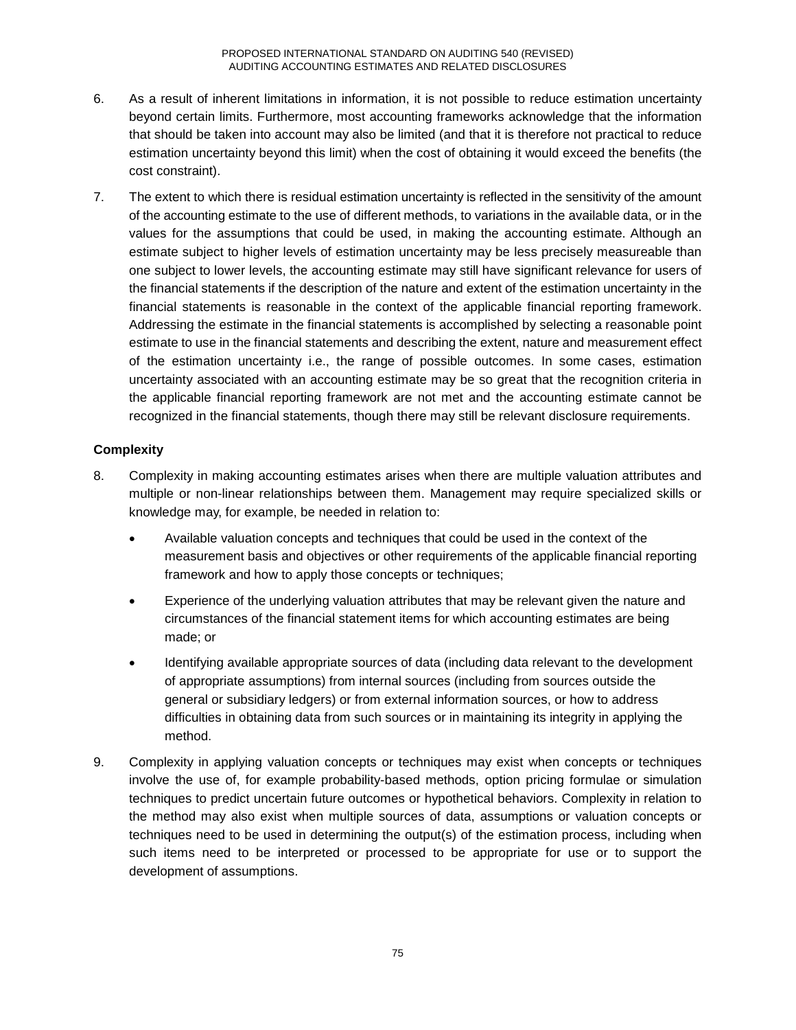6. As a result of inherent limitations in information, it is not possible to reduce estimation uncertainty beyond certain limits. Furthermore, most accounting frameworks acknowledge that the information that should be taken into account may also be limited (and that it is therefore not practical to reduce estimation uncertainty beyond this limit) when the cost of obtaining it would exceed the benefits (the cost constraint).

7. The extent to which there is residual estimation uncertainty is reflected in the sensitivity of the amount of the accounting estimate to the use of different methods, to variations in the available data, or in the values for the assumptions that could be used, in making the accounting estimate. Although an estimate subject to higher levels of estimation uncertainty may be less precisely measureable than one subject to lower levels, the accounting estimate may still have significant relevance for users of the financial statements if the description of the nature and extent of the estimation uncertainty in the financial statements is reasonable in the context of the applicable financial reporting framework. Addressing the estimate in the financial statements is accomplished by selecting a reasonable point estimate to use in the financial statements and describing the extent, nature and measurement effect of the estimation uncertainty i.e., the range of possible outcomes. In some cases, estimation uncertainty associated with an accounting estimate may be so great that the recognition criteria in the applicable financial reporting framework are not met and the accounting estimate cannot be recognized in the financial statements, though there may still be relevant disclosure requirements.

**Complexity**

8. Complexity in making accounting estimates arises when there are multiple valuation attributes and multiple or non-linear relationships between them. Management may require specialized skills or knowledge may, for example, be needed in relation to:

   - Available valuation concepts and techniques that could be used in the context of the measurement basis and objectives or other requirements of the applicable financial reporting framework and how to apply those concepts or techniques;
   - Experience of the underlying valuation attributes that may be relevant given the nature and circumstances of the financial statement items for which accounting estimates are being made; or
   - Identifying available appropriate sources of data (including data relevant to the development of appropriate assumptions) from internal sources (including from sources outside the general or subsidiary ledgers) or from external information sources, or how to address difficulties in obtaining data from such sources or in maintaining its integrity in applying the method.

9. Complexity in applying valuation concepts or techniques may exist when concepts or techniques involve the use of, for example probability-based methods, option pricing formulae or simulation techniques to predict uncertain future outcomes or hypothetical behaviors. Complexity in relation to the method may also exist when multiple sources of data, assumptions or valuation concepts or techniques need to be used in determining the output(s) of the estimation process, including when such items need to be interpreted or processed to be appropriate for use or to support the development of assumptions.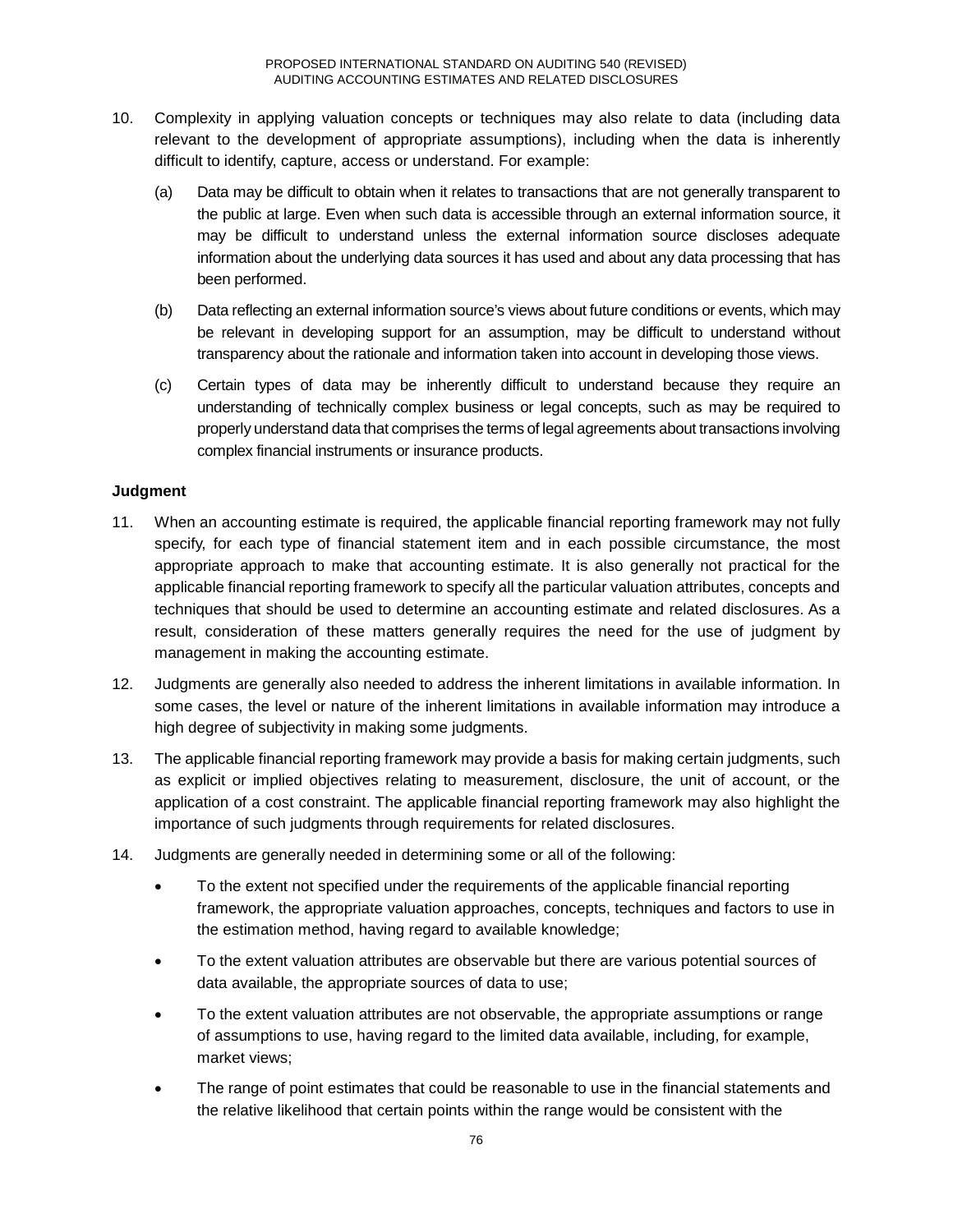10. Complexity in applying valuation concepts or techniques may also relate to data (including data relevant to the development of appropriate assumptions), including when the data is inherently difficult to identify, capture, access or understand. For example:

    (a) Data may be difficult to obtain when it relates to transactions that are not generally transparent to the public at large. Even when such data is accessible through an external information source, it may be difficult to understand unless the external information source discloses adequate information about the underlying data sources it has used and about any data processing that has been performed.

    (b) Data reflecting an external information source's views about future conditions or events, which may be relevant in developing support for an assumption, may be difficult to understand without transparency about the rationale and information taken into account in developing those views.

    (c) Certain types of data may be inherently difficult to understand because they require an understanding of technically complex business or legal concepts, such as may be required to properly understand data that comprises the terms of legal agreements about transactions involving complex financial instruments or insurance products.

**Judgment**

11. When an accounting estimate is required, the applicable financial reporting framework may not fully specify, for each type of financial statement item and in each possible circumstance, the most appropriate approach to make that accounting estimate. It is also generally not practical for the applicable financial reporting framework to specify all the particular valuation attributes, concepts and techniques that should be used to determine an accounting estimate and related disclosures. As a result, consideration of these matters generally requires the need for the use of judgment by management in making the accounting estimate.

12. Judgments are generally also needed to address the inherent limitations in available information. In some cases, the level or nature of the inherent limitations in available information may introduce a high degree of subjectivity in making some judgments.

13. The applicable financial reporting framework may provide a basis for making certain judgments, such as explicit or implied objectives relating to measurement, disclosure, the unit of account, or the application of a cost constraint. The applicable financial reporting framework may also highlight the importance of such judgments through requirements for related disclosures.

14. Judgments are generally needed in determining some or all of the following:

    - To the extent not specified under the requirements of the applicable financial reporting framework, the appropriate valuation approaches, concepts, techniques and factors to use in the estimation method, having regard to available knowledge;
    - To the extent valuation attributes are observable but there are various potential sources of data available, the appropriate sources of data to use;
    - To the extent valuation attributes are not observable, the appropriate assumptions or range of assumptions to use, having regard to the limited data available, including, for example, market views;
    - The range of point estimates that could be reasonable to use in the financial statements and the relative likelihood that certain points within the range would be consistent with the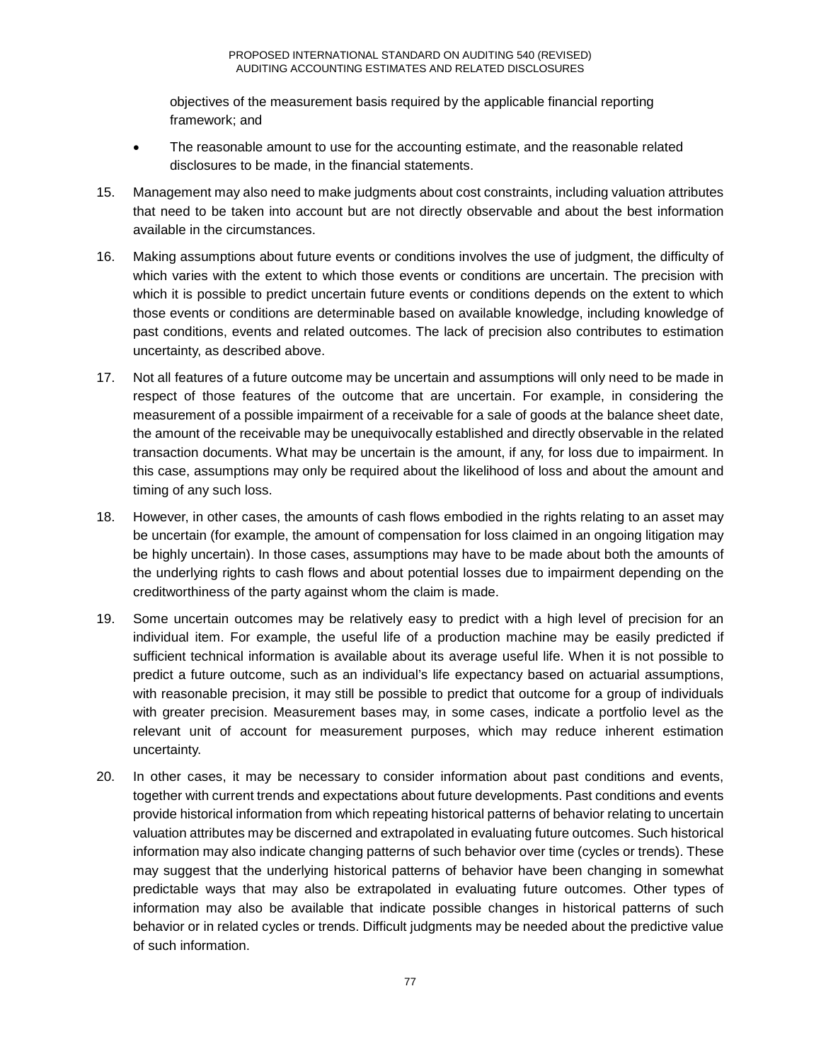objectives of the measurement basis required by the applicable financial reporting framework; and

- The reasonable amount to use for the accounting estimate, and the reasonable related disclosures to be made, in the financial statements.

15. Management may also need to make judgments about cost constraints, including valuation attributes that need to be taken into account but are not directly observable and about the best information available in the circumstances.

16. Making assumptions about future events or conditions involves the use of judgment, the difficulty of which varies with the extent to which those events or conditions are uncertain. The precision with which it is possible to predict uncertain future events or conditions depends on the extent to which those events or conditions are determinable based on available knowledge, including knowledge of past conditions, events and related outcomes. The lack of precision also contributes to estimation uncertainty, as described above.

17. Not all features of a future outcome may be uncertain and assumptions will only need to be made in respect of those features of the outcome that are uncertain. For example, in considering the measurement of a possible impairment of a receivable for a sale of goods at the balance sheet date, the amount of the receivable may be unequivocally established and directly observable in the related transaction documents. What may be uncertain is the amount, if any, for loss due to impairment. In this case, assumptions may only be required about the likelihood of loss and about the amount and timing of any such loss.

18. However, in other cases, the amounts of cash flows embodied in the rights relating to an asset may be uncertain (for example, the amount of compensation for loss claimed in an ongoing litigation may be highly uncertain). In those cases, assumptions may have to be made about both the amounts of the underlying rights to cash flows and about potential losses due to impairment depending on the creditworthiness of the party against whom the claim is made.

19. Some uncertain outcomes may be relatively easy to predict with a high level of precision for an individual item. For example, the useful life of a production machine may be easily predicted if sufficient technical information is available about its average useful life. When it is not possible to predict a future outcome, such as an individual's life expectancy based on actuarial assumptions, with reasonable precision, it may still be possible to predict that outcome for a group of individuals with greater precision. Measurement bases may, in some cases, indicate a portfolio level as the relevant unit of account for measurement purposes, which may reduce inherent estimation uncertainty.

20. In other cases, it may be necessary to consider information about past conditions and events, together with current trends and expectations about future developments. Past conditions and events provide historical information from which repeating historical patterns of behavior relating to uncertain valuation attributes may be discerned and extrapolated in evaluating future outcomes. Such historical information may also indicate changing patterns of such behavior over time (cycles or trends). These may suggest that the underlying historical patterns of behavior have been changing in somewhat predictable ways that may also be extrapolated in evaluating future outcomes. Other types of information may also be available that indicate possible changes in historical patterns of such behavior or in related cycles or trends. Difficult judgments may be needed about the predictive value of such information.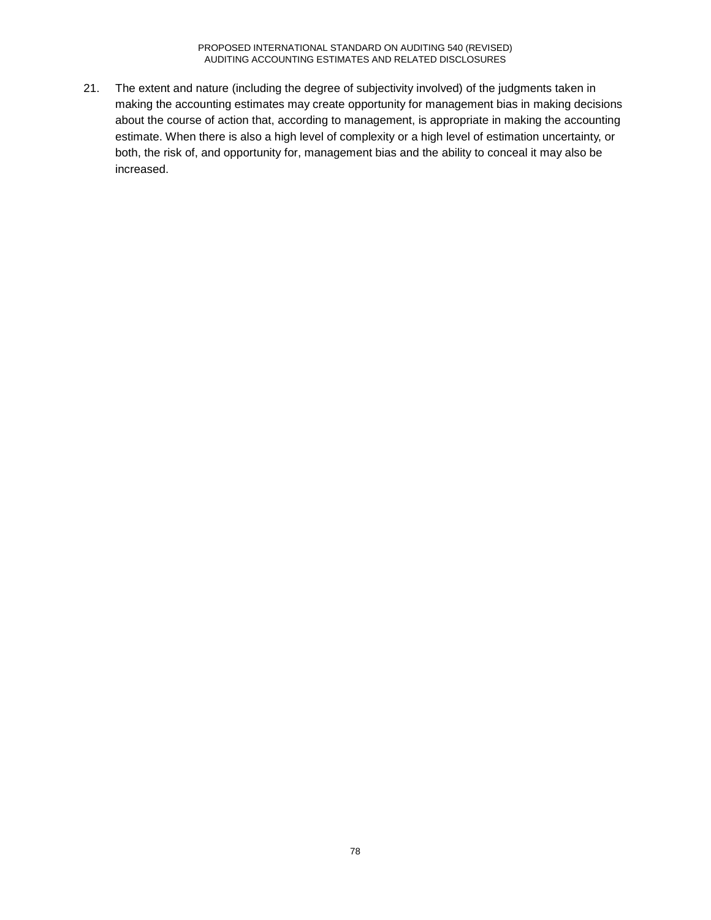21. The extent and nature (including the degree of subjectivity involved) of the judgments taken in making the accounting estimates may create opportunity for management bias in making decisions about the course of action that, according to management, is appropriate in making the accounting estimate. When there is also a high level of complexity or a high level of estimation uncertainty, or both, the risk of, and opportunity for, management bias and the ability to conceal it may also be increased.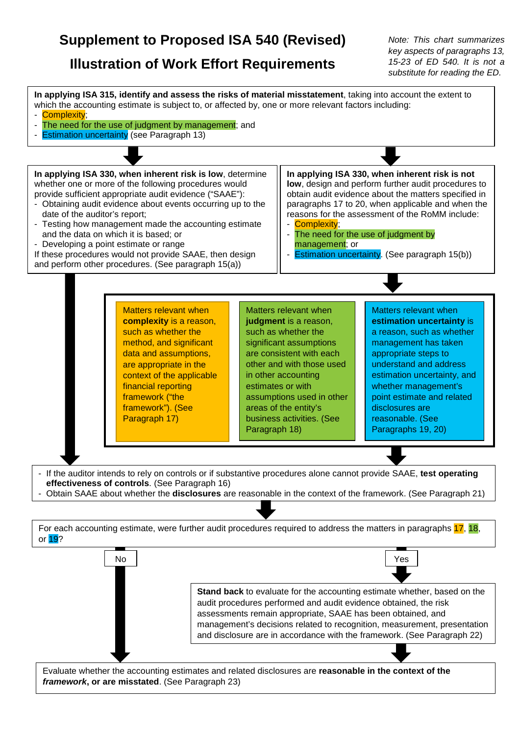# Supplement to Proposed ISA 540 (Revised)

# Illustration of Work Effort Requirements

*Note: This chart summarizes key aspects of paragraphs 13, 15-23 of ED 540. It is not a substitute for reading the ED.*

**In applying ISA 315, identify and assess the risks of material misstatement**, taking into account the extent to which the accounting estimate is subject to, or affected by, one or more relevant factors including:

- Complexity;
- The need for the use of judgment by management; and
- Estimation uncertainty (see Paragraph 13)

**In applying ISA 330, when inherent risk is low**, determine whether one or more of the following procedures would provide sufficient appropriate audit evidence ("SAAE"):

- Obtaining audit evidence about events occurring up to the date of the auditor's report;
- Testing how management made the accounting estimate and the data on which it is based; or
- Developing a point estimate or range

If these procedures would not provide SAAE, then design and perform other procedures. (See paragraph 15(a))

**In applying ISA 330, when inherent risk is not low**, design and perform further audit procedures to obtain audit evidence about the matters specified in paragraphs 17 to 20, when applicable and when the reasons for the assessment of the RoMM include:

- Complexity;
- The need for the use of judgment by management; or
- Estimation uncertainty. (See paragraph 15(b))

Matters relevant when **complexity** is a reason, such as whether the method, and significant data and assumptions, are appropriate in the context of the applicable financial reporting framework ("the framework"). (See Paragraph 17)

Matters relevant when **judgment** is a reason, such as whether the significant assumptions are consistent with each other and with those used in other accounting estimates or with assumptions used in other areas of the entity's business activities. (See Paragraph 18)

Matters relevant when **estimation uncertainty** is a reason, such as whether management has taken appropriate steps to understand and address estimation uncertainty, and whether management's point estimate and related disclosures are reasonable. (See Paragraphs 19, 20)

- If the auditor intends to rely on controls or if substantive procedures alone cannot provide SAAE, **test operating effectiveness of controls**. (See Paragraph 16)
- Obtain SAAE about whether the **disclosures** are reasonable in the context of the framework. (See Paragraph 21)

For each accounting estimate, were further audit procedures required to address the matters in paragraphs 17, 18, or 19?

No → Evaluate whether the accounting estimates and related disclosures are reasonable in the context of the framework, or are misstated.

Yes → **Stand back** to evaluate for the accounting estimate whether, based on the audit procedures performed and audit evidence obtained, the risk assessments remain appropriate, SAAE has been obtained, and management's decisions related to recognition, measurement, presentation and disclosure are in accordance with the framework. (See Paragraph 22)

Evaluate whether the accounting estimates and related disclosures are **reasonable in the context of the *framework*, or are misstated**. (See Paragraph 23)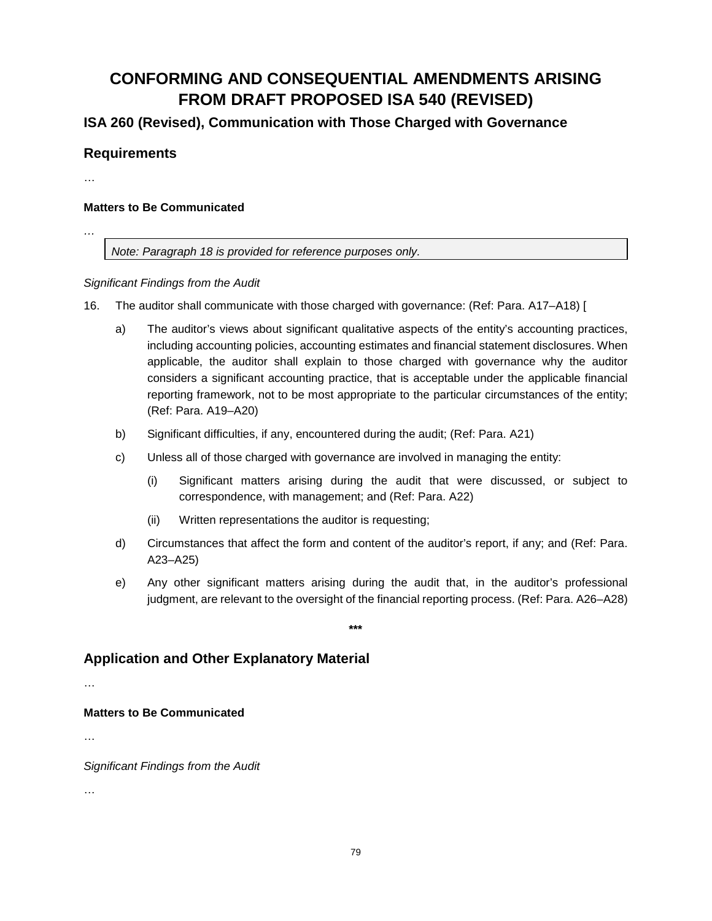# CONFORMING AND CONSEQUENTIAL AMENDMENTS ARISING FROM DRAFT PROPOSED ISA 540 (REVISED)

## ISA 260 (Revised), Communication with Those Charged with Governance

## Requirements

…

### Matters to Be Communicated

…

> *Note: Paragraph 18 is provided for reference purposes only.*

*Significant Findings from the Audit*

16. The auditor shall communicate with those charged with governance: (Ref: Para. A17–A18) [

    a) The auditor's views about significant qualitative aspects of the entity's accounting practices, including accounting policies, accounting estimates and financial statement disclosures. When applicable, the auditor shall explain to those charged with governance why the auditor considers a significant accounting practice, that is acceptable under the applicable financial reporting framework, not to be most appropriate to the particular circumstances of the entity; (Ref: Para. A19–A20)

    b) Significant difficulties, if any, encountered during the audit; (Ref: Para. A21)

    c) Unless all of those charged with governance are involved in managing the entity:

        (i) Significant matters arising during the audit that were discussed, or subject to correspondence, with management; and (Ref: Para. A22)

        (ii) Written representations the auditor is requesting;

    d) Circumstances that affect the form and content of the auditor's report, if any; and (Ref: Para. A23–A25)

    e) Any other significant matters arising during the audit that, in the auditor's professional judgment, are relevant to the oversight of the financial reporting process. (Ref: Para. A26–A28)

***

## Application and Other Explanatory Material

…

### Matters to Be Communicated

…

*Significant Findings from the Audit*

…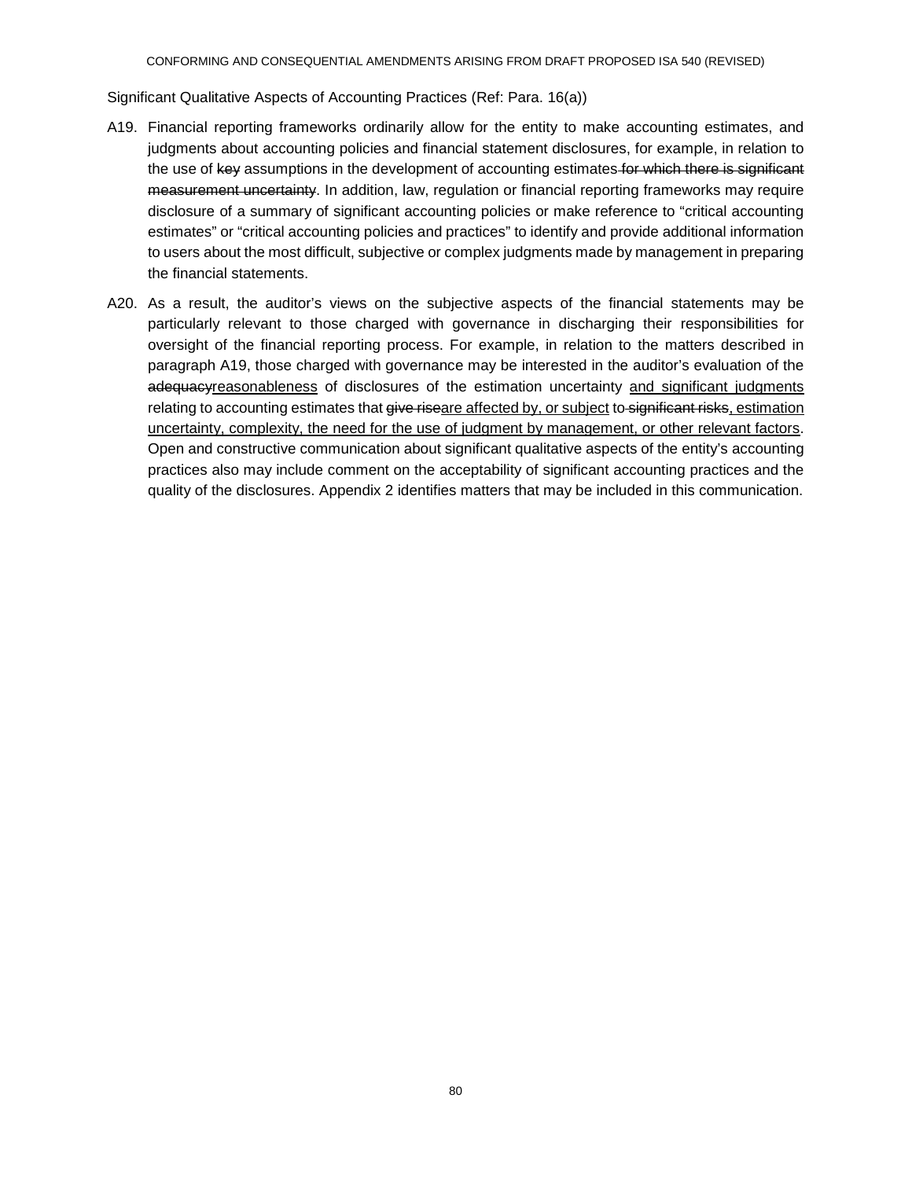Significant Qualitative Aspects of Accounting Practices (Ref: Para. 16(a))

A19. Financial reporting frameworks ordinarily allow for the entity to make accounting estimates, and judgments about accounting policies and financial statement disclosures, for example, in relation to the use of ~~key~~ assumptions in the development of accounting estimates ~~for which there is significant measurement uncertainty~~. In addition, law, regulation or financial reporting frameworks may require disclosure of a summary of significant accounting policies or make reference to "critical accounting estimates" or "critical accounting policies and practices" to identify and provide additional information to users about the most difficult, subjective or complex judgments made by management in preparing the financial statements.

A20. As a result, the auditor's views on the subjective aspects of the financial statements may be particularly relevant to those charged with governance in discharging their responsibilities for oversight of the financial reporting process. For example, in relation to the matters described in paragraph A19, those charged with governance may be interested in the auditor's evaluation of the ~~adequacy~~<u>reasonableness</u> of disclosures of the estimation uncertainty <u>and significant judgments</u> relating to accounting estimates that ~~give rise~~<u>are affected by, or subject</u> to ~~significant risks~~<u>, estimation uncertainty, complexity, the need for the use of judgment by management, or other relevant factors</u>. Open and constructive communication about significant qualitative aspects of the entity's accounting practices also may include comment on the acceptability of significant accounting practices and the quality of the disclosures. Appendix 2 identifies matters that may be included in this communication.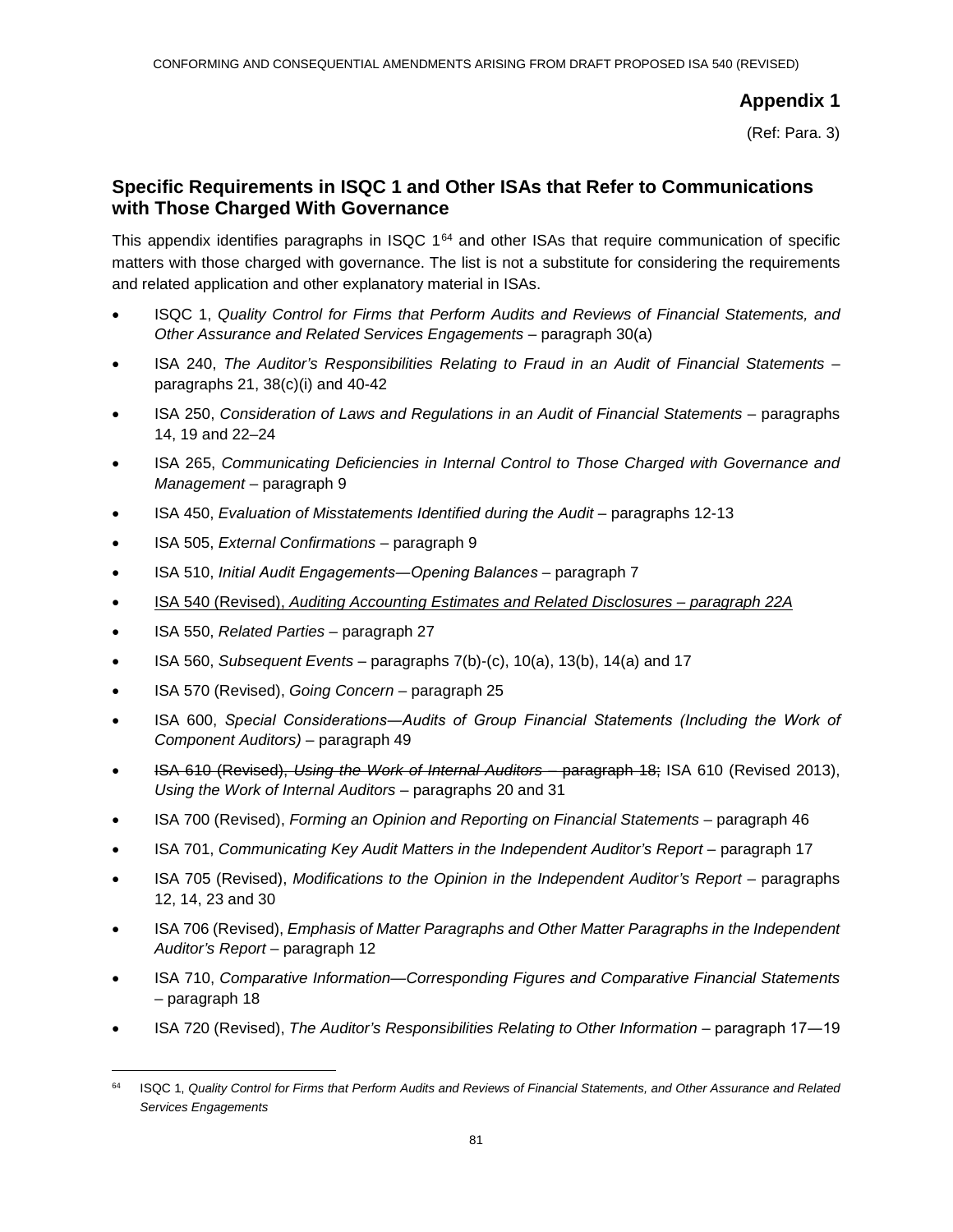## Appendix 1

(Ref: Para. 3)

## Specific Requirements in ISQC 1 and Other ISAs that Refer to Communications with Those Charged With Governance

This appendix identifies paragraphs in ISQC 1[64] and other ISAs that require communication of specific matters with those charged with governance. The list is not a substitute for considering the requirements and related application and other explanatory material in ISAs.

- ISQC 1, *Quality Control for Firms that Perform Audits and Reviews of Financial Statements, and Other Assurance and Related Services Engagements* – paragraph 30(a)
- ISA 240, *The Auditor's Responsibilities Relating to Fraud in an Audit of Financial Statements* – paragraphs 21, 38(c)(i) and 40-42
- ISA 250, *Consideration of Laws and Regulations in an Audit of Financial Statements* – paragraphs 14, 19 and 22–24
- ISA 265, *Communicating Deficiencies in Internal Control to Those Charged with Governance and Management* – paragraph 9
- ISA 450, *Evaluation of Misstatements Identified during the Audit* – paragraphs 12-13
- ISA 505, *External Confirmations* – paragraph 9
- ISA 510, *Initial Audit Engagements—Opening Balances* – paragraph 7
- <u>ISA 540 (Revised), *Auditing Accounting Estimates and Related Disclosures – paragraph 22A*</u>
- ISA 550, *Related Parties* – paragraph 27
- ISA 560, *Subsequent Events* – paragraphs 7(b)-(c), 10(a), 13(b), 14(a) and 17
- ISA 570 (Revised), *Going Concern* – paragraph 25
- ISA 600, *Special Considerations—Audits of Group Financial Statements (Including the Work of Component Auditors)* – paragraph 49
- ~~ISA 610 (Revised), *Using the Work of Internal Auditors* – paragraph 18;~~ ISA 610 (Revised 2013), *Using the Work of Internal Auditors* – paragraphs 20 and 31
- ISA 700 (Revised), *Forming an Opinion and Reporting on Financial Statements* – paragraph 46
- ISA 701, *Communicating Key Audit Matters in the Independent Auditor's Report* – paragraph 17
- ISA 705 (Revised), *Modifications to the Opinion in the Independent Auditor's Report* – paragraphs 12, 14, 23 and 30
- ISA 706 (Revised), *Emphasis of Matter Paragraphs and Other Matter Paragraphs in the Independent Auditor's Report* – paragraph 12
- ISA 710, *Comparative Information—Corresponding Figures and Comparative Financial Statements* – paragraph 18
- ISA 720 (Revised), *The Auditor's Responsibilities Relating to Other Information* – paragraph 17—19

---

[64] ISQC 1, *Quality Control for Firms that Perform Audits and Reviews of Financial Statements, and Other Assurance and Related Services Engagements*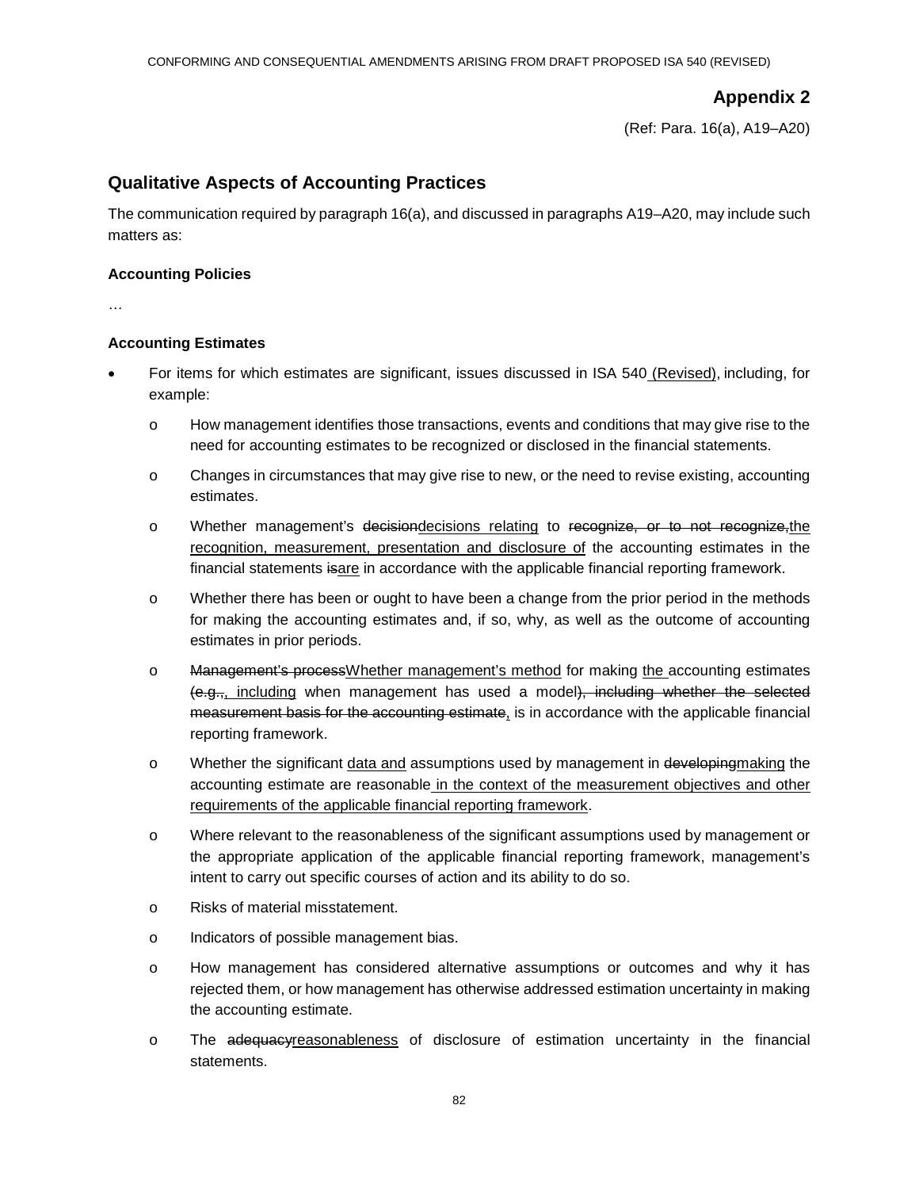## Appendix 2

(Ref: Para. 16(a), A19–A20)

## Qualitative Aspects of Accounting Practices

The communication required by paragraph 16(a), and discussed in paragraphs A19–A20, may include such matters as:

### Accounting Policies

…

### Accounting Estimates

- For items for which estimates are significant, issues discussed in ISA 540<u> (Revised)</u>, including, for example:
    - How management identifies those transactions, events and conditions that may give rise to the need for accounting estimates to be recognized or disclosed in the financial statements.
    - Changes in circumstances that may give rise to new, or the need to revise existing, accounting estimates.
    - Whether management's ~~decision~~<u>decisions relating</u> to ~~recognize, or to not recognize,~~<u>the recognition, measurement, presentation and disclosure of</u> the accounting estimates in the financial statements ~~is~~<u>are</u> in accordance with the applicable financial reporting framework.
    - Whether there has been or ought to have been a change from the prior period in the methods for making the accounting estimates and, if so, why, as well as the outcome of accounting estimates in prior periods.
    - ~~Management's process~~<u>Whether management's method</u> for making <u>the </u>accounting estimates ~~(e.g.,~~<u>, including</u> when management has used a model~~), including whether the selected measurement basis for the accounting estimate~~<u>,</u> is in accordance with the applicable financial reporting framework.
    - Whether the significant <u>data and</u> assumptions used by management in ~~developing~~<u>making</u> the accounting estimate are reasonable<u> in the context of the measurement objectives and other requirements of the applicable financial reporting framework</u>.
    - Where relevant to the reasonableness of the significant assumptions used by management or the appropriate application of the applicable financial reporting framework, management's intent to carry out specific courses of action and its ability to do so.
    - Risks of material misstatement.
    - Indicators of possible management bias.
    - How management has considered alternative assumptions or outcomes and why it has rejected them, or how management has otherwise addressed estimation uncertainty in making the accounting estimate.
    - The ~~adequacy~~<u>reasonableness</u> of disclosure of estimation uncertainty in the financial statements.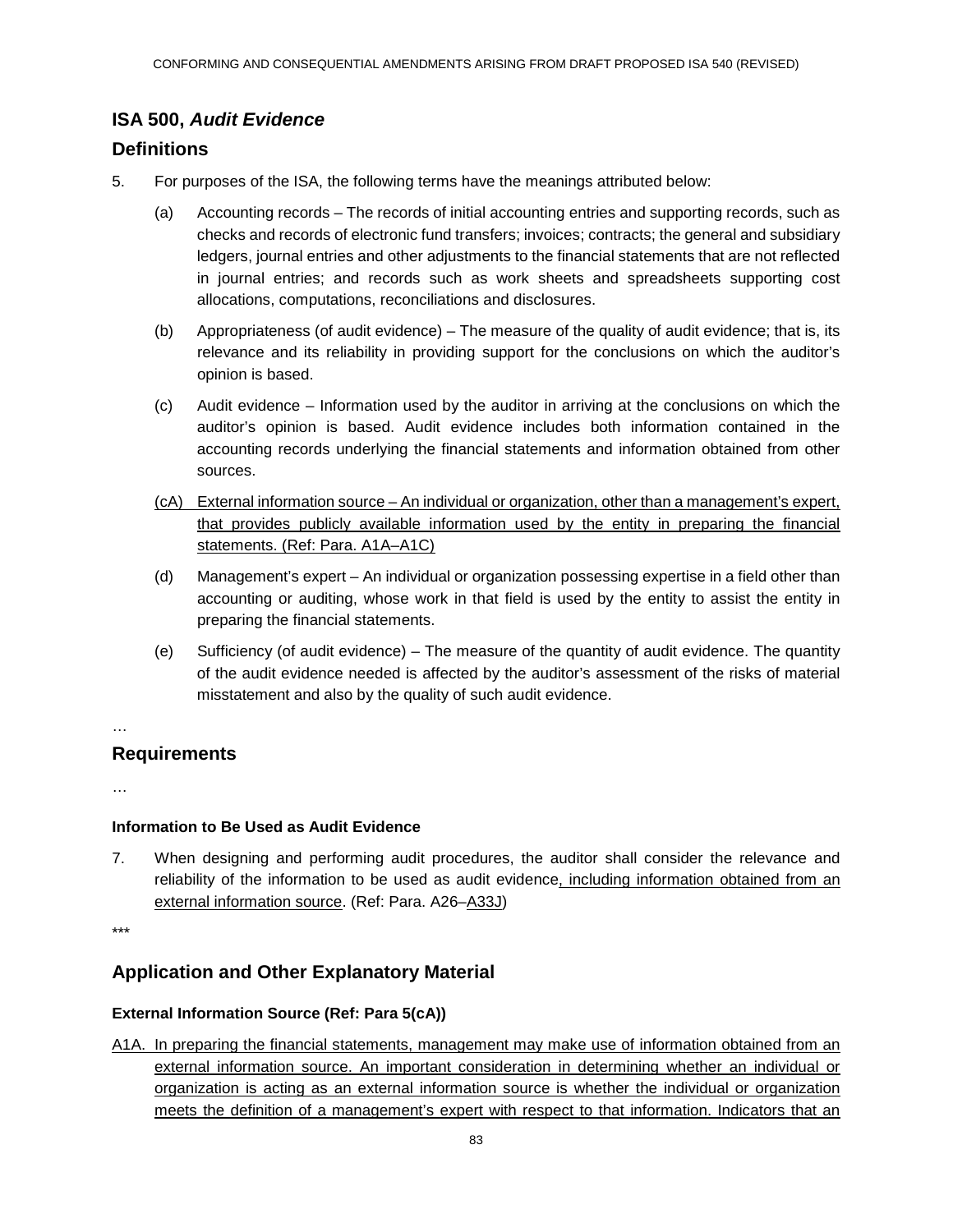## ISA 500, *Audit Evidence*

### Definitions

5. For purposes of the ISA, the following terms have the meanings attributed below:

   (a) Accounting records – The records of initial accounting entries and supporting records, such as checks and records of electronic fund transfers; invoices; contracts; the general and subsidiary ledgers, journal entries and other adjustments to the financial statements that are not reflected in journal entries; and records such as work sheets and spreadsheets supporting cost allocations, computations, reconciliations and disclosures.

   (b) Appropriateness (of audit evidence) – The measure of the quality of audit evidence; that is, its relevance and its reliability in providing support for the conclusions on which the auditor's opinion is based.

   (c) Audit evidence – Information used by the auditor in arriving at the conclusions on which the auditor's opinion is based. Audit evidence includes both information contained in the accounting records underlying the financial statements and information obtained from other sources.

   (cA) External information source – An individual or organization, other than a management's expert, that provides publicly available information used by the entity in preparing the financial statements. (Ref: Para. A1A–A1C)

   (d) Management's expert – An individual or organization possessing expertise in a field other than accounting or auditing, whose work in that field is used by the entity to assist the entity in preparing the financial statements.

   (e) Sufficiency (of audit evidence) – The measure of the quantity of audit evidence. The quantity of the audit evidence needed is affected by the auditor's assessment of the risks of material misstatement and also by the quality of such audit evidence.

…

### Requirements

…

#### Information to Be Used as Audit Evidence

7. When designing and performing audit procedures, the auditor shall consider the relevance and reliability of the information to be used as audit evidence, including information obtained from an external information source. (Ref: Para. A26–A33J)

***

### Application and Other Explanatory Material

#### External Information Source (Ref: Para 5(cA))

A1A. In preparing the financial statements, management may make use of information obtained from an external information source. An important consideration in determining whether an individual or organization is acting as an external information source is whether the individual or organization meets the definition of a management's expert with respect to that information. Indicators that an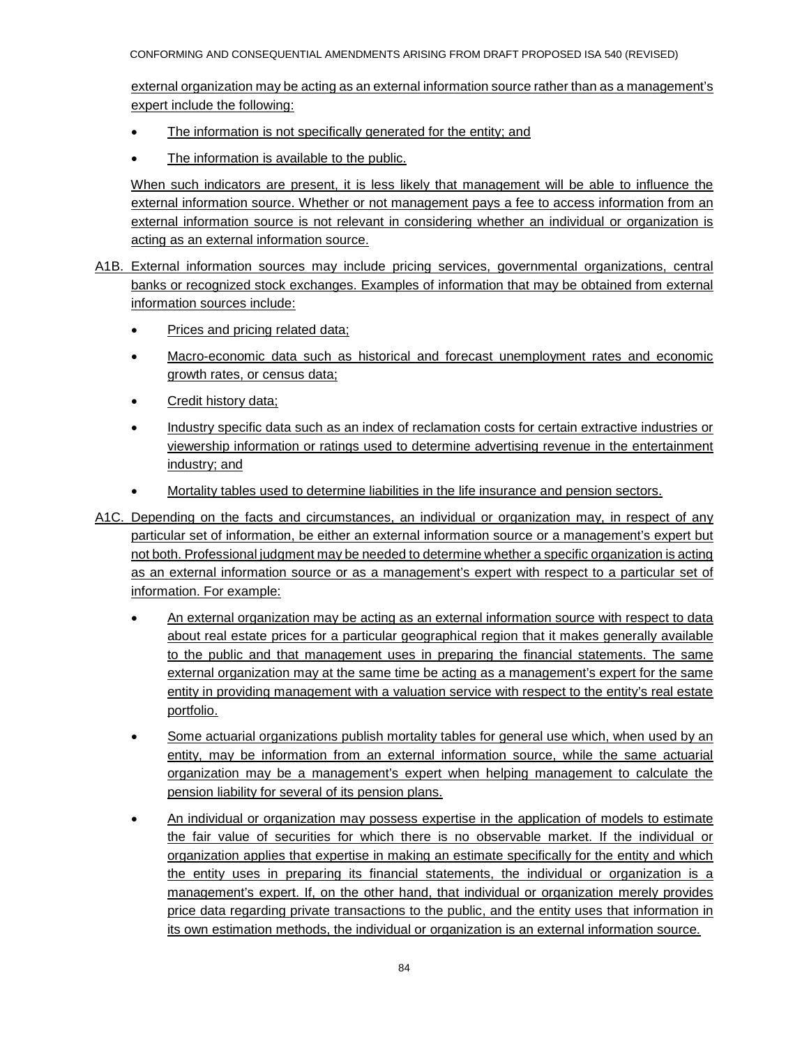external organization may be acting as an external information source rather than as a management's expert include the following:

- The information is not specifically generated for the entity; and
- The information is available to the public.

When such indicators are present, it is less likely that management will be able to influence the external information source. Whether or not management pays a fee to access information from an external information source is not relevant in considering whether an individual or organization is acting as an external information source.

A1B. External information sources may include pricing services, governmental organizations, central banks or recognized stock exchanges. Examples of information that may be obtained from external information sources include:

- Prices and pricing related data;
- Macro-economic data such as historical and forecast unemployment rates and economic growth rates, or census data;
- Credit history data;
- Industry specific data such as an index of reclamation costs for certain extractive industries or viewership information or ratings used to determine advertising revenue in the entertainment industry; and
- Mortality tables used to determine liabilities in the life insurance and pension sectors.

A1C. Depending on the facts and circumstances, an individual or organization may, in respect of any particular set of information, be either an external information source or a management's expert but not both. Professional judgment may be needed to determine whether a specific organization is acting as an external information source or as a management's expert with respect to a particular set of information. For example:

- An external organization may be acting as an external information source with respect to data about real estate prices for a particular geographical region that it makes generally available to the public and that management uses in preparing the financial statements. The same external organization may at the same time be acting as a management's expert for the same entity in providing management with a valuation service with respect to the entity's real estate portfolio.
- Some actuarial organizations publish mortality tables for general use which, when used by an entity, may be information from an external information source, while the same actuarial organization may be a management's expert when helping management to calculate the pension liability for several of its pension plans.
- An individual or organization may possess expertise in the application of models to estimate the fair value of securities for which there is no observable market. If the individual or organization applies that expertise in making an estimate specifically for the entity and which the entity uses in preparing its financial statements, the individual or organization is a management's expert. If, on the other hand, that individual or organization merely provides price data regarding private transactions to the public, and the entity uses that information in its own estimation methods, the individual or organization is an external information source.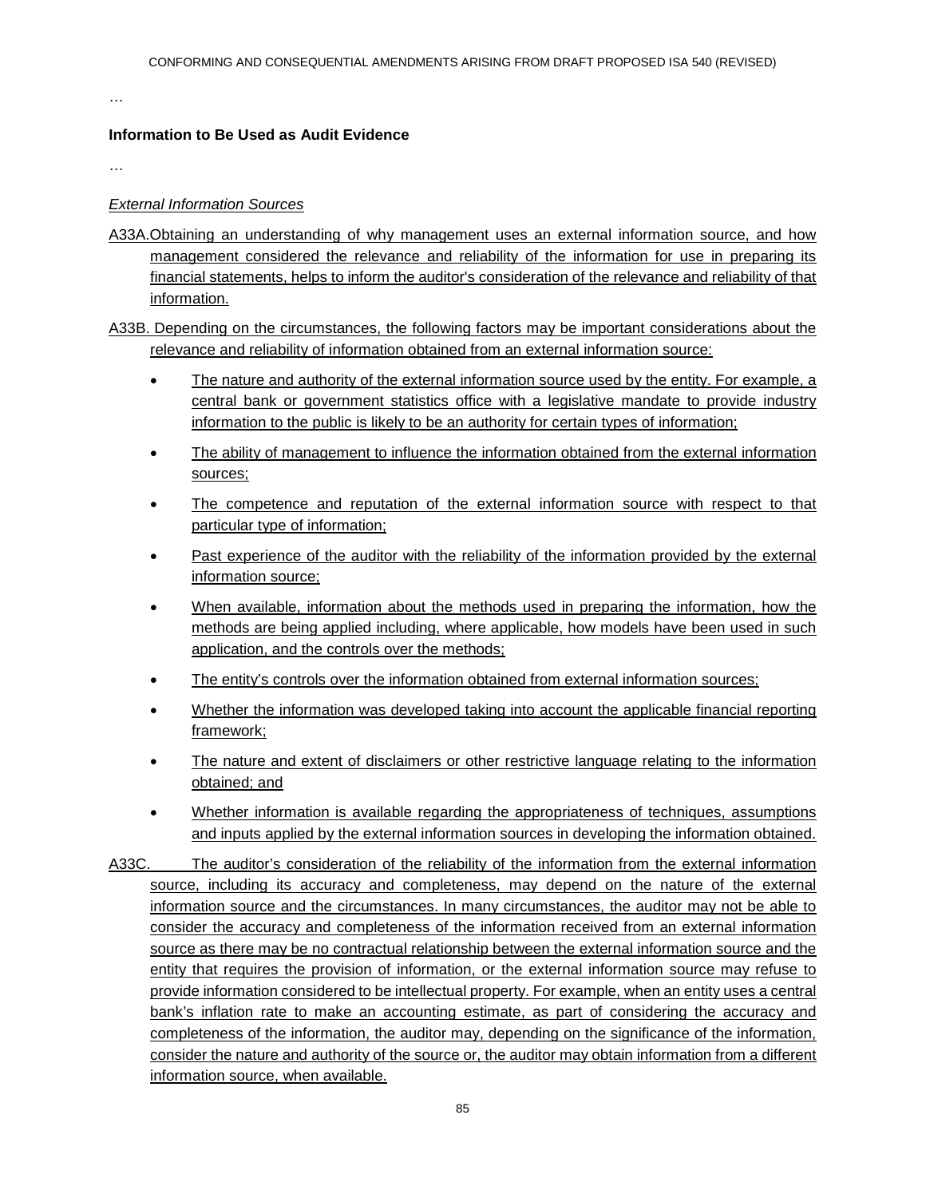…

**Information to Be Used as Audit Evidence**

…

*External Information Sources*

A33A. Obtaining an understanding of why management uses an external information source, and how management considered the relevance and reliability of the information for use in preparing its financial statements, helps to inform the auditor's consideration of the relevance and reliability of that information.

A33B. Depending on the circumstances, the following factors may be important considerations about the relevance and reliability of information obtained from an external information source:

- The nature and authority of the external information source used by the entity. For example, a central bank or government statistics office with a legislative mandate to provide industry information to the public is likely to be an authority for certain types of information;
- The ability of management to influence the information obtained from the external information sources;
- The competence and reputation of the external information source with respect to that particular type of information;
- Past experience of the auditor with the reliability of the information provided by the external information source;
- When available, information about the methods used in preparing the information, how the methods are being applied including, where applicable, how models have been used in such application, and the controls over the methods;
- The entity's controls over the information obtained from external information sources;
- Whether the information was developed taking into account the applicable financial reporting framework;
- The nature and extent of disclaimers or other restrictive language relating to the information obtained; and
- Whether information is available regarding the appropriateness of techniques, assumptions and inputs applied by the external information sources in developing the information obtained.

A33C. The auditor's consideration of the reliability of the information from the external information source, including its accuracy and completeness, may depend on the nature of the external information source and the circumstances. In many circumstances, the auditor may not be able to consider the accuracy and completeness of the information received from an external information source as there may be no contractual relationship between the external information source and the entity that requires the provision of information, or the external information source may refuse to provide information considered to be intellectual property. For example, when an entity uses a central bank's inflation rate to make an accounting estimate, as part of considering the accuracy and completeness of the information, the auditor may, depending on the significance of the information, consider the nature and authority of the source or, the auditor may obtain information from a different information source, when available.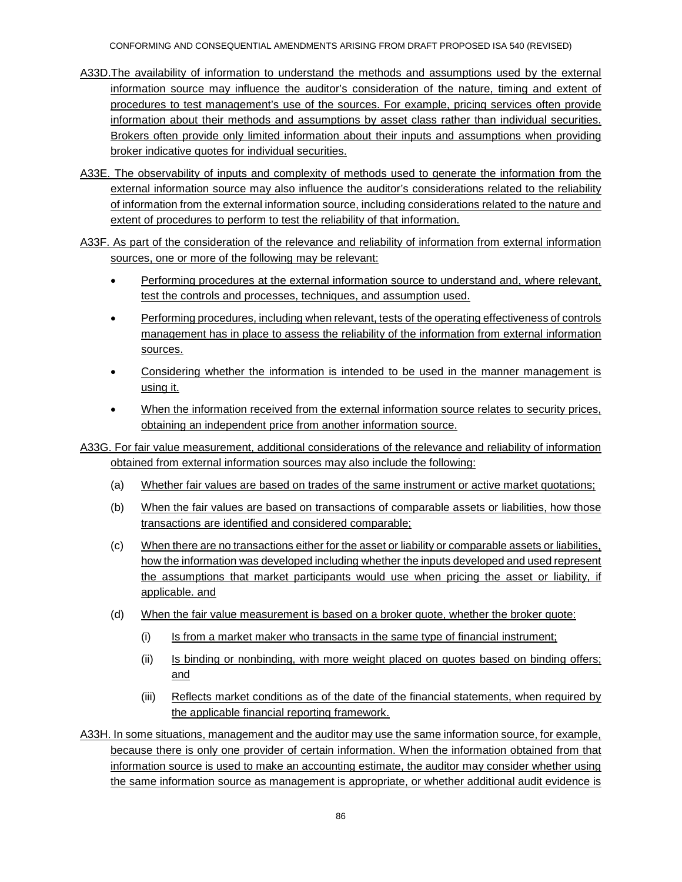A33D. The availability of information to understand the methods and assumptions used by the external information source may influence the auditor's consideration of the nature, timing and extent of procedures to test management's use of the sources. For example, pricing services often provide information about their methods and assumptions by asset class rather than individual securities. Brokers often provide only limited information about their inputs and assumptions when providing broker indicative quotes for individual securities.

A33E. The observability of inputs and complexity of methods used to generate the information from the external information source may also influence the auditor's considerations related to the reliability of information from the external information source, including considerations related to the nature and extent of procedures to perform to test the reliability of that information.

A33F. As part of the consideration of the relevance and reliability of information from external information sources, one or more of the following may be relevant:

- Performing procedures at the external information source to understand and, where relevant, test the controls and processes, techniques, and assumption used.
- Performing procedures, including when relevant, tests of the operating effectiveness of controls management has in place to assess the reliability of the information from external information sources.
- Considering whether the information is intended to be used in the manner management is using it.
- When the information received from the external information source relates to security prices, obtaining an independent price from another information source.

A33G. For fair value measurement, additional considerations of the relevance and reliability of information obtained from external information sources may also include the following:

(a) Whether fair values are based on trades of the same instrument or active market quotations;

(b) When the fair values are based on transactions of comparable assets or liabilities, how those transactions are identified and considered comparable;

(c) When there are no transactions either for the asset or liability or comparable assets or liabilities, how the information was developed including whether the inputs developed and used represent the assumptions that market participants would use when pricing the asset or liability, if applicable. and

(d) When the fair value measurement is based on a broker quote, whether the broker quote:

  (i) Is from a market maker who transacts in the same type of financial instrument;

  (ii) Is binding or nonbinding, with more weight placed on quotes based on binding offers; and

  (iii) Reflects market conditions as of the date of the financial statements, when required by the applicable financial reporting framework.

A33H. In some situations, management and the auditor may use the same information source, for example, because there is only one provider of certain information. When the information obtained from that information source is used to make an accounting estimate, the auditor may consider whether using the same information source as management is appropriate, or whether additional audit evidence is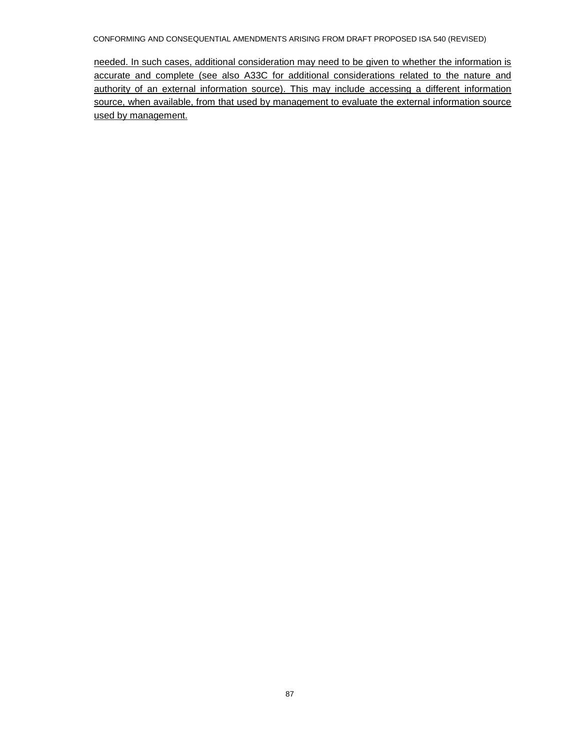needed. In such cases, additional consideration may need to be given to whether the information is accurate and complete (see also A33C for additional considerations related to the nature and authority of an external information source). This may include accessing a different information source, when available, from that used by management to evaluate the external information source used by management.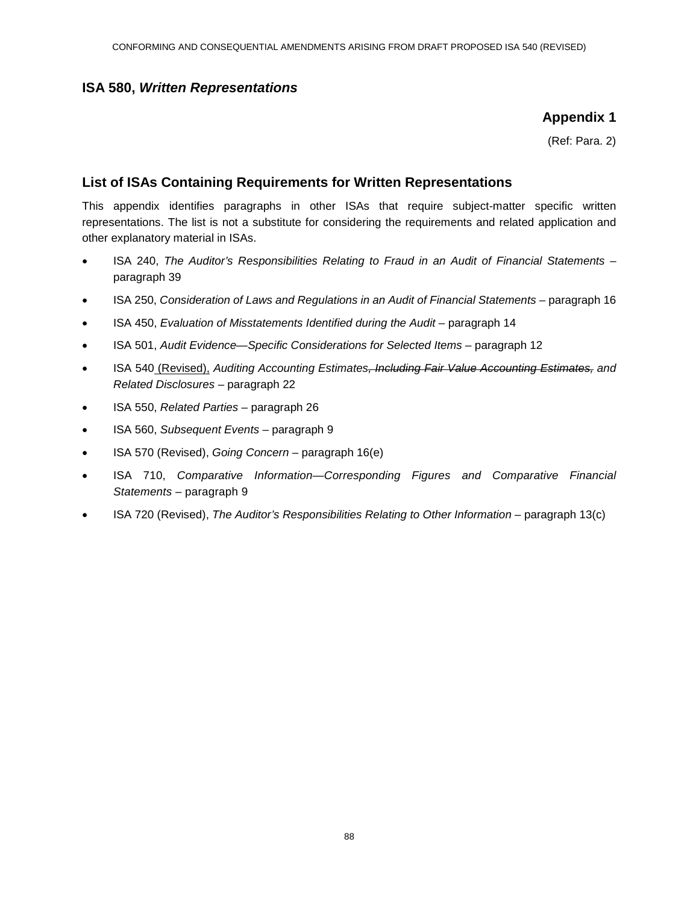## ISA 580, *Written Representations*

### Appendix 1

(Ref: Para. 2)

### List of ISAs Containing Requirements for Written Representations

This appendix identifies paragraphs in other ISAs that require subject-matter specific written representations. The list is not a substitute for considering the requirements and related application and other explanatory material in ISAs.

- ISA 240, *The Auditor's Responsibilities Relating to Fraud in an Audit of Financial Statements* – paragraph 39
- ISA 250, *Consideration of Laws and Regulations in an Audit of Financial Statements* – paragraph 16
- ISA 450, *Evaluation of Misstatements Identified during the Audit* – paragraph 14
- ISA 501, *Audit Evidence—Specific Considerations for Selected Items* – paragraph 12
- ISA 540 <u>(Revised),</u> *Auditing Accounting Estimates~~, Including Fair Value Accounting Estimates,~~ and Related Disclosures* – paragraph 22
- ISA 550, *Related Parties* – paragraph 26
- ISA 560, *Subsequent Events* – paragraph 9
- ISA 570 (Revised), *Going Concern* – paragraph 16(e)
- ISA 710, *Comparative Information—Corresponding Figures and Comparative Financial Statements* – paragraph 9
- ISA 720 (Revised), *The Auditor's Responsibilities Relating to Other Information* – paragraph 13(c)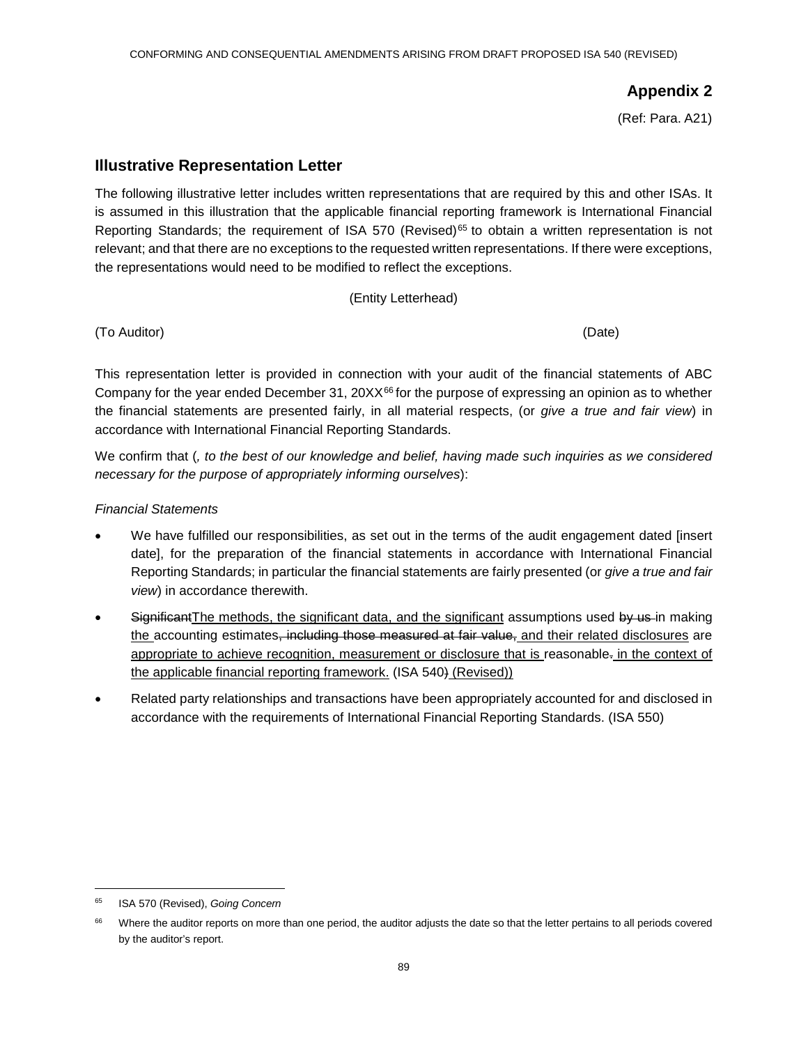## Appendix 2

(Ref: Para. A21)

### Illustrative Representation Letter

The following illustrative letter includes written representations that are required by this and other ISAs. It is assumed in this illustration that the applicable financial reporting framework is International Financial Reporting Standards; the requirement of ISA 570 (Revised)[65] to obtain a written representation is not relevant; and that there are no exceptions to the requested written representations. If there were exceptions, the representations would need to be modified to reflect the exceptions.

(Entity Letterhead)

(To Auditor) (Date)

This representation letter is provided in connection with your audit of the financial statements of ABC Company for the year ended December 31, 20XX[66] for the purpose of expressing an opinion as to whether the financial statements are presented fairly, in all material respects, (or *give a true and fair view*) in accordance with International Financial Reporting Standards.

We confirm that (*, to the best of our knowledge and belief, having made such inquiries as we considered necessary for the purpose of appropriately informing ourselves*):

*Financial Statements*

- We have fulfilled our responsibilities, as set out in the terms of the audit engagement dated [insert date], for the preparation of the financial statements in accordance with International Financial Reporting Standards; in particular the financial statements are fairly presented (or *give a true and fair view*) in accordance therewith.
- ~~Significant~~The methods, the significant data, and the significant assumptions used ~~by us~~ in making the accounting estimates~~, including those measured at fair value,~~ and their related disclosures are appropriate to achieve recognition, measurement or disclosure that is reasonable~~.~~ in the context of the applicable financial reporting framework. (ISA 540~~)~~ (Revised))
- Related party relationships and transactions have been appropriately accounted for and disclosed in accordance with the requirements of International Financial Reporting Standards. (ISA 550)

---

[65] ISA 570 (Revised), *Going Concern*

[66] Where the auditor reports on more than one period, the auditor adjusts the date so that the letter pertains to all periods covered by the auditor's report.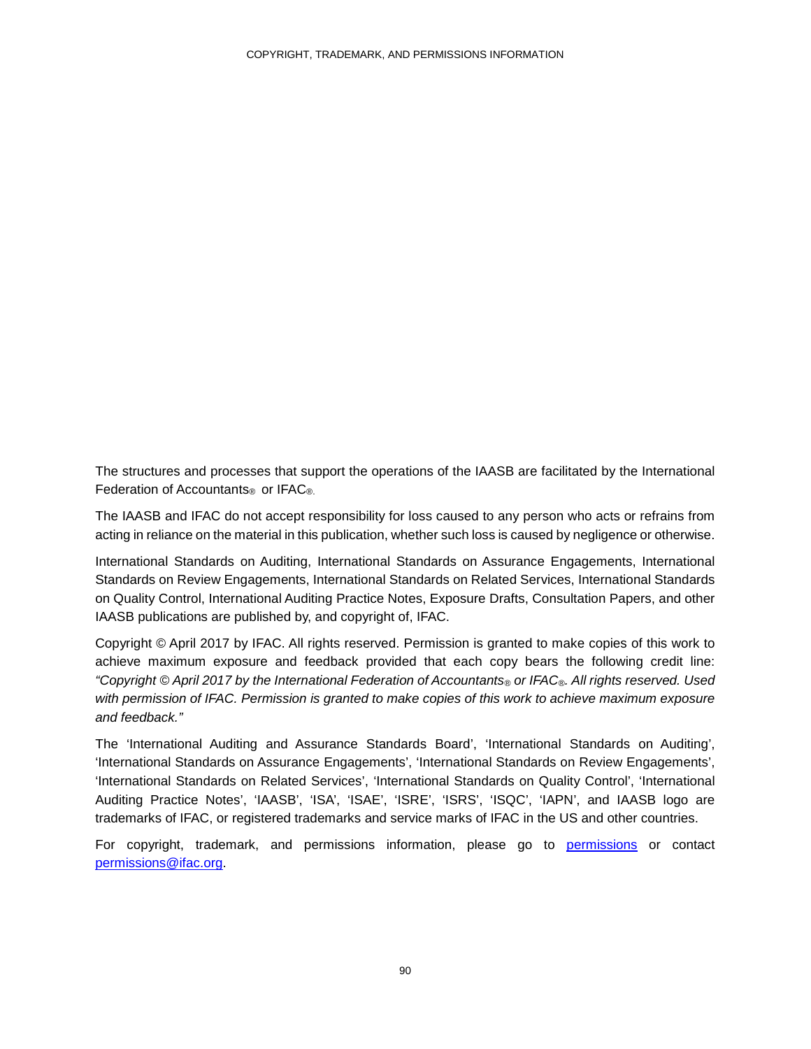The structures and processes that support the operations of the IAASB are facilitated by the International Federation of Accountants® or IFAC®.

The IAASB and IFAC do not accept responsibility for loss caused to any person who acts or refrains from acting in reliance on the material in this publication, whether such loss is caused by negligence or otherwise.

International Standards on Auditing, International Standards on Assurance Engagements, International Standards on Review Engagements, International Standards on Related Services, International Standards on Quality Control, International Auditing Practice Notes, Exposure Drafts, Consultation Papers, and other IAASB publications are published by, and copyright of, IFAC.

Copyright © April 2017 by IFAC. All rights reserved. Permission is granted to make copies of this work to achieve maximum exposure and feedback provided that each copy bears the following credit line: *"Copyright © April 2017 by the International Federation of Accountants® or IFAC®. All rights reserved. Used with permission of IFAC. Permission is granted to make copies of this work to achieve maximum exposure and feedback."*

The 'International Auditing and Assurance Standards Board', 'International Standards on Auditing', 'International Standards on Assurance Engagements', 'International Standards on Review Engagements', 'International Standards on Related Services', 'International Standards on Quality Control', 'International Auditing Practice Notes', 'IAASB', 'ISA', 'ISAE', 'ISRE', 'ISRS', 'ISQC', 'IAPN', and IAASB logo are trademarks of IFAC, or registered trademarks and service marks of IFAC in the US and other countries.

For copyright, trademark, and permissions information, please go to permissions or contact permissions@ifac.org.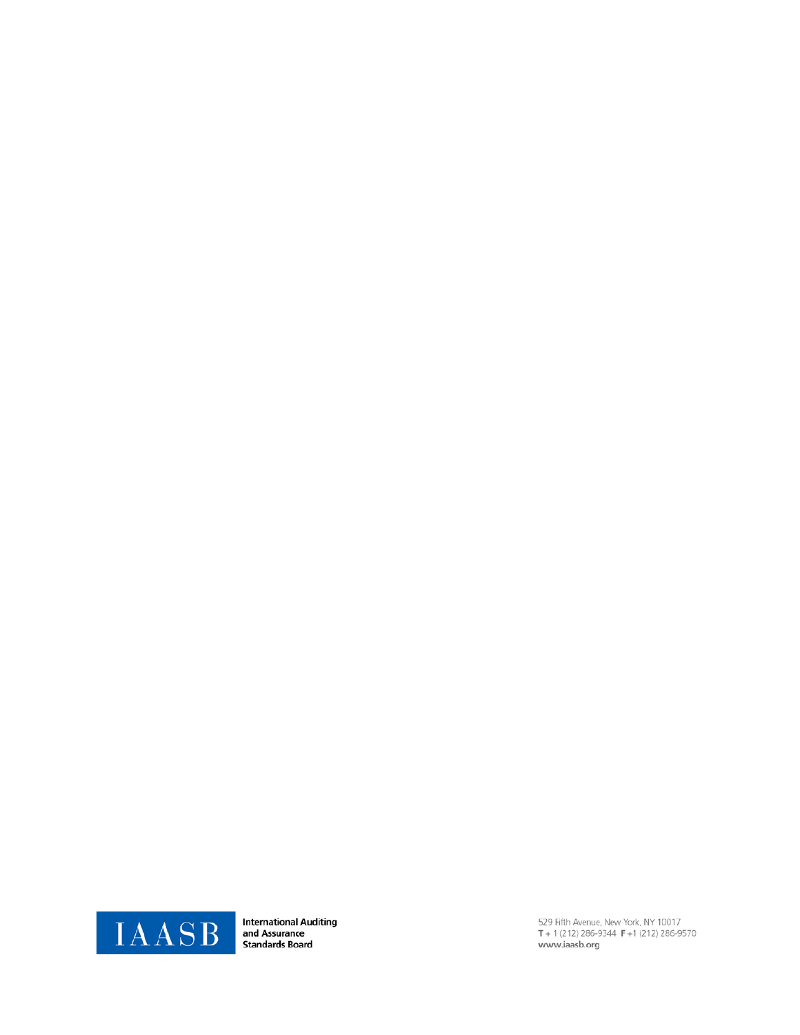IAASB

**International Auditing and Assurance Standards Board**

529 Fifth Avenue, New York, NY 10017
**T** + 1 (212) 286-9344 **F** +1 (212) 286-9570
www.iaasb.org